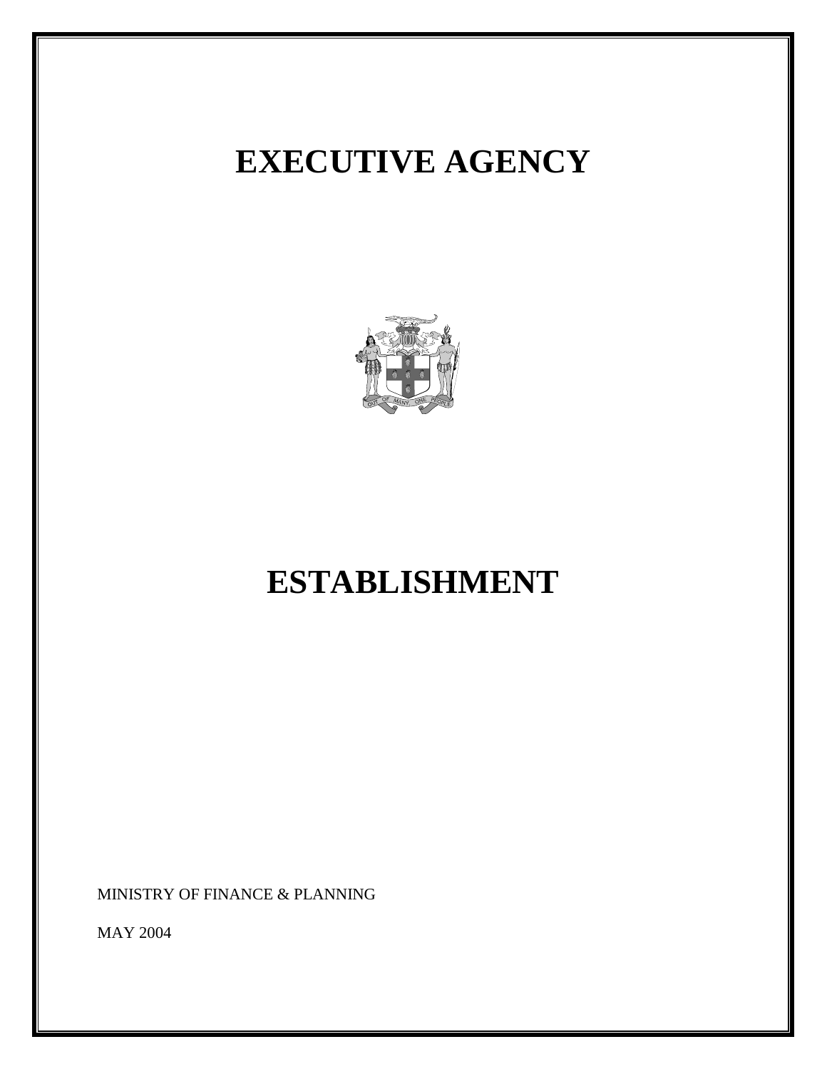# EXECUTIVE AGENCY

# ESTABLISHMENT

MINISTRY OF FINANCE & PLANNING

MAY 2004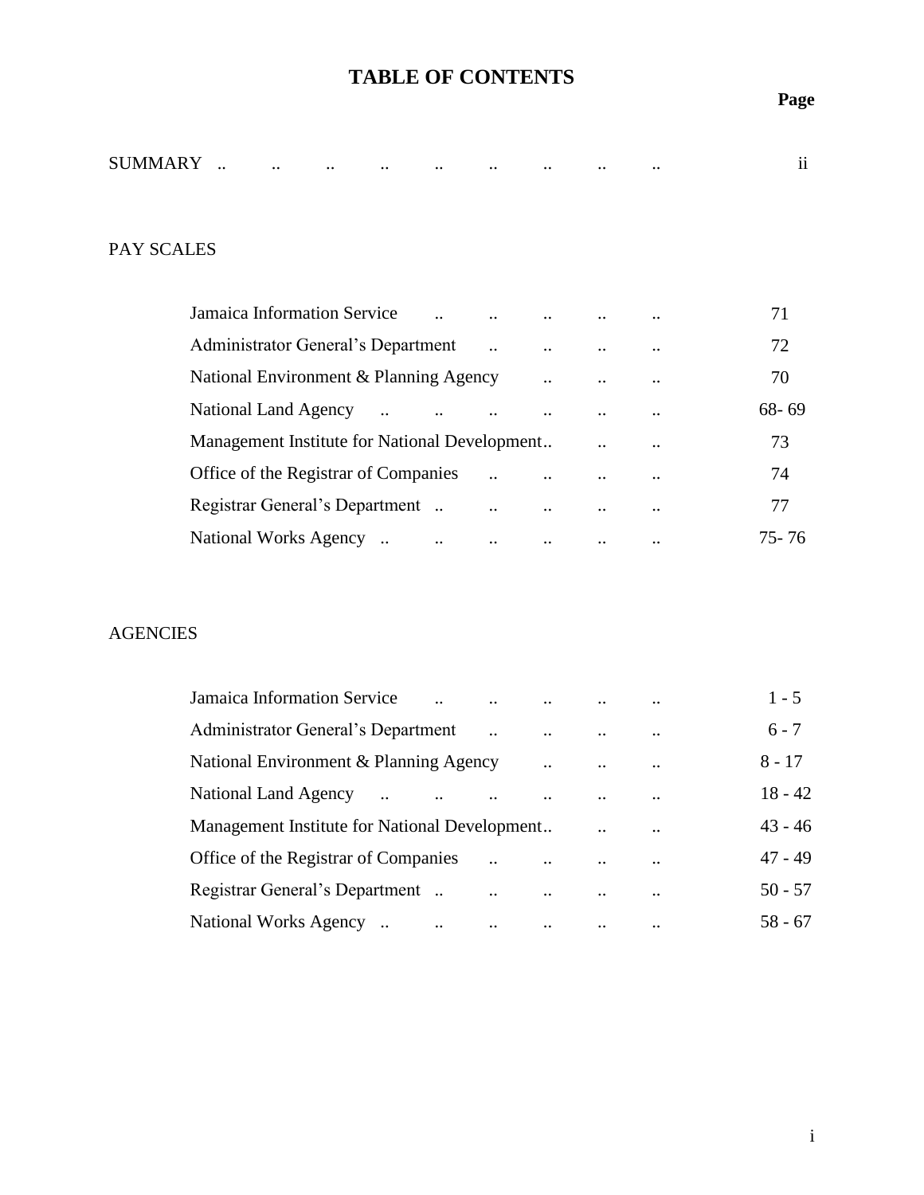# TABLE OF CONTENTS

| | Page |
|---|---|
| SUMMARY | ii |
| **PAY SCALES** | |
| Jamaica Information Service | 71 |
| Administrator General's Department | 72 |
| National Environment & Planning Agency | 70 |
| National Land Agency | 68- 69 |
| Management Institute for National Development | 73 |
| Office of the Registrar of Companies | 74 |
| Registrar General's Department | 77 |
| National Works Agency | 75- 76 |
| **AGENCIES** | |
| Jamaica Information Service | 1 - 5 |
| Administrator General's Department | 6 - 7 |
| National Environment & Planning Agency | 8 - 17 |
| National Land Agency | 18 - 42 |
| Management Institute for National Development | 43 - 46 |
| Office of the Registrar of Companies | 47 - 49 |
| Registrar General's Department | 50 - 57 |
| National Works Agency | 58 - 67 |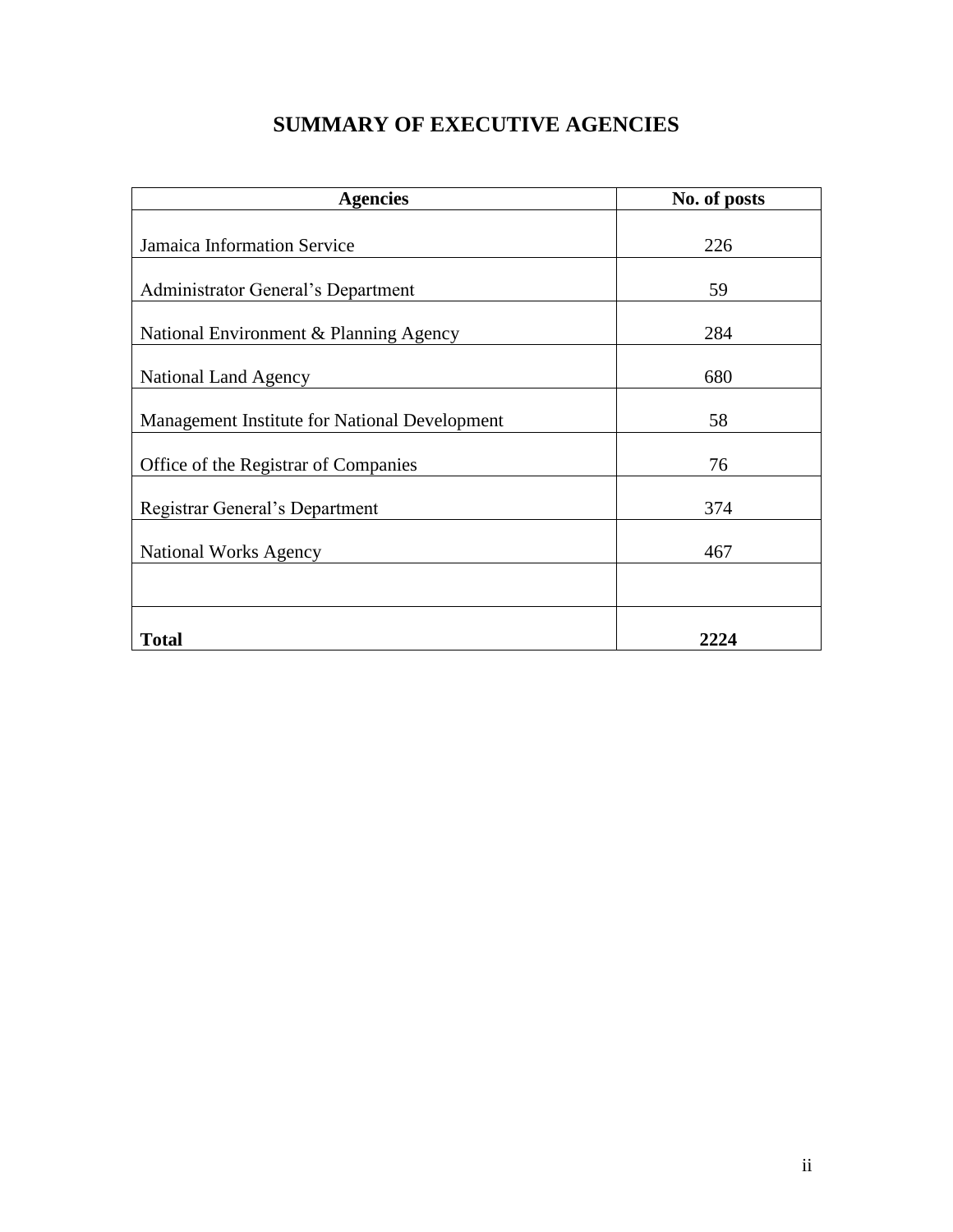# SUMMARY OF EXECUTIVE AGENCIES

| Agencies | No. of posts |
|---|---|
| Jamaica Information Service | 226 |
| Administrator General's Department | 59 |
| National Environment & Planning Agency | 284 |
| National Land Agency | 680 |
| Management Institute for National Development | 58 |
| Office of the Registrar of Companies | 76 |
| Registrar General's Department | 374 |
| National Works Agency | 467 |
| | |
| **Total** | **2224** |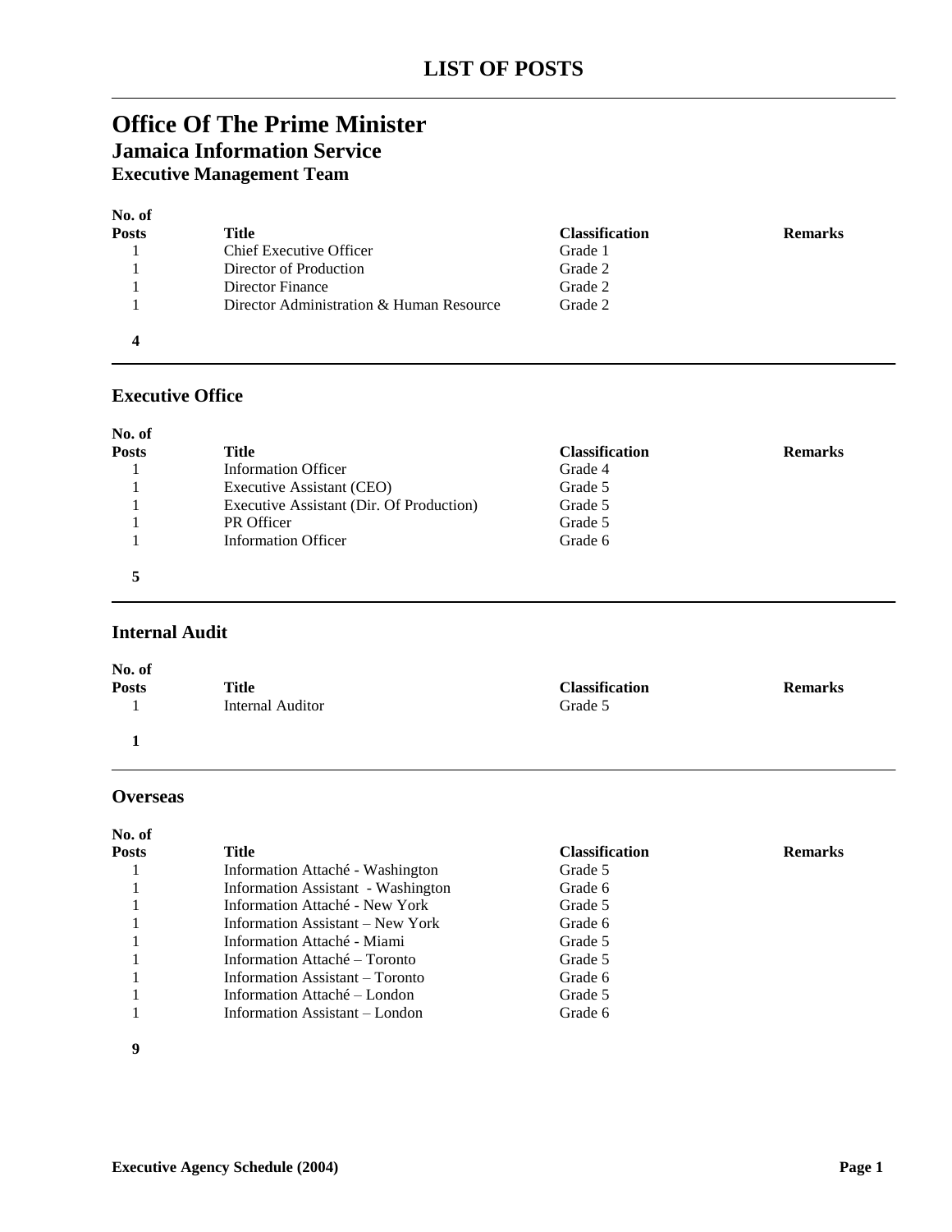# LIST OF POSTS

## Office Of The Prime Minister

### Jamaica Information Service

#### Executive Management Team

| No. of Posts | Title | Classification | Remarks |
|---|---|---|---|
| 1 | Chief Executive Officer | Grade 1 | |
| 1 | Director of Production | Grade 2 | |
| 1 | Director Finance | Grade 2 | |
| 1 | Director Administration & Human Resource | Grade 2 | |
| **4** | | | |

#### Executive Office

| No. of Posts | Title | Classification | Remarks |
|---|---|---|---|
| 1 | Information Officer | Grade 4 | |
| 1 | Executive Assistant (CEO) | Grade 5 | |
| 1 | Executive Assistant (Dir. Of Production) | Grade 5 | |
| 1 | PR Officer | Grade 5 | |
| 1 | Information Officer | Grade 6 | |
| **5** | | | |

#### Internal Audit

| No. of Posts | Title | Classification | Remarks |
|---|---|---|---|
| 1 | Internal Auditor | Grade 5 | |
| **1** | | | |

#### Overseas

| No. of Posts | Title | Classification | Remarks |
|---|---|---|---|
| 1 | Information Attaché - Washington | Grade 5 | |
| 1 | Information Assistant - Washington | Grade 6 | |
| 1 | Information Attaché - New York | Grade 5 | |
| 1 | Information Assistant – New York | Grade 6 | |
| 1 | Information Attaché - Miami | Grade 5 | |
| 1 | Information Attaché – Toronto | Grade 5 | |
| 1 | Information Assistant – Toronto | Grade 6 | |
| 1 | Information Attaché – London | Grade 5 | |
| 1 | Information Assistant – London | Grade 6 | |
| **9** | | | |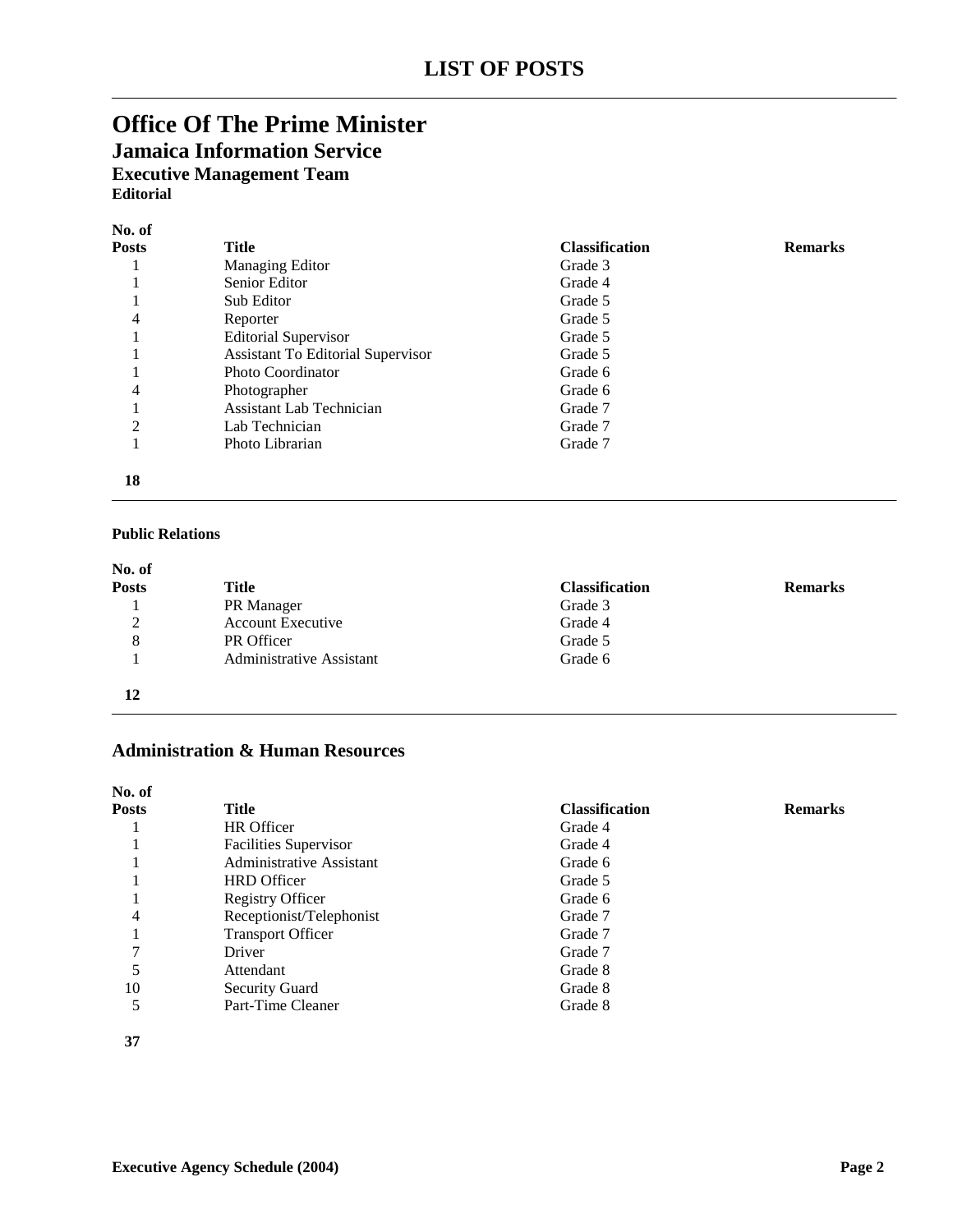# LIST OF POSTS

## Office Of The Prime Minister

### Jamaica Information Service

#### Executive Management Team

**Editorial**

| No. of Posts | Title | Classification | Remarks |
|---|---|---|---|
| 1 | Managing Editor | Grade 3 | |
| 1 | Senior Editor | Grade 4 | |
| 1 | Sub Editor | Grade 5 | |
| 4 | Reporter | Grade 5 | |
| 1 | Editorial Supervisor | Grade 5 | |
| 1 | Assistant To Editorial Supervisor | Grade 5 | |
| 1 | Photo Coordinator | Grade 6 | |
| 4 | Photographer | Grade 6 | |
| 1 | Assistant Lab Technician | Grade 7 | |
| 2 | Lab Technician | Grade 7 | |
| 1 | Photo Librarian | Grade 7 | |
| **18** | | | |

**Public Relations**

| No. of Posts | Title | Classification | Remarks |
|---|---|---|---|
| 1 | PR Manager | Grade 3 | |
| 2 | Account Executive | Grade 4 | |
| 8 | PR Officer | Grade 5 | |
| 1 | Administrative Assistant | Grade 6 | |
| **12** | | | |

#### Administration & Human Resources

| No. of Posts | Title | Classification | Remarks |
|---|---|---|---|
| 1 | HR Officer | Grade 4 | |
| 1 | Facilities Supervisor | Grade 4 | |
| 1 | Administrative Assistant | Grade 6 | |
| 1 | HRD Officer | Grade 5 | |
| 1 | Registry Officer | Grade 6 | |
| 4 | Receptionist/Telephonist | Grade 7 | |
| 1 | Transport Officer | Grade 7 | |
| 7 | Driver | Grade 7 | |
| 5 | Attendant | Grade 8 | |
| 10 | Security Guard | Grade 8 | |
| 5 | Part-Time Cleaner | Grade 8 | |
| **37** | | | |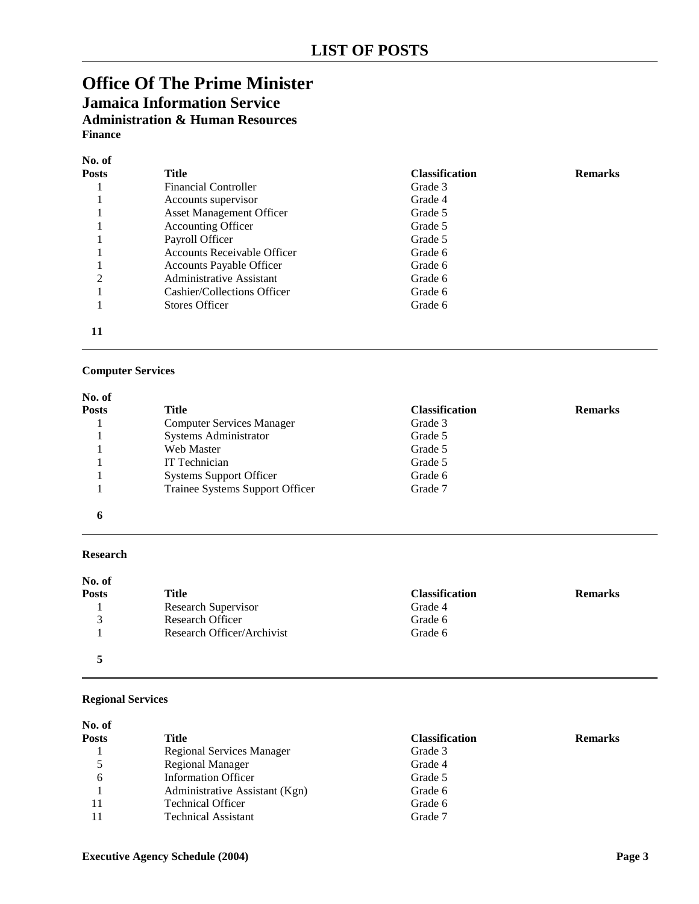## LIST OF POSTS

# Office Of The Prime Minister

## Jamaica Information Service

### Administration & Human Resources

**Finance**

| No. of Posts | Title | Classification | Remarks |
|---|---|---|---|
| 1 | Financial Controller | Grade 3 | |
| 1 | Accounts supervisor | Grade 4 | |
| 1 | Asset Management Officer | Grade 5 | |
| 1 | Accounting Officer | Grade 5 | |
| 1 | Payroll Officer | Grade 5 | |
| 1 | Accounts Receivable Officer | Grade 6 | |
| 1 | Accounts Payable Officer | Grade 6 | |
| 2 | Administrative Assistant | Grade 6 | |
| 1 | Cashier/Collections Officer | Grade 6 | |
| 1 | Stores Officer | Grade 6 | |
| **11** | | | |

**Computer Services**

| No. of Posts | Title | Classification | Remarks |
|---|---|---|---|
| 1 | Computer Services Manager | Grade 3 | |
| 1 | Systems Administrator | Grade 5 | |
| 1 | Web Master | Grade 5 | |
| 1 | IT Technician | Grade 5 | |
| 1 | Systems Support Officer | Grade 6 | |
| 1 | Trainee Systems Support Officer | Grade 7 | |
| **6** | | | |

**Research**

| No. of Posts | Title | Classification | Remarks |
|---|---|---|---|
| 1 | Research Supervisor | Grade 4 | |
| 3 | Research Officer | Grade 6 | |
| 1 | Research Officer/Archivist | Grade 6 | |
| **5** | | | |

**Regional Services**

| No. of Posts | Title | Classification | Remarks |
|---|---|---|---|
| 1 | Regional Services Manager | Grade 3 | |
| 5 | Regional Manager | Grade 4 | |
| 6 | Information Officer | Grade 5 | |
| 1 | Administrative Assistant (Kgn) | Grade 6 | |
| 11 | Technical Officer | Grade 6 | |
| 11 | Technical Assistant | Grade 7 | |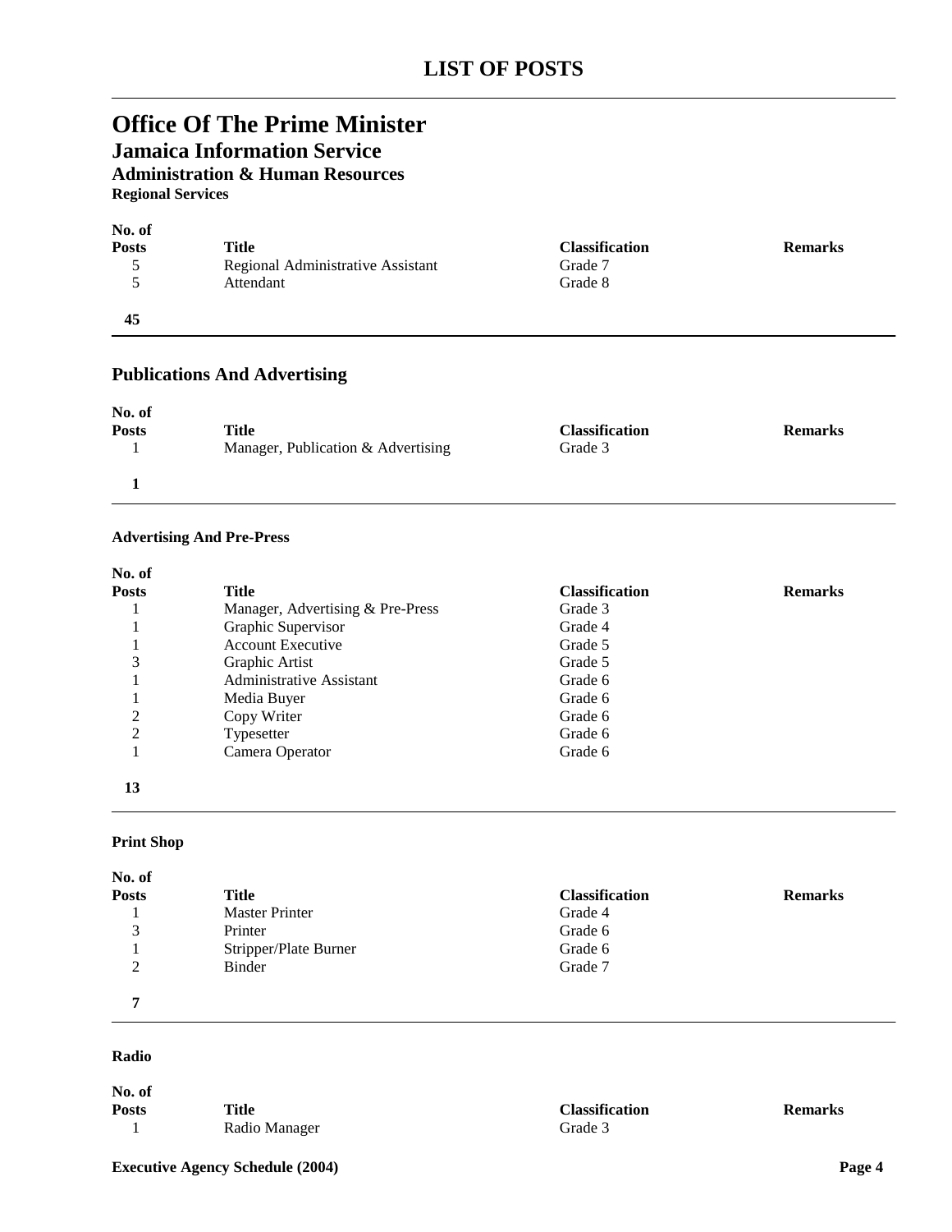# LIST OF POSTS

## Office Of The Prime Minister

### Jamaica Information Service

#### Administration & Human Resources

**Regional Services**

| No. of Posts | Title | Classification | Remarks |
|---|---|---|---|
| 5 | Regional Administrative Assistant | Grade 7 | |
| 5 | Attendant | Grade 8 | |
| **45** | | | |

### Publications And Advertising

| No. of Posts | Title | Classification | Remarks |
|---|---|---|---|
| 1 | Manager, Publication & Advertising | Grade 3 | |
| **1** | | | |

**Advertising And Pre-Press**

| No. of Posts | Title | Classification | Remarks |
|---|---|---|---|
| 1 | Manager, Advertising & Pre-Press | Grade 3 | |
| 1 | Graphic Supervisor | Grade 4 | |
| 1 | Account Executive | Grade 5 | |
| 3 | Graphic Artist | Grade 5 | |
| 1 | Administrative Assistant | Grade 6 | |
| 1 | Media Buyer | Grade 6 | |
| 2 | Copy Writer | Grade 6 | |
| 2 | Typesetter | Grade 6 | |
| 1 | Camera Operator | Grade 6 | |
| **13** | | | |

**Print Shop**

| No. of Posts | Title | Classification | Remarks |
|---|---|---|---|
| 1 | Master Printer | Grade 4 | |
| 3 | Printer | Grade 6 | |
| 1 | Stripper/Plate Burner | Grade 6 | |
| 2 | Binder | Grade 7 | |
| **7** | | | |

**Radio**

| No. of Posts | Title | Classification | Remarks |
|---|---|---|---|
| 1 | Radio Manager | Grade 3 | |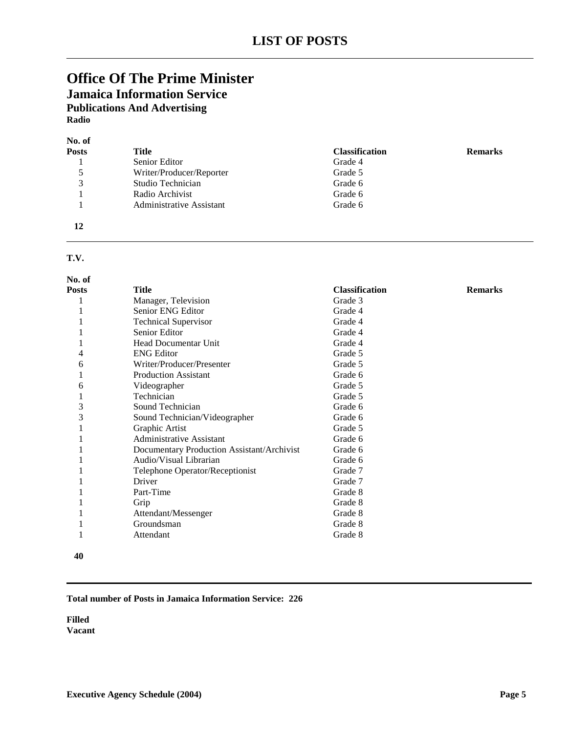# LIST OF POSTS

## Office Of The Prime Minister

### Jamaica Information Service

#### Publications And Advertising

**Radio**

| No. of Posts | Title | Classification | Remarks |
|---|---|---|---|
| 1 | Senior Editor | Grade 4 | |
| 5 | Writer/Producer/Reporter | Grade 5 | |
| 3 | Studio Technician | Grade 6 | |
| 1 | Radio Archivist | Grade 6 | |
| 1 | Administrative Assistant | Grade 6 | |
| **12** | | | |

**T.V.**

| No. of Posts | Title | Classification | Remarks |
|---|---|---|---|
| 1 | Manager, Television | Grade 3 | |
| 1 | Senior ENG Editor | Grade 4 | |
| 1 | Technical Supervisor | Grade 4 | |
| 1 | Senior Editor | Grade 4 | |
| 1 | Head Documentar Unit | Grade 4 | |
| 4 | ENG Editor | Grade 5 | |
| 6 | Writer/Producer/Presenter | Grade 5 | |
| 1 | Production Assistant | Grade 6 | |
| 6 | Videographer | Grade 5 | |
| 1 | Technician | Grade 5 | |
| 3 | Sound Technician | Grade 6 | |
| 3 | Sound Technician/Videographer | Grade 6 | |
| 1 | Graphic Artist | Grade 5 | |
| 1 | Administrative Assistant | Grade 6 | |
| 1 | Documentary Production Assistant/Archivist | Grade 6 | |
| 1 | Audio/Visual Librarian | Grade 6 | |
| 1 | Telephone Operator/Receptionist | Grade 7 | |
| 1 | Driver | Grade 7 | |
| 1 | Part-Time | Grade 8 | |
| 1 | Grip | Grade 8 | |
| 1 | Attendant/Messenger | Grade 8 | |
| 1 | Groundsman | Grade 8 | |
| 1 | Attendant | Grade 8 | |
| **40** | | | |

**Total number of Posts in Jamaica Information Service: 226**

**Filled**
**Vacant**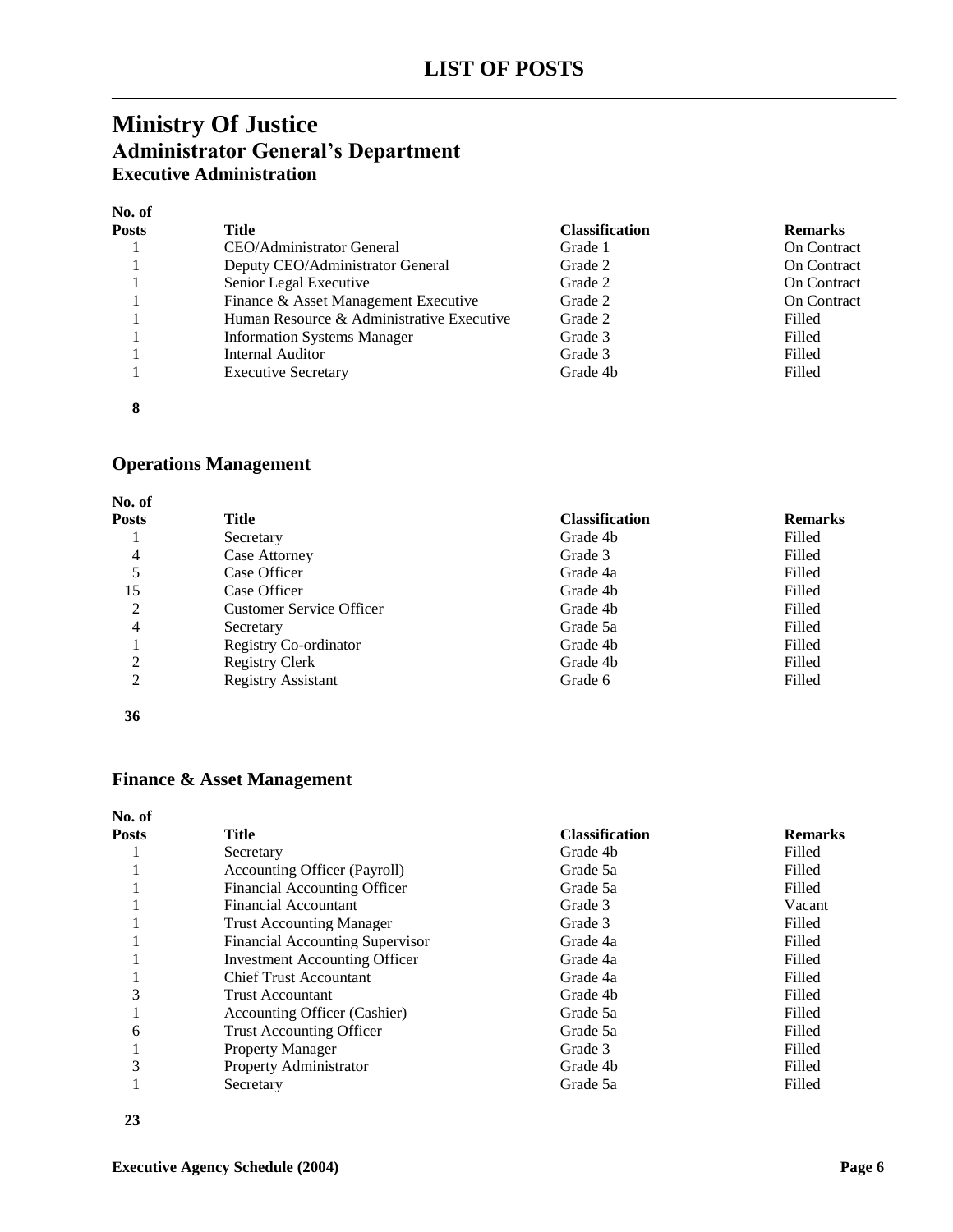# LIST OF POSTS

## Ministry Of Justice
### Administrator General's Department
#### Executive Administration

| No. of Posts | Title | Classification | Remarks |
|---|---|---|---|
| 1 | CEO/Administrator General | Grade 1 | On Contract |
| 1 | Deputy CEO/Administrator General | Grade 2 | On Contract |
| 1 | Senior Legal Executive | Grade 2 | On Contract |
| 1 | Finance & Asset Management Executive | Grade 2 | On Contract |
| 1 | Human Resource & Administrative Executive | Grade 2 | Filled |
| 1 | Information Systems Manager | Grade 3 | Filled |
| 1 | Internal Auditor | Grade 3 | Filled |
| 1 | Executive Secretary | Grade 4b | Filled |
| **8** | | | |

#### Operations Management

| No. of Posts | Title | Classification | Remarks |
|---|---|---|---|
| 1 | Secretary | Grade 4b | Filled |
| 4 | Case Attorney | Grade 3 | Filled |
| 5 | Case Officer | Grade 4a | Filled |
| 15 | Case Officer | Grade 4b | Filled |
| 2 | Customer Service Officer | Grade 4b | Filled |
| 4 | Secretary | Grade 5a | Filled |
| 1 | Registry Co-ordinator | Grade 4b | Filled |
| 2 | Registry Clerk | Grade 4b | Filled |
| 2 | Registry Assistant | Grade 6 | Filled |
| **36** | | | |

#### Finance & Asset Management

| No. of Posts | Title | Classification | Remarks |
|---|---|---|---|
| 1 | Secretary | Grade 4b | Filled |
| 1 | Accounting Officer (Payroll) | Grade 5a | Filled |
| 1 | Financial Accounting Officer | Grade 5a | Filled |
| 1 | Financial Accountant | Grade 3 | Vacant |
| 1 | Trust Accounting Manager | Grade 3 | Filled |
| 1 | Financial Accounting Supervisor | Grade 4a | Filled |
| 1 | Investment Accounting Officer | Grade 4a | Filled |
| 1 | Chief Trust Accountant | Grade 4a | Filled |
| 3 | Trust Accountant | Grade 4b | Filled |
| 1 | Accounting Officer (Cashier) | Grade 5a | Filled |
| 6 | Trust Accounting Officer | Grade 5a | Filled |
| 1 | Property Manager | Grade 3 | Filled |
| 3 | Property Administrator | Grade 4b | Filled |
| 1 | Secretary | Grade 5a | Filled |
| **23** | | | |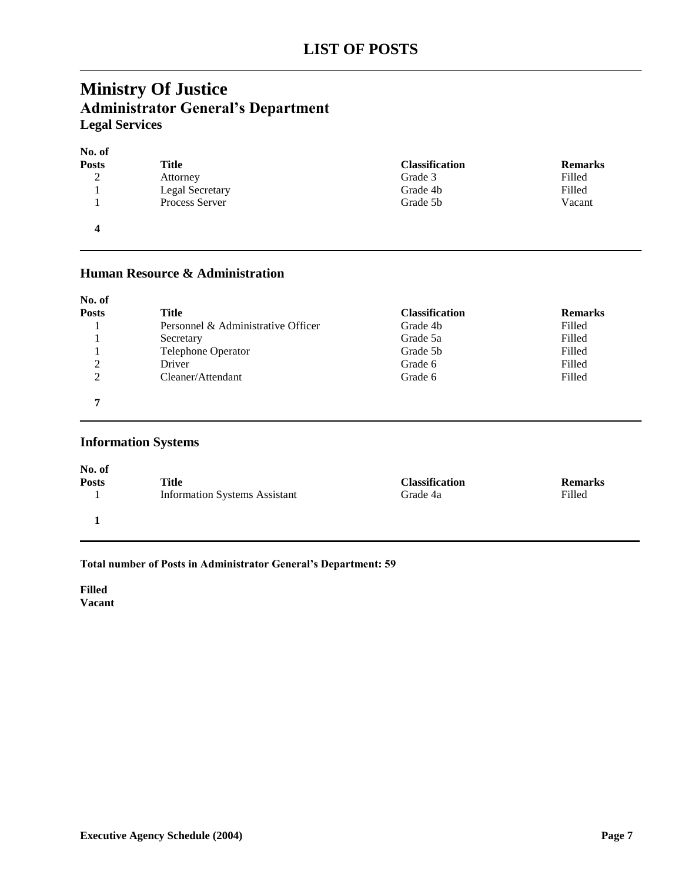# LIST OF POSTS

## Ministry Of Justice
### Administrator General's Department
#### Legal Services

| No. of Posts | Title | Classification | Remarks |
|---|---|---|---|
| 2 | Attorney | Grade 3 | Filled |
| 1 | Legal Secretary | Grade 4b | Filled |
| 1 | Process Server | Grade 5b | Vacant |
| **4** | | | |

#### Human Resource & Administration

| No. of Posts | Title | Classification | Remarks |
|---|---|---|---|
| 1 | Personnel & Administrative Officer | Grade 4b | Filled |
| 1 | Secretary | Grade 5a | Filled |
| 1 | Telephone Operator | Grade 5b | Filled |
| 2 | Driver | Grade 6 | Filled |
| 2 | Cleaner/Attendant | Grade 6 | Filled |
| **7** | | | |

#### Information Systems

| No. of Posts | Title | Classification | Remarks |
|---|---|---|---|
| 1 | Information Systems Assistant | Grade 4a | Filled |
| **1** | | | |

**Total number of Posts in Administrator General's Department: 59**

**Filled**
**Vacant**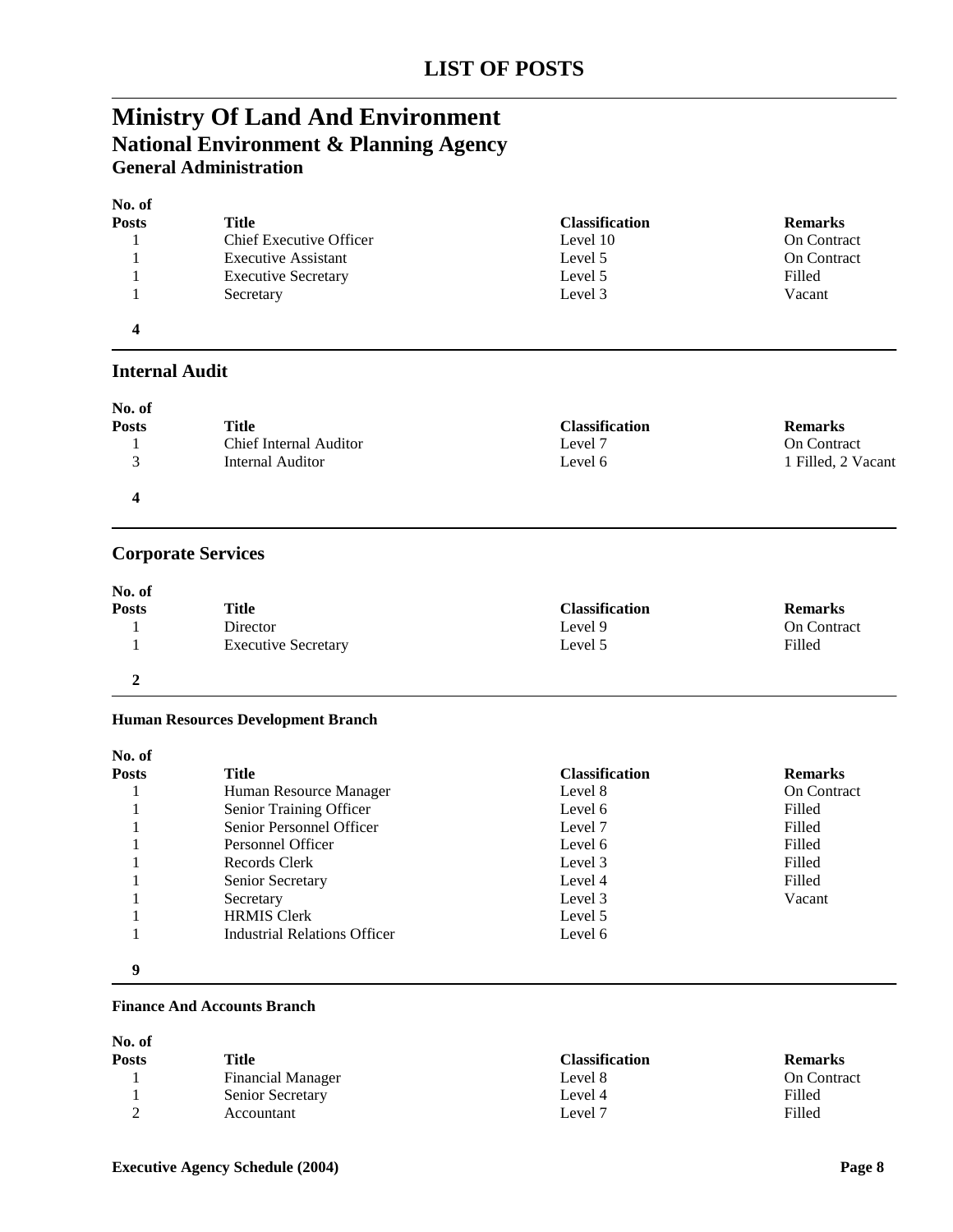# LIST OF POSTS

## Ministry Of Land And Environment

### National Environment & Planning Agency

#### General Administration

| No. of Posts | Title | Classification | Remarks |
|---|---|---|---|
| 1 | Chief Executive Officer | Level 10 | On Contract |
| 1 | Executive Assistant | Level 5 | On Contract |
| 1 | Executive Secretary | Level 5 | Filled |
| 1 | Secretary | Level 3 | Vacant |
| **4** | | | |

### Internal Audit

| No. of Posts | Title | Classification | Remarks |
|---|---|---|---|
| 1 | Chief Internal Auditor | Level 7 | On Contract |
| 3 | Internal Auditor | Level 6 | 1 Filled, 2 Vacant |
| **4** | | | |

### Corporate Services

| No. of Posts | Title | Classification | Remarks |
|---|---|---|---|
| 1 | Director | Level 9 | On Contract |
| 1 | Executive Secretary | Level 5 | Filled |
| **2** | | | |

#### Human Resources Development Branch

| No. of Posts | Title | Classification | Remarks |
|---|---|---|---|
| 1 | Human Resource Manager | Level 8 | On Contract |
| 1 | Senior Training Officer | Level 6 | Filled |
| 1 | Senior Personnel Officer | Level 7 | Filled |
| 1 | Personnel Officer | Level 6 | Filled |
| 1 | Records Clerk | Level 3 | Filled |
| 1 | Senior Secretary | Level 4 | Filled |
| 1 | Secretary | Level 3 | Vacant |
| 1 | HRMIS Clerk | Level 5 | |
| 1 | Industrial Relations Officer | Level 6 | |
| **9** | | | |

#### Finance And Accounts Branch

| No. of Posts | Title | Classification | Remarks |
|---|---|---|---|
| 1 | Financial Manager | Level 8 | On Contract |
| 1 | Senior Secretary | Level 4 | Filled |
| 2 | Accountant | Level 7 | Filled |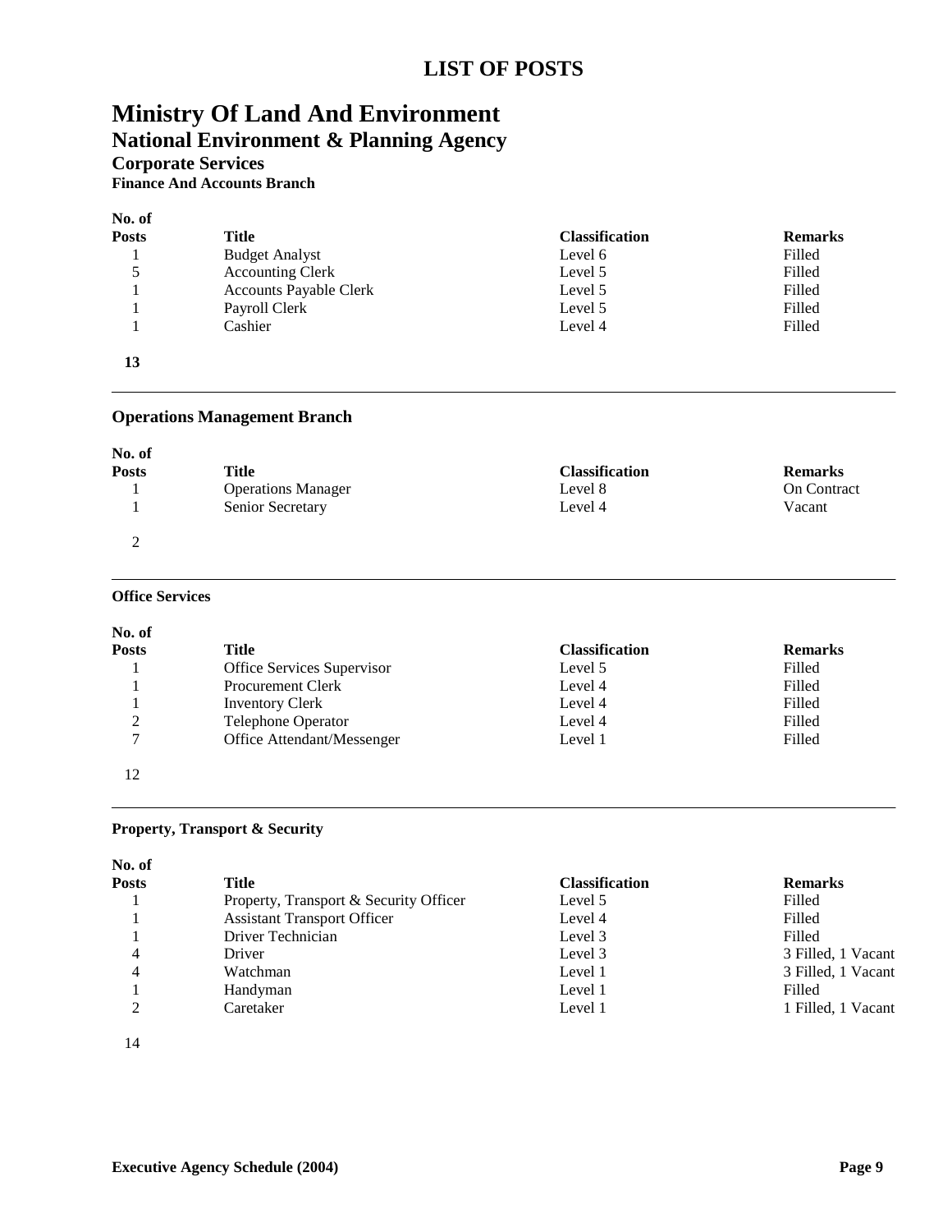# LIST OF POSTS

# Ministry Of Land And Environment

## National Environment & Planning Agency

### Corporate Services

#### Finance And Accounts Branch

| No. of Posts | Title | Classification | Remarks |
|---|---|---|---|
| 1 | Budget Analyst | Level 6 | Filled |
| 5 | Accounting Clerk | Level 5 | Filled |
| 1 | Accounts Payable Clerk | Level 5 | Filled |
| 1 | Payroll Clerk | Level 5 | Filled |
| 1 | Cashier | Level 4 | Filled |
| **13** | | | |

---

### Operations Management Branch

| No. of Posts | Title | Classification | Remarks |
|---|---|---|---|
| 1 | Operations Manager | Level 8 | On Contract |
| 1 | Senior Secretary | Level 4 | Vacant |
| 2 | | | |

---

#### Office Services

| No. of Posts | Title | Classification | Remarks |
|---|---|---|---|
| 1 | Office Services Supervisor | Level 5 | Filled |
| 1 | Procurement Clerk | Level 4 | Filled |
| 1 | Inventory Clerk | Level 4 | Filled |
| 2 | Telephone Operator | Level 4 | Filled |
| 7 | Office Attendant/Messenger | Level 1 | Filled |
| 12 | | | |

---

#### Property, Transport & Security

| No. of Posts | Title | Classification | Remarks |
|---|---|---|---|
| 1 | Property, Transport & Security Officer | Level 5 | Filled |
| 1 | Assistant Transport Officer | Level 4 | Filled |
| 1 | Driver Technician | Level 3 | Filled |
| 4 | Driver | Level 3 | 3 Filled, 1 Vacant |
| 4 | Watchman | Level 1 | 3 Filled, 1 Vacant |
| 1 | Handyman | Level 1 | Filled |
| 2 | Caretaker | Level 1 | 1 Filled, 1 Vacant |
| 14 | | | |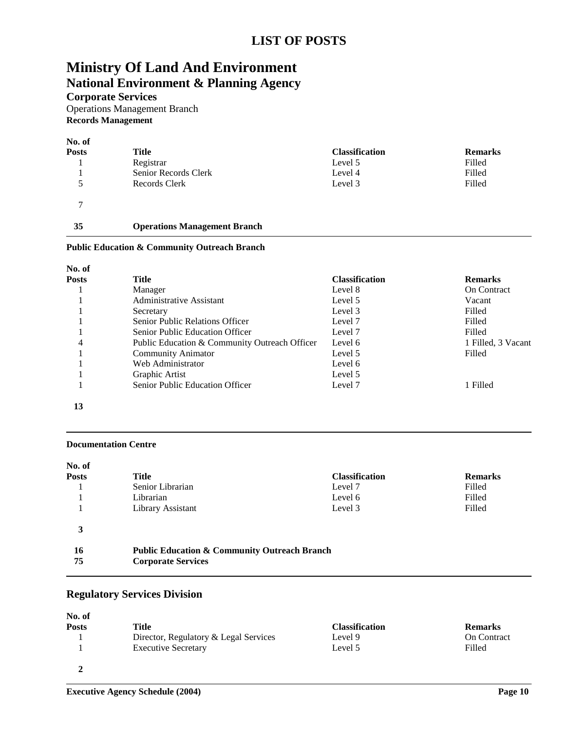# LIST OF POSTS

# Ministry Of Land And Environment

## National Environment & Planning Agency

### Corporate Services

Operations Management Branch

**Records Management**

| No. of Posts | Title | Classification | Remarks |
|---|---|---|---|
| 1 | Registrar | Level 5 | Filled |
| 1 | Senior Records Clerk | Level 4 | Filled |
| 5 | Records Clerk | Level 3 | Filled |
| **7** | | | |
| **35** | **Operations Management Branch** | | |

**Public Education & Community Outreach Branch**

| No. of Posts | Title | Classification | Remarks |
|---|---|---|---|
| 1 | Manager | Level 8 | On Contract |
| 1 | Administrative Assistant | Level 5 | Vacant |
| 1 | Secretary | Level 3 | Filled |
| 1 | Senior Public Relations Officer | Level 7 | Filled |
| 1 | Senior Public Education Officer | Level 7 | Filled |
| 4 | Public Education & Community Outreach Officer | Level 6 | 1 Filled, 3 Vacant |
| 1 | Community Animator | Level 5 | Filled |
| 1 | Web Administrator | Level 6 | |
| 1 | Graphic Artist | Level 5 | |
| 1 | Senior Public Education Officer | Level 7 | 1 Filled |
| **13** | | | |

**Documentation Centre**

| No. of Posts | Title | Classification | Remarks |
|---|---|---|---|
| 1 | Senior Librarian | Level 7 | Filled |
| 1 | Librarian | Level 6 | Filled |
| 1 | Library Assistant | Level 3 | Filled |
| **3** | | | |
| **16** | **Public Education & Community Outreach Branch** | | |
| **75** | **Corporate Services** | | |

### Regulatory Services Division

| No. of Posts | Title | Classification | Remarks |
|---|---|---|---|
| 1 | Director, Regulatory & Legal Services | Level 9 | On Contract |
| 1 | Executive Secretary | Level 5 | Filled |
| **2** | | | |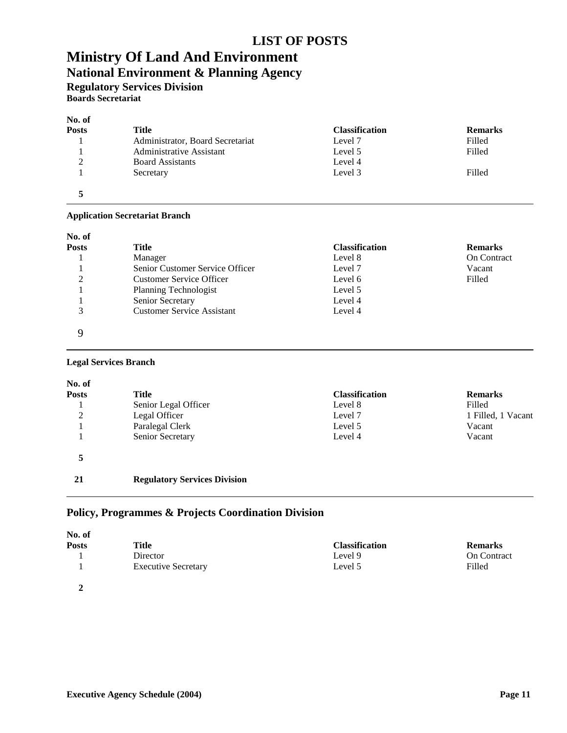# LIST OF POSTS

# Ministry Of Land And Environment

## National Environment & Planning Agency

### Regulatory Services Division

**Boards Secretariat**

| No. of Posts | Title | Classification | Remarks |
|---|---|---|---|
| 1 | Administrator, Board Secretariat | Level 7 | Filled |
| 1 | Administrative Assistant | Level 5 | Filled |
| 2 | Board Assistants | Level 4 | |
| 1 | Secretary | Level 3 | Filled |
| **5** | | | |

**Application Secretariat Branch**

| No. of Posts | Title | Classification | Remarks |
|---|---|---|---|
| 1 | Manager | Level 8 | On Contract |
| 1 | Senior Customer Service Officer | Level 7 | Vacant |
| 2 | Customer Service Officer | Level 6 | Filled |
| 1 | Planning Technologist | Level 5 | |
| 1 | Senior Secretary | Level 4 | |
| 3 | Customer Service Assistant | Level 4 | |
| 9 | | | |

**Legal Services Branch**

| No. of Posts | Title | Classification | Remarks |
|---|---|---|---|
| 1 | Senior Legal Officer | Level 8 | Filled |
| 2 | Legal Officer | Level 7 | 1 Filled, 1 Vacant |
| 1 | Paralegal Clerk | Level 5 | Vacant |
| 1 | Senior Secretary | Level 4 | Vacant |
| **5** | | | |
| **21** | **Regulatory Services Division** | | |

### Policy, Programmes & Projects Coordination Division

| No. of Posts | Title | Classification | Remarks |
|---|---|---|---|
| 1 | Director | Level 9 | On Contract |
| 1 | Executive Secretary | Level 5 | Filled |
| **2** | | | |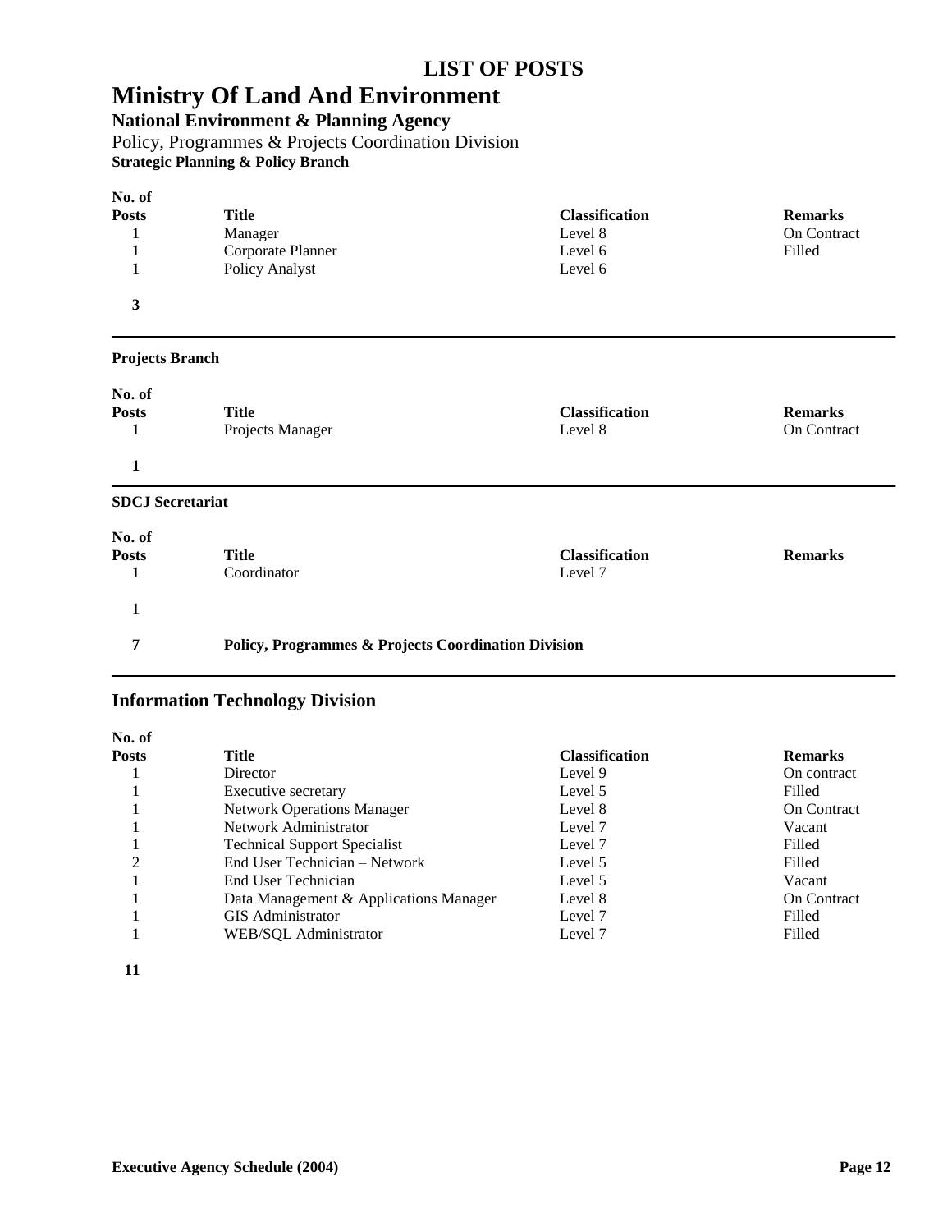# LIST OF POSTS

# Ministry Of Land And Environment

## National Environment & Planning Agency

### Policy, Programmes & Projects Coordination Division

**Strategic Planning & Policy Branch**

| No. of Posts | Title | Classification | Remarks |
|---|---|---|---|
| 1 | Manager | Level 8 | On Contract |
| 1 | Corporate Planner | Level 6 | Filled |
| 1 | Policy Analyst | Level 6 | |
| **3** | | | |

**Projects Branch**

| No. of Posts | Title | Classification | Remarks |
|---|---|---|---|
| 1 | Projects Manager | Level 8 | On Contract |
| **1** | | | |

**SDCJ Secretariat**

| No. of Posts | Title | Classification | Remarks |
|---|---|---|---|
| 1 | Coordinator | Level 7 | |
| 1 | | | |
| **7** | **Policy, Programmes & Projects Coordination Division** | | |

## Information Technology Division

| No. of Posts | Title | Classification | Remarks |
|---|---|---|---|
| 1 | Director | Level 9 | On contract |
| 1 | Executive secretary | Level 5 | Filled |
| 1 | Network Operations Manager | Level 8 | On Contract |
| 1 | Network Administrator | Level 7 | Vacant |
| 1 | Technical Support Specialist | Level 7 | Filled |
| 2 | End User Technician – Network | Level 5 | Filled |
| 1 | End User Technician | Level 5 | Vacant |
| 1 | Data Management & Applications Manager | Level 8 | On Contract |
| 1 | GIS Administrator | Level 7 | Filled |
| 1 | WEB/SQL Administrator | Level 7 | Filled |
| **11** | | | |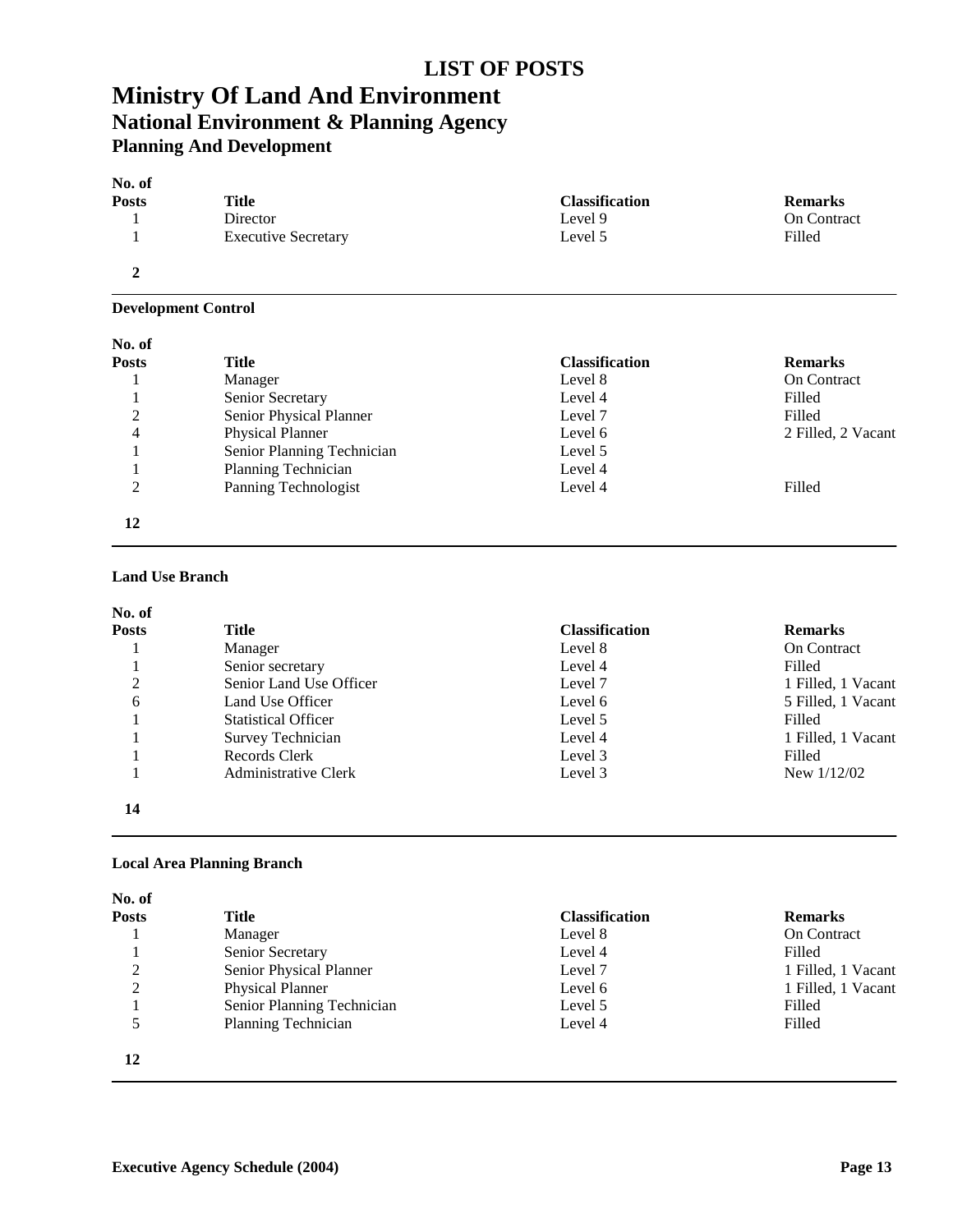# LIST OF POSTS

# Ministry Of Land And Environment

## National Environment & Planning Agency

### Planning And Development

| No. of Posts | Title | Classification | Remarks |
|---|---|---|---|
| 1 | Director | Level 9 | On Contract |
| 1 | Executive Secretary | Level 5 | Filled |
| **2** | | | |

**Development Control**

| No. of Posts | Title | Classification | Remarks |
|---|---|---|---|
| 1 | Manager | Level 8 | On Contract |
| 1 | Senior Secretary | Level 4 | Filled |
| 2 | Senior Physical Planner | Level 7 | Filled |
| 4 | Physical Planner | Level 6 | 2 Filled, 2 Vacant |
| 1 | Senior Planning Technician | Level 5 | |
| 1 | Planning Technician | Level 4 | |
| 2 | Panning Technologist | Level 4 | Filled |
| **12** | | | |

**Land Use Branch**

| No. of Posts | Title | Classification | Remarks |
|---|---|---|---|
| 1 | Manager | Level 8 | On Contract |
| 1 | Senior secretary | Level 4 | Filled |
| 2 | Senior Land Use Officer | Level 7 | 1 Filled, 1 Vacant |
| 6 | Land Use Officer | Level 6 | 5 Filled, 1 Vacant |
| 1 | Statistical Officer | Level 5 | Filled |
| 1 | Survey Technician | Level 4 | 1 Filled, 1 Vacant |
| 1 | Records Clerk | Level 3 | Filled |
| 1 | Administrative Clerk | Level 3 | New 1/12/02 |
| **14** | | | |

**Local Area Planning Branch**

| No. of Posts | Title | Classification | Remarks |
|---|---|---|---|
| 1 | Manager | Level 8 | On Contract |
| 1 | Senior Secretary | Level 4 | Filled |
| 2 | Senior Physical Planner | Level 7 | 1 Filled, 1 Vacant |
| 2 | Physical Planner | Level 6 | 1 Filled, 1 Vacant |
| 1 | Senior Planning Technician | Level 5 | Filled |
| 5 | Planning Technician | Level 4 | Filled |
| **12** | | | |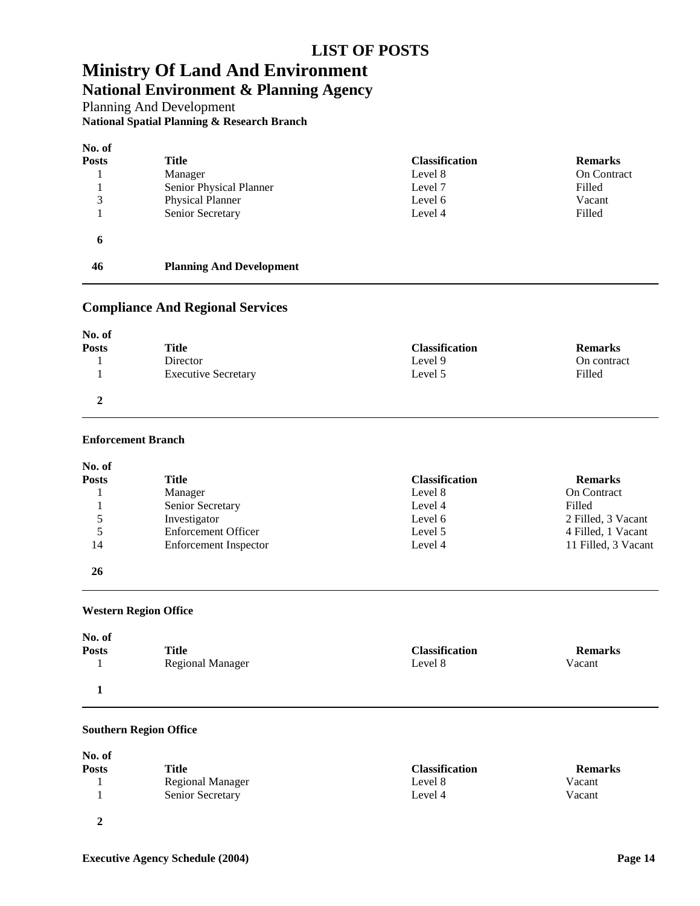# LIST OF POSTS

# Ministry Of Land And Environment

## National Environment & Planning Agency

Planning And Development

**National Spatial Planning & Research Branch**

| No. of Posts | Title | Classification | Remarks |
|---|---|---|---|
| 1 | Manager | Level 8 | On Contract |
| 1 | Senior Physical Planner | Level 7 | Filled |
| 3 | Physical Planner | Level 6 | Vacant |
| 1 | Senior Secretary | Level 4 | Filled |
| **6** | | | |
| **46** | **Planning And Development** | | |

## Compliance And Regional Services

| No. of Posts | Title | Classification | Remarks |
|---|---|---|---|
| 1 | Director | Level 9 | On contract |
| 1 | Executive Secretary | Level 5 | Filled |
| **2** | | | |

**Enforcement Branch**

| No. of Posts | Title | Classification | Remarks |
|---|---|---|---|
| 1 | Manager | Level 8 | On Contract |
| 1 | Senior Secretary | Level 4 | Filled |
| 5 | Investigator | Level 6 | 2 Filled, 3 Vacant |
| 5 | Enforcement Officer | Level 5 | 4 Filled, 1 Vacant |
| 14 | Enforcement Inspector | Level 4 | 11 Filled, 3 Vacant |
| **26** | | | |

**Western Region Office**

| No. of Posts | Title | Classification | Remarks |
|---|---|---|---|
| 1 | Regional Manager | Level 8 | Vacant |
| **1** | | | |

**Southern Region Office**

| No. of Posts | Title | Classification | Remarks |
|---|---|---|---|
| 1 | Regional Manager | Level 8 | Vacant |
| 1 | Senior Secretary | Level 4 | Vacant |
| **2** | | | |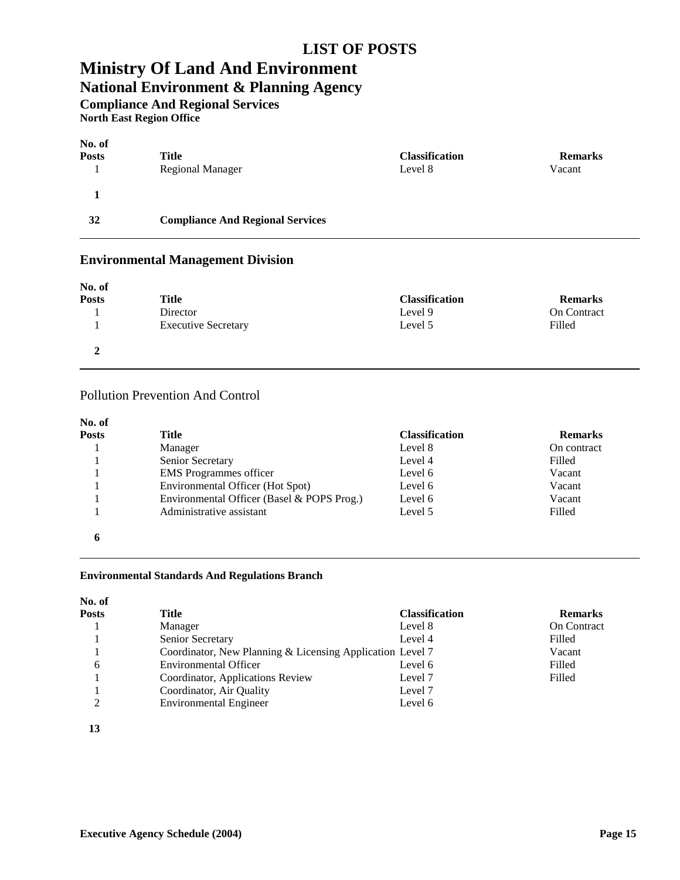# LIST OF POSTS

# Ministry Of Land And Environment

## National Environment & Planning Agency

### Compliance And Regional Services

**North East Region Office**

| No. of Posts | Title | Classification | Remarks |
|---|---|---|---|
| 1 | Regional Manager | Level 8 | Vacant |
| **1** | | | |
| **32** | **Compliance And Regional Services** | | |

## Environmental Management Division

| No. of Posts | Title | Classification | Remarks |
|---|---|---|---|
| 1 | Director | Level 9 | On Contract |
| 1 | Executive Secretary | Level 5 | Filled |
| **2** | | | |

### Pollution Prevention And Control

| No. of Posts | Title | Classification | Remarks |
|---|---|---|---|
| 1 | Manager | Level 8 | On contract |
| 1 | Senior Secretary | Level 4 | Filled |
| 1 | EMS Programmes officer | Level 6 | Vacant |
| 1 | Environmental Officer (Hot Spot) | Level 6 | Vacant |
| 1 | Environmental Officer (Basel & POPS Prog.) | Level 6 | Vacant |
| 1 | Administrative assistant | Level 5 | Filled |
| **6** | | | |

**Environmental Standards And Regulations Branch**

| No. of Posts | Title | Classification | Remarks |
|---|---|---|---|
| 1 | Manager | Level 8 | On Contract |
| 1 | Senior Secretary | Level 4 | Filled |
| 1 | Coordinator, New Planning & Licensing Application | Level 7 | Vacant |
| 6 | Environmental Officer | Level 6 | Filled |
| 1 | Coordinator, Applications Review | Level 7 | Filled |
| 1 | Coordinator, Air Quality | Level 7 | |
| 2 | Environmental Engineer | Level 6 | |
| **13** | | | |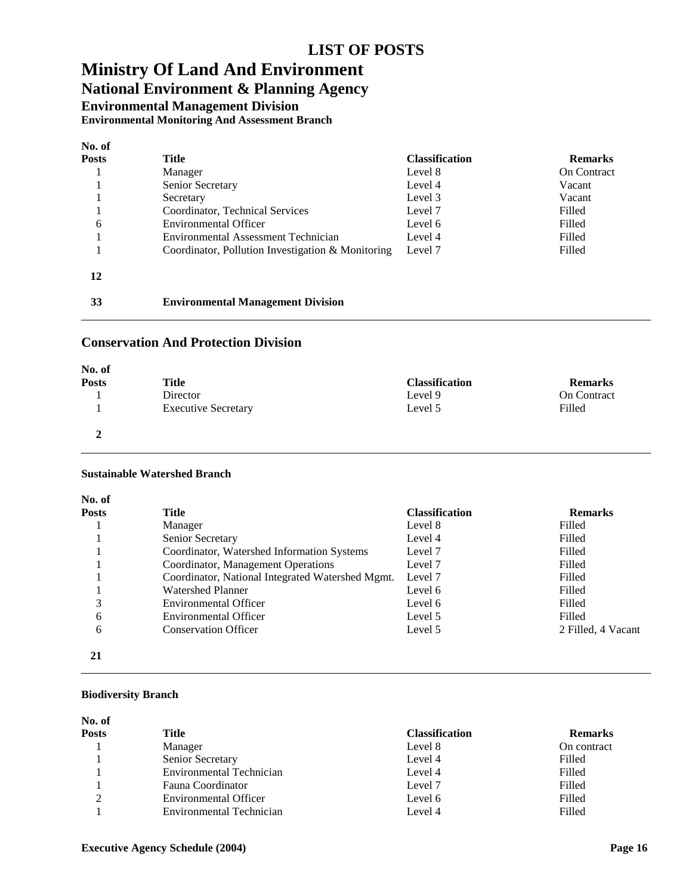# LIST OF POSTS

# Ministry Of Land And Environment

## National Environment & Planning Agency

### Environmental Management Division

#### Environmental Monitoring And Assessment Branch

| No. of Posts | Title | Classification | Remarks |
|---|---|---|---|
| 1 | Manager | Level 8 | On Contract |
| 1 | Senior Secretary | Level 4 | Vacant |
| 1 | Secretary | Level 3 | Vacant |
| 1 | Coordinator, Technical Services | Level 7 | Filled |
| 6 | Environmental Officer | Level 6 | Filled |
| 1 | Environmental Assessment Technician | Level 4 | Filled |
| 1 | Coordinator, Pollution Investigation & Monitoring | Level 7 | Filled |
| **12** | | | |
| **33** | **Environmental Management Division** | | |

### Conservation And Protection Division

| No. of Posts | Title | Classification | Remarks |
|---|---|---|---|
| 1 | Director | Level 9 | On Contract |
| 1 | Executive Secretary | Level 5 | Filled |
| **2** | | | |

#### Sustainable Watershed Branch

| No. of Posts | Title | Classification | Remarks |
|---|---|---|---|
| 1 | Manager | Level 8 | Filled |
| 1 | Senior Secretary | Level 4 | Filled |
| 1 | Coordinator, Watershed Information Systems | Level 7 | Filled |
| 1 | Coordinator, Management Operations | Level 7 | Filled |
| 1 | Coordinator, National Integrated Watershed Mgmt. | Level 7 | Filled |
| 1 | Watershed Planner | Level 6 | Filled |
| 3 | Environmental Officer | Level 6 | Filled |
| 6 | Environmental Officer | Level 5 | Filled |
| 6 | Conservation Officer | Level 5 | 2 Filled, 4 Vacant |
| **21** | | | |

#### Biodiversity Branch

| No. of Posts | Title | Classification | Remarks |
|---|---|---|---|
| 1 | Manager | Level 8 | On contract |
| 1 | Senior Secretary | Level 4 | Filled |
| 1 | Environmental Technician | Level 4 | Filled |
| 1 | Fauna Coordinator | Level 7 | Filled |
| 2 | Environmental Officer | Level 6 | Filled |
| 1 | Environmental Technician | Level 4 | Filled |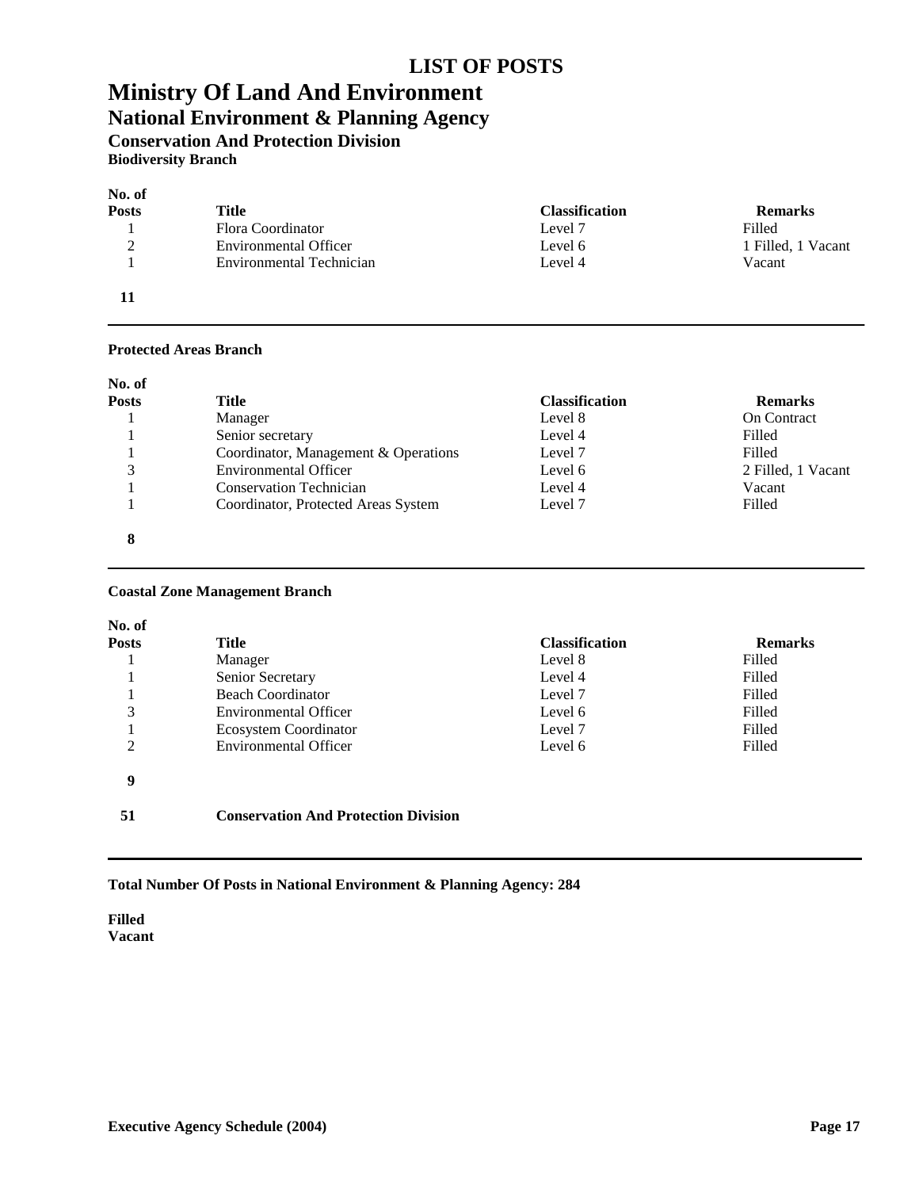# LIST OF POSTS

# Ministry Of Land And Environment

## National Environment & Planning Agency

### Conservation And Protection Division

#### Biodiversity Branch

| No. of Posts | Title | Classification | Remarks |
|---|---|---|---|
| 1 | Flora Coordinator | Level 7 | Filled |
| 2 | Environmental Officer | Level 6 | 1 Filled, 1 Vacant |
| 1 | Environmental Technician | Level 4 | Vacant |
| **11** | | | |

#### Protected Areas Branch

| No. of Posts | Title | Classification | Remarks |
|---|---|---|---|
| 1 | Manager | Level 8 | On Contract |
| 1 | Senior secretary | Level 4 | Filled |
| 1 | Coordinator, Management & Operations | Level 7 | Filled |
| 3 | Environmental Officer | Level 6 | 2 Filled, 1 Vacant |
| 1 | Conservation Technician | Level 4 | Vacant |
| 1 | Coordinator, Protected Areas System | Level 7 | Filled |
| **8** | | | |

#### Coastal Zone Management Branch

| No. of Posts | Title | Classification | Remarks |
|---|---|---|---|
| 1 | Manager | Level 8 | Filled |
| 1 | Senior Secretary | Level 4 | Filled |
| 1 | Beach Coordinator | Level 7 | Filled |
| 3 | Environmental Officer | Level 6 | Filled |
| 1 | Ecosystem Coordinator | Level 7 | Filled |
| 2 | Environmental Officer | Level 6 | Filled |
| **9** | | | |

**51** **Conservation And Protection Division**

**Total Number Of Posts in National Environment & Planning Agency: 284**

**Filled**

**Vacant**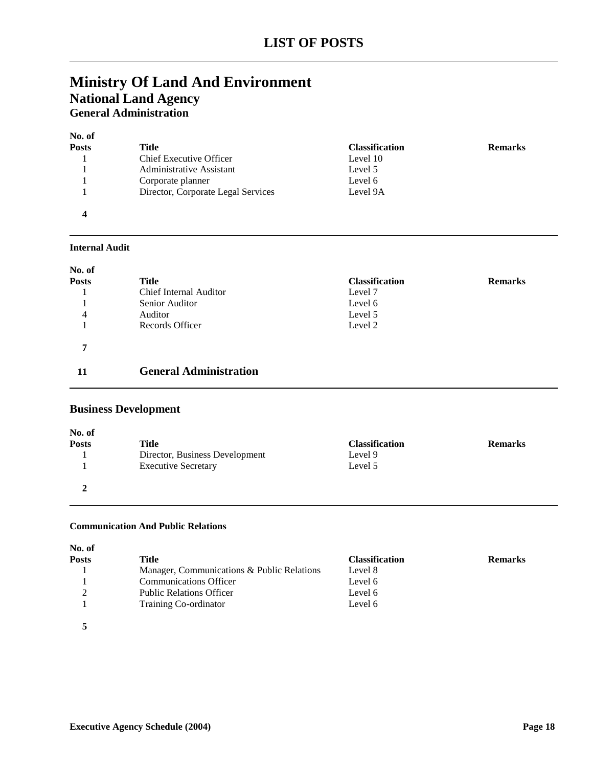# LIST OF POSTS

## Ministry Of Land And Environment

### National Land Agency

#### General Administration

| No. of Posts | Title | Classification | Remarks |
|---|---|---|---|
| 1 | Chief Executive Officer | Level 10 | |
| 1 | Administrative Assistant | Level 5 | |
| 1 | Corporate planner | Level 6 | |
| 1 | Director, Corporate Legal Services | Level 9A | |
| **4** | | | |

#### Internal Audit

| No. of Posts | Title | Classification | Remarks |
|---|---|---|---|
| 1 | Chief Internal Auditor | Level 7 | |
| 1 | Senior Auditor | Level 6 | |
| 4 | Auditor | Level 5 | |
| 1 | Records Officer | Level 2 | |
| **7** | | | |

**11** **General Administration**

### Business Development

| No. of Posts | Title | Classification | Remarks |
|---|---|---|---|
| 1 | Director, Business Development | Level 9 | |
| 1 | Executive Secretary | Level 5 | |
| **2** | | | |

#### Communication And Public Relations

| No. of Posts | Title | Classification | Remarks |
|---|---|---|---|
| 1 | Manager, Communications & Public Relations | Level 8 | |
| 1 | Communications Officer | Level 6 | |
| 2 | Public Relations Officer | Level 6 | |
| 1 | Training Co-ordinator | Level 6 | |
| **5** | | | |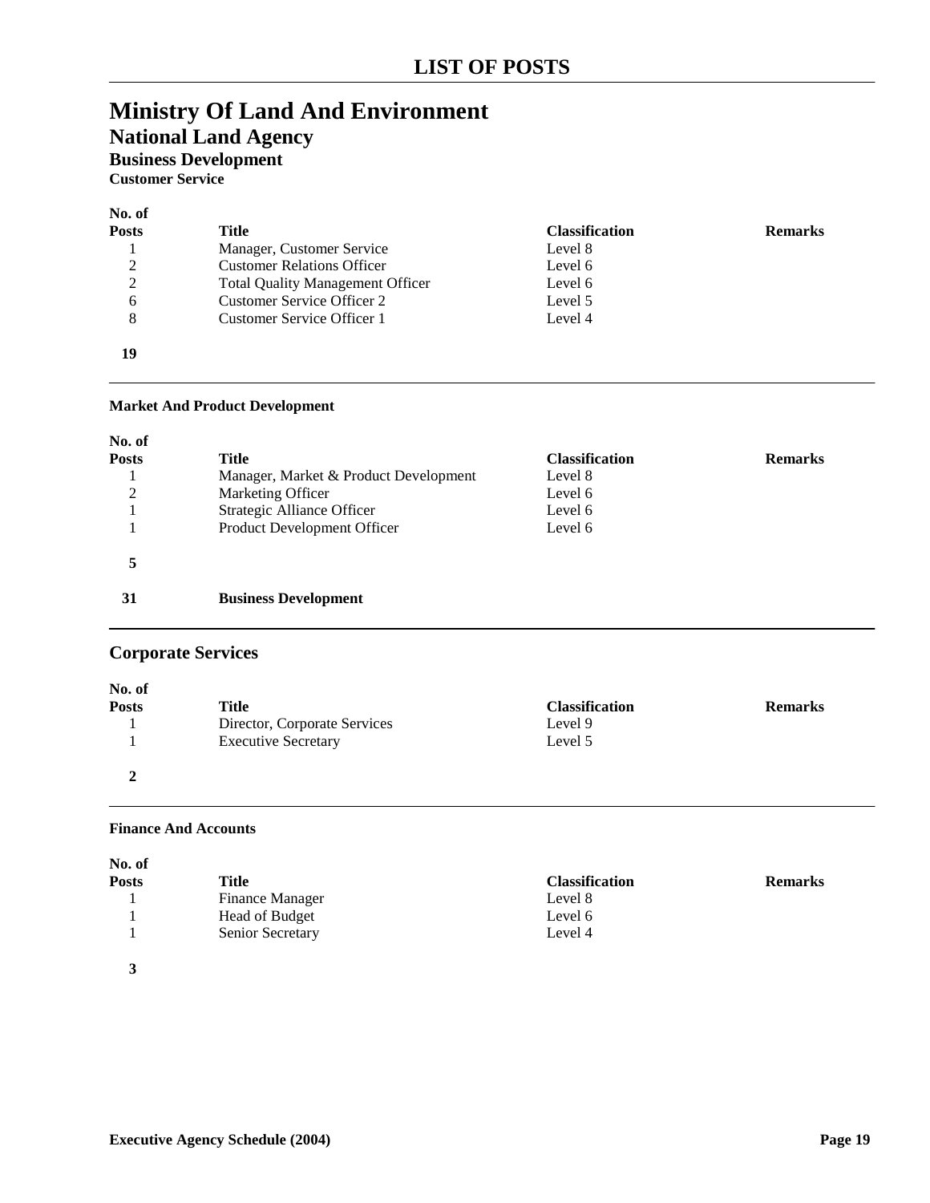# LIST OF POSTS

# Ministry Of Land And Environment

## National Land Agency

### Business Development

#### Customer Service

| No. of Posts | Title | Classification | Remarks |
|---|---|---|---|
| 1 | Manager, Customer Service | Level 8 | |
| 2 | Customer Relations Officer | Level 6 | |
| 2 | Total Quality Management Officer | Level 6 | |
| 6 | Customer Service Officer 2 | Level 5 | |
| 8 | Customer Service Officer 1 | Level 4 | |
| **19** | | | |

#### Market And Product Development

| No. of Posts | Title | Classification | Remarks |
|---|---|---|---|
| 1 | Manager, Market & Product Development | Level 8 | |
| 2 | Marketing Officer | Level 6 | |
| 1 | Strategic Alliance Officer | Level 6 | |
| 1 | Product Development Officer | Level 6 | |
| **5** | | | |
| **31** | **Business Development** | | |

### Corporate Services

| No. of Posts | Title | Classification | Remarks |
|---|---|---|---|
| 1 | Director, Corporate Services | Level 9 | |
| 1 | Executive Secretary | Level 5 | |
| **2** | | | |

#### Finance And Accounts

| No. of Posts | Title | Classification | Remarks |
|---|---|---|---|
| 1 | Finance Manager | Level 8 | |
| 1 | Head of Budget | Level 6 | |
| 1 | Senior Secretary | Level 4 | |
| **3** | | | |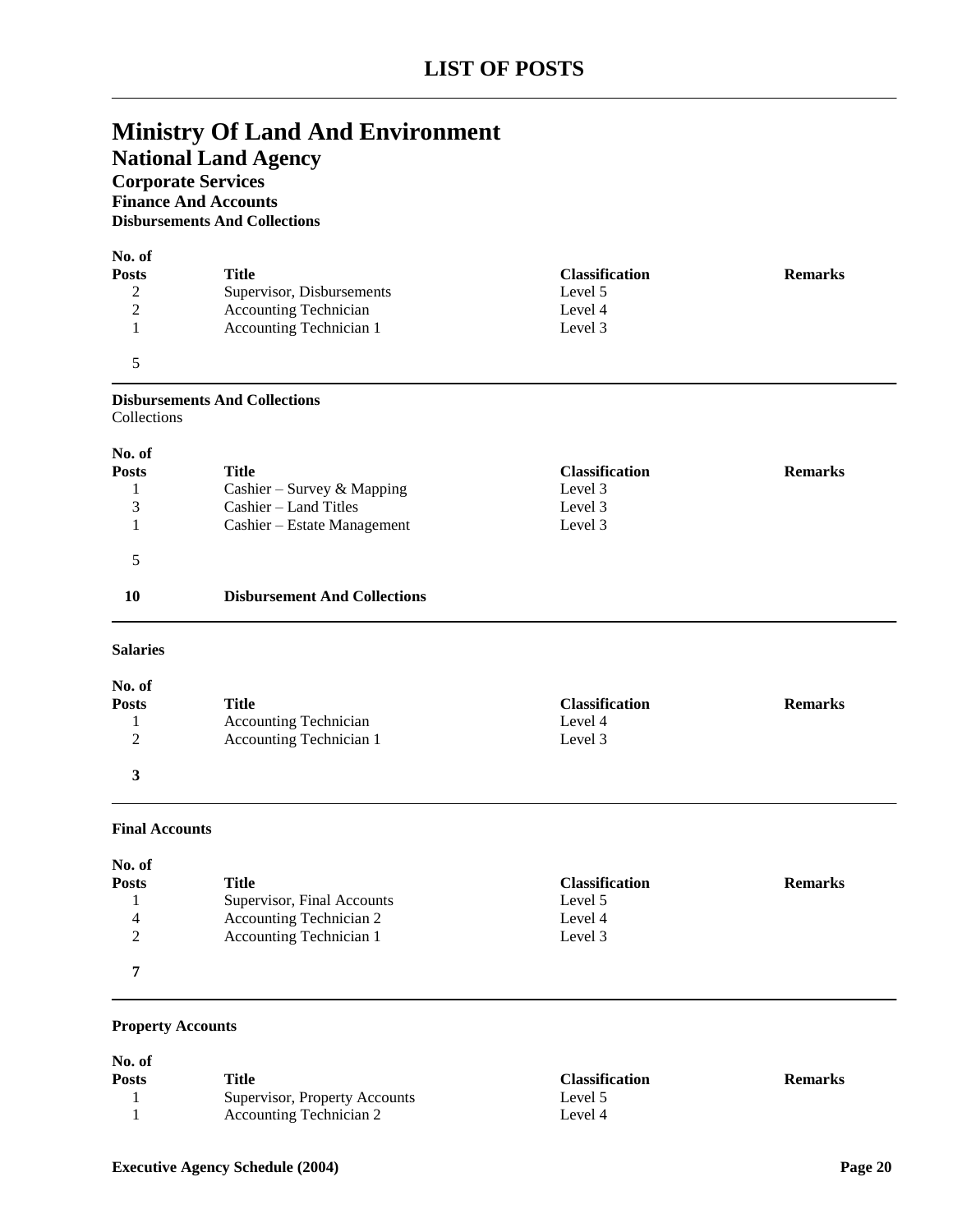# LIST OF POSTS

# Ministry Of Land And Environment

## National Land Agency

### Corporate Services

#### Finance And Accounts

**Disbursements And Collections**

| No. of Posts | Title | Classification | Remarks |
|---|---|---|---|
| 2 | Supervisor, Disbursements | Level 5 | |
| 2 | Accounting Technician | Level 4 | |
| 1 | Accounting Technician 1 | Level 3 | |
| 5 | | | |

**Disbursements And Collections**

Collections

| No. of Posts | Title | Classification | Remarks |
|---|---|---|---|
| 1 | Cashier – Survey & Mapping | Level 3 | |
| 3 | Cashier – Land Titles | Level 3 | |
| 1 | Cashier – Estate Management | Level 3 | |
| 5 | | | |
| **10** | **Disbursement And Collections** | | |

**Salaries**

| No. of Posts | Title | Classification | Remarks |
|---|---|---|---|
| 1 | Accounting Technician | Level 4 | |
| 2 | Accounting Technician 1 | Level 3 | |
| **3** | | | |

**Final Accounts**

| No. of Posts | Title | Classification | Remarks |
|---|---|---|---|
| 1 | Supervisor, Final Accounts | Level 5 | |
| 4 | Accounting Technician 2 | Level 4 | |
| 2 | Accounting Technician 1 | Level 3 | |
| **7** | | | |

**Property Accounts**

| No. of Posts | Title | Classification | Remarks |
|---|---|---|---|
| 1 | Supervisor, Property Accounts | Level 5 | |
| 1 | Accounting Technician 2 | Level 4 | |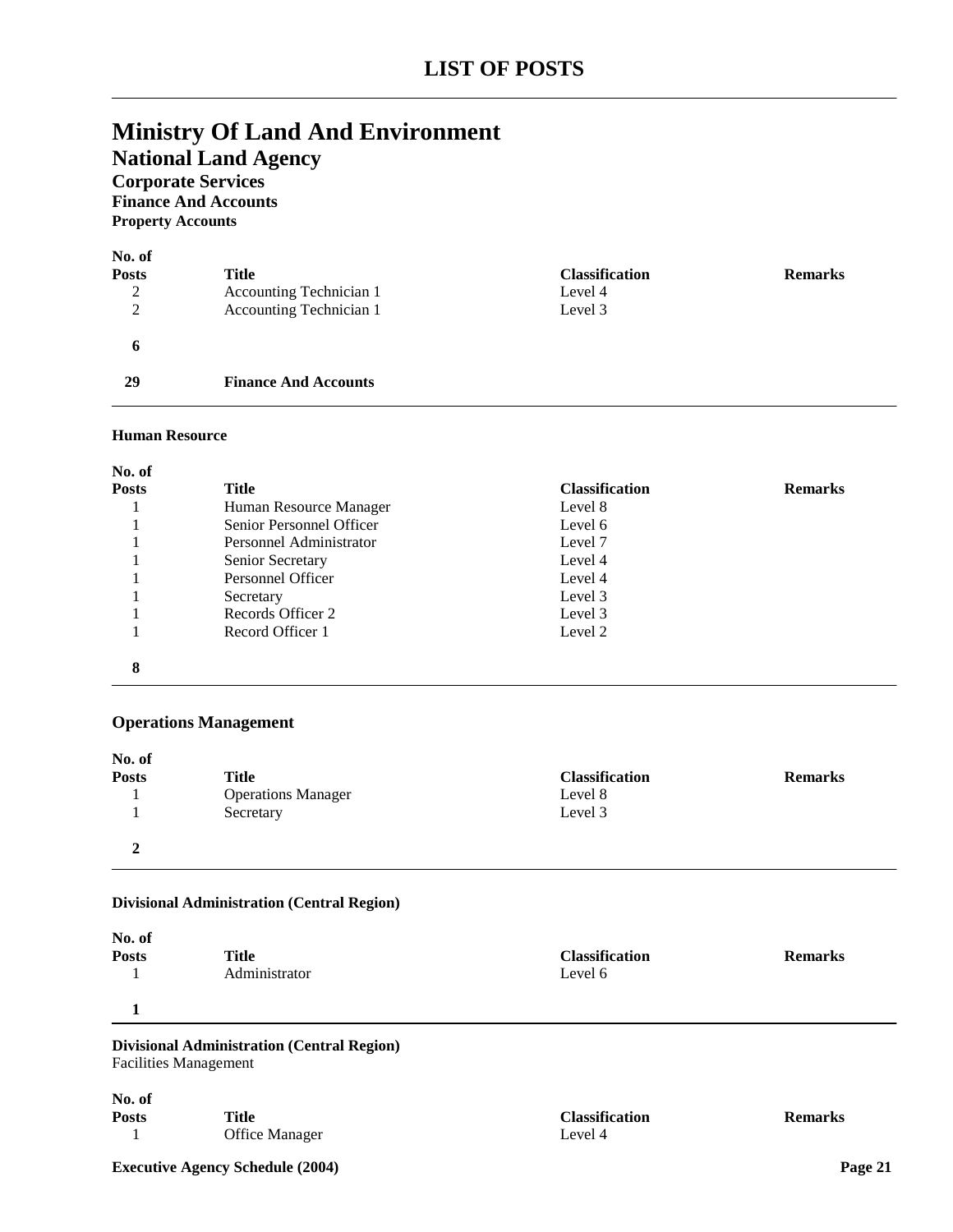# LIST OF POSTS

## Ministry Of Land And Environment

### National Land Agency

#### Corporate Services

**Finance And Accounts**

**Property Accounts**

| No. of Posts | Title | Classification | Remarks |
|---|---|---|---|
| 2 | Accounting Technician 1 | Level 4 | |
| 2 | Accounting Technician 1 | Level 3 | |
| **6** | | | |
| **29** | **Finance And Accounts** | | |

**Human Resource**

| No. of Posts | Title | Classification | Remarks |
|---|---|---|---|
| 1 | Human Resource Manager | Level 8 | |
| 1 | Senior Personnel Officer | Level 6 | |
| 1 | Personnel Administrator | Level 7 | |
| 1 | Senior Secretary | Level 4 | |
| 1 | Personnel Officer | Level 4 | |
| 1 | Secretary | Level 3 | |
| 1 | Records Officer 2 | Level 3 | |
| 1 | Record Officer 1 | Level 2 | |
| **8** | | | |

#### Operations Management

| No. of Posts | Title | Classification | Remarks |
|---|---|---|---|
| 1 | Operations Manager | Level 8 | |
| 1 | Secretary | Level 3 | |
| **2** | | | |

**Divisional Administration (Central Region)**

| No. of Posts | Title | Classification | Remarks |
|---|---|---|---|
| 1 | Administrator | Level 6 | |
| **1** | | | |

**Divisional Administration (Central Region)**

Facilities Management

| No. of Posts | Title | Classification | Remarks |
|---|---|---|---|
| 1 | Office Manager | Level 4 | |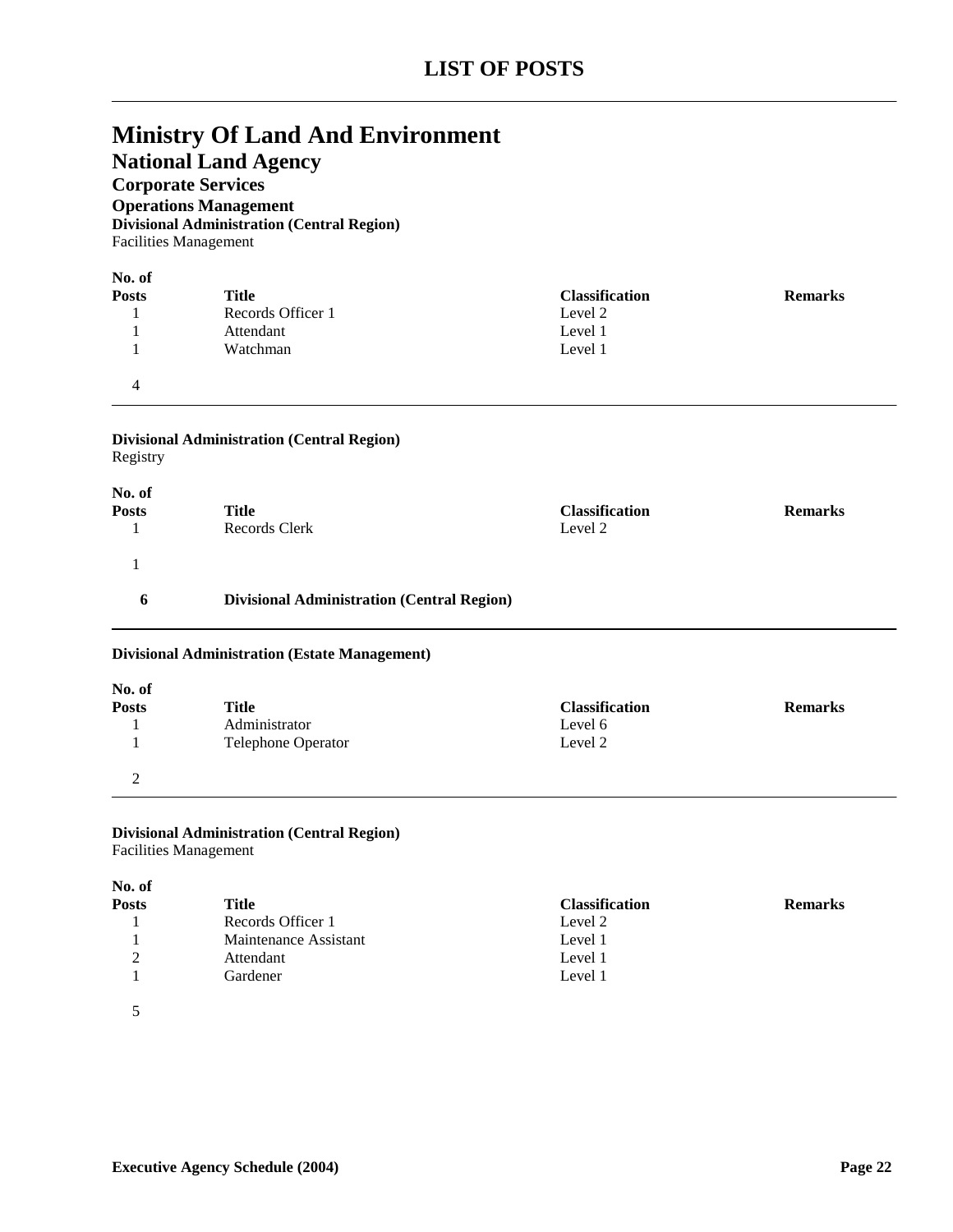# LIST OF POSTS

## Ministry Of Land And Environment

### National Land Agency

#### Corporate Services

**Operations Management**

**Divisional Administration (Central Region)**

Facilities Management

| No. of Posts | Title | Classification | Remarks |
|---|---|---|---|
| 1 | Records Officer 1 | Level 2 | |
| 1 | Attendant | Level 1 | |
| 1 | Watchman | Level 1 | |
| 4 | | | |

**Divisional Administration (Central Region)**

Registry

| No. of Posts | Title | Classification | Remarks |
|---|---|---|---|
| 1 | Records Clerk | Level 2 | |
| 1 | | | |
| **6** | **Divisional Administration (Central Region)** | | |

**Divisional Administration (Estate Management)**

| No. of Posts | Title | Classification | Remarks |
|---|---|---|---|
| 1 | Administrator | Level 6 | |
| 1 | Telephone Operator | Level 2 | |
| 2 | | | |

**Divisional Administration (Central Region)**

Facilities Management

| No. of Posts | Title | Classification | Remarks |
|---|---|---|---|
| 1 | Records Officer 1 | Level 2 | |
| 1 | Maintenance Assistant | Level 1 | |
| 2 | Attendant | Level 1 | |
| 1 | Gardener | Level 1 | |
| 5 | | | |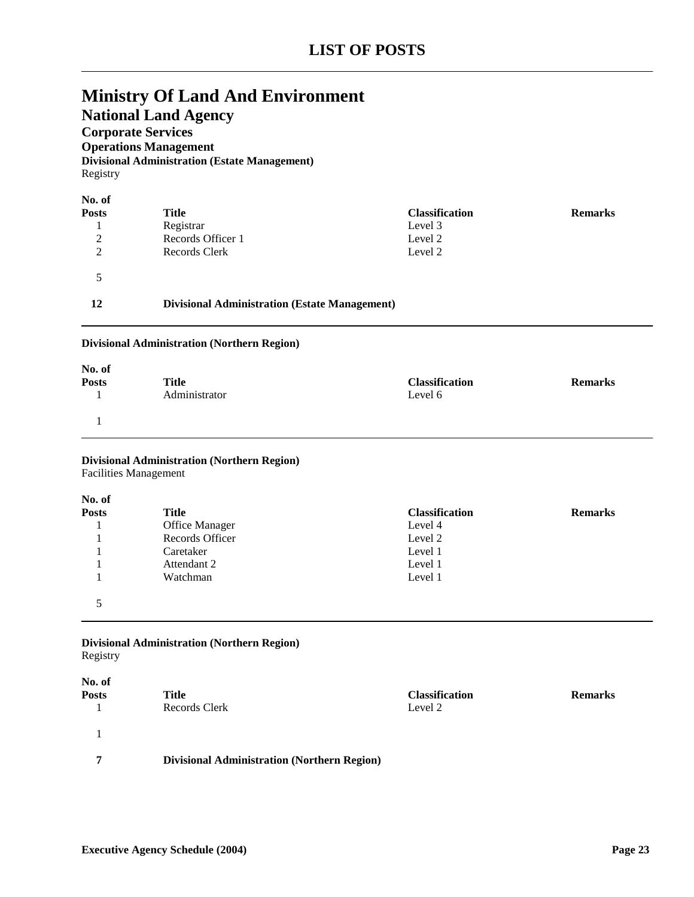# LIST OF POSTS

## Ministry Of Land And Environment

### National Land Agency

#### Corporate Services

**Operations Management**

**Divisional Administration (Estate Management)**

Registry

| No. of Posts | Title | Classification | Remarks |
|---|---|---|---|
| 1 | Registrar | Level 3 | |
| 2 | Records Officer 1 | Level 2 | |
| 2 | Records Clerk | Level 2 | |
| 5 | | | |
| **12** | **Divisional Administration (Estate Management)** | | |

---

**Divisional Administration (Northern Region)**

| No. of Posts | Title | Classification | Remarks |
|---|---|---|---|
| 1 | Administrator | Level 6 | |
| 1 | | | |

---

**Divisional Administration (Northern Region)**

Facilities Management

| No. of Posts | Title | Classification | Remarks |
|---|---|---|---|
| 1 | Office Manager | Level 4 | |
| 1 | Records Officer | Level 2 | |
| 1 | Caretaker | Level 1 | |
| 1 | Attendant 2 | Level 1 | |
| 1 | Watchman | Level 1 | |
| 5 | | | |

---

**Divisional Administration (Northern Region)**

Registry

| No. of Posts | Title | Classification | Remarks |
|---|---|---|---|
| 1 | Records Clerk | Level 2 | |
| 1 | | | |
| **7** | **Divisional Administration (Northern Region)** | | |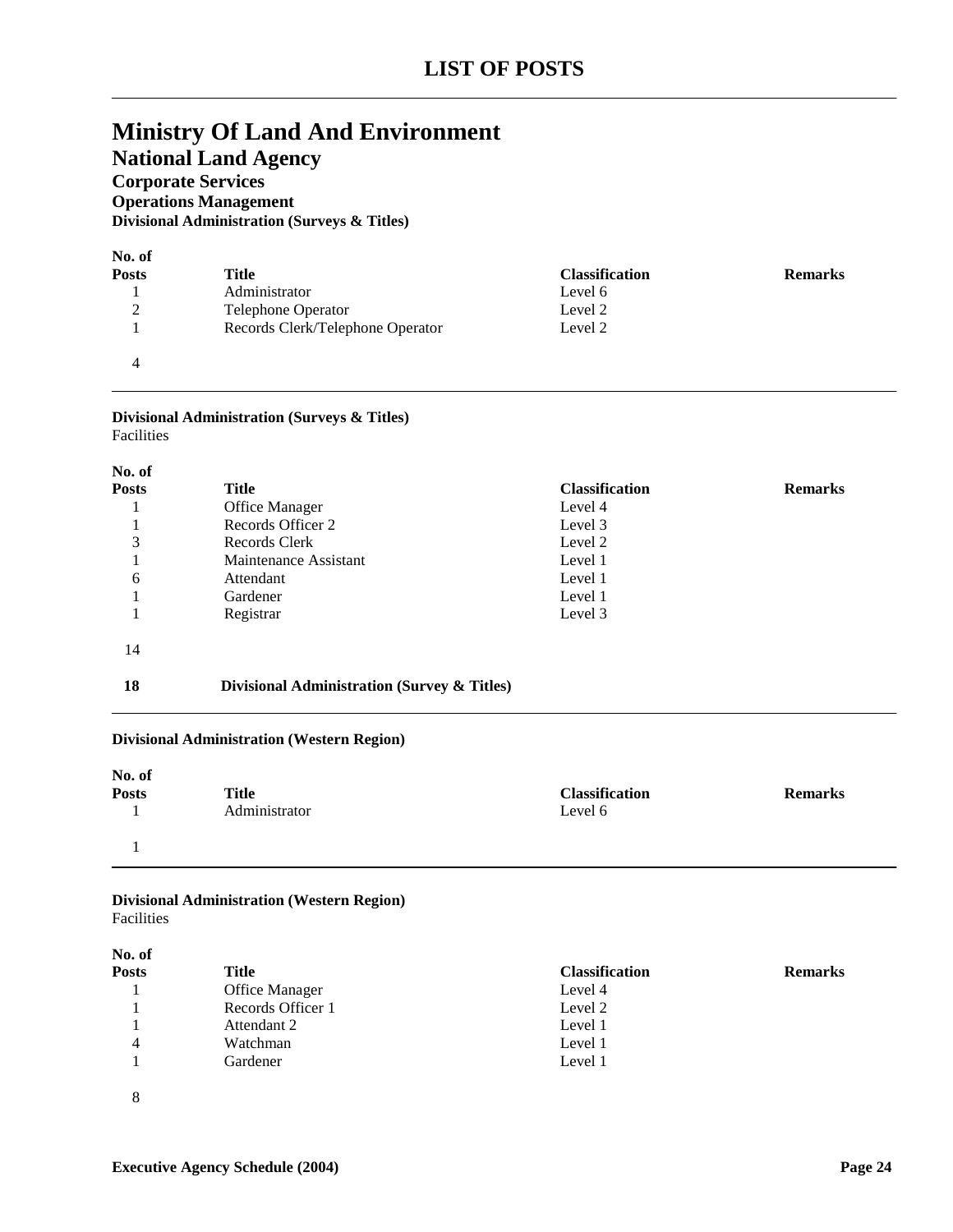# LIST OF POSTS

# Ministry Of Land And Environment

## National Land Agency

### Corporate Services

#### Operations Management

**Divisional Administration (Surveys & Titles)**

| No. of Posts | Title | Classification | Remarks |
|---|---|---|---|
| 1 | Administrator | Level 6 | |
| 2 | Telephone Operator | Level 2 | |
| 1 | Records Clerk/Telephone Operator | Level 2 | |
| 4 | | | |

**Divisional Administration (Surveys & Titles)**

Facilities

| No. of Posts | Title | Classification | Remarks |
|---|---|---|---|
| 1 | Office Manager | Level 4 | |
| 1 | Records Officer 2 | Level 3 | |
| 3 | Records Clerk | Level 2 | |
| 1 | Maintenance Assistant | Level 1 | |
| 6 | Attendant | Level 1 | |
| 1 | Gardener | Level 1 | |
| 1 | Registrar | Level 3 | |
| 14 | | | |

**18 Divisional Administration (Survey & Titles)**

**Divisional Administration (Western Region)**

| No. of Posts | Title | Classification | Remarks |
|---|---|---|---|
| 1 | Administrator | Level 6 | |
| 1 | | | |

**Divisional Administration (Western Region)**

Facilities

| No. of Posts | Title | Classification | Remarks |
|---|---|---|---|
| 1 | Office Manager | Level 4 | |
| 1 | Records Officer 1 | Level 2 | |
| 1 | Attendant 2 | Level 1 | |
| 4 | Watchman | Level 1 | |
| 1 | Gardener | Level 1 | |
| 8 | | | |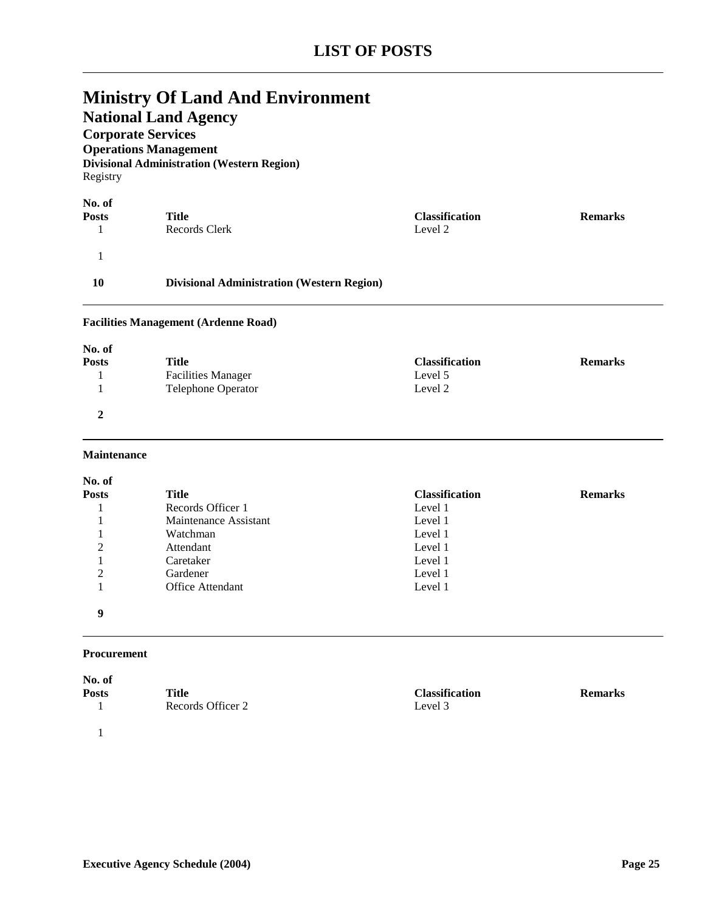# LIST OF POSTS

## Ministry Of Land And Environment

### National Land Agency

#### Corporate Services

**Operations Management**

**Divisional Administration (Western Region)**

Registry

| No. of Posts | Title | Classification | Remarks |
|---|---|---|---|
| 1 | Records Clerk | Level 2 | |
| 1 | | | |
| **10** | **Divisional Administration (Western Region)** | | |

**Facilities Management (Ardenne Road)**

| No. of Posts | Title | Classification | Remarks |
|---|---|---|---|
| 1 | Facilities Manager | Level 5 | |
| 1 | Telephone Operator | Level 2 | |
| **2** | | | |

**Maintenance**

| No. of Posts | Title | Classification | Remarks |
|---|---|---|---|
| 1 | Records Officer 1 | Level 1 | |
| 1 | Maintenance Assistant | Level 1 | |
| 1 | Watchman | Level 1 | |
| 2 | Attendant | Level 1 | |
| 1 | Caretaker | Level 1 | |
| 2 | Gardener | Level 1 | |
| 1 | Office Attendant | Level 1 | |
| **9** | | | |

**Procurement**

| No. of Posts | Title | Classification | Remarks |
|---|---|---|---|
| 1 | Records Officer 2 | Level 3 | |
| 1 | | | |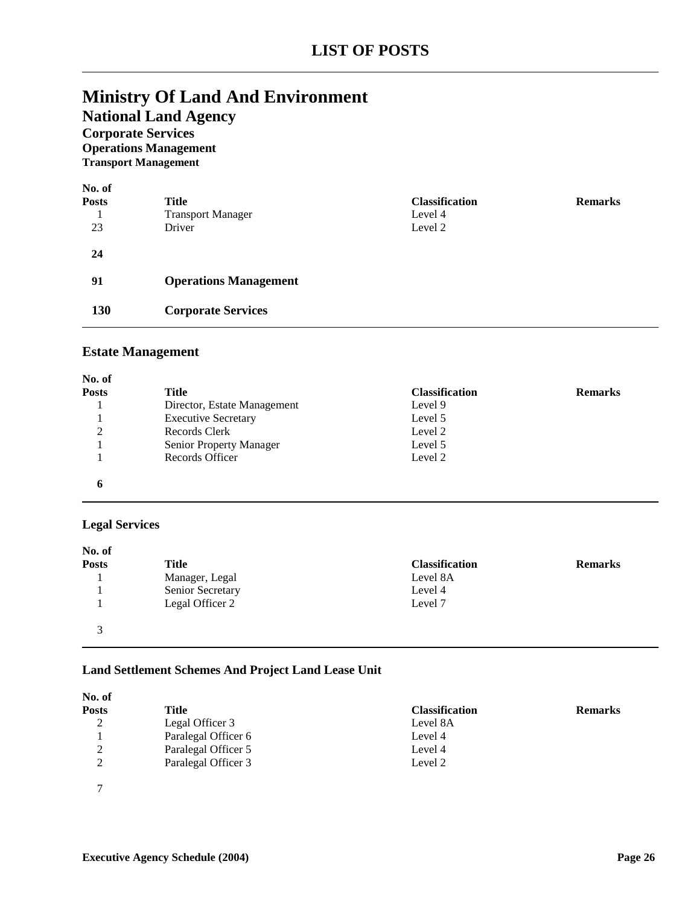# LIST OF POSTS

# Ministry Of Land And Environment

## National Land Agency

### Corporate Services

#### Operations Management

##### Transport Management

| No. of Posts | Title | Classification | Remarks |
|---|---|---|---|
| 1 | Transport Manager | Level 4 | |
| 23 | Driver | Level 2 | |
| **24** | | | |
| **91** | **Operations Management** | | |
| **130** | **Corporate Services** | | |

### Estate Management

| No. of Posts | Title | Classification | Remarks |
|---|---|---|---|
| 1 | Director, Estate Management | Level 9 | |
| 1 | Executive Secretary | Level 5 | |
| 2 | Records Clerk | Level 2 | |
| 1 | Senior Property Manager | Level 5 | |
| 1 | Records Officer | Level 2 | |
| **6** | | | |

### Legal Services

| No. of Posts | Title | Classification | Remarks |
|---|---|---|---|
| 1 | Manager, Legal | Level 8A | |
| 1 | Senior Secretary | Level 4 | |
| 1 | Legal Officer 2 | Level 7 | |
| 3 | | | |

### Land Settlement Schemes And Project Land Lease Unit

| No. of Posts | Title | Classification | Remarks |
|---|---|---|---|
| 2 | Legal Officer 3 | Level 8A | |
| 1 | Paralegal Officer 6 | Level 4 | |
| 2 | Paralegal Officer 5 | Level 4 | |
| 2 | Paralegal Officer 3 | Level 2 | |
| 7 | | | |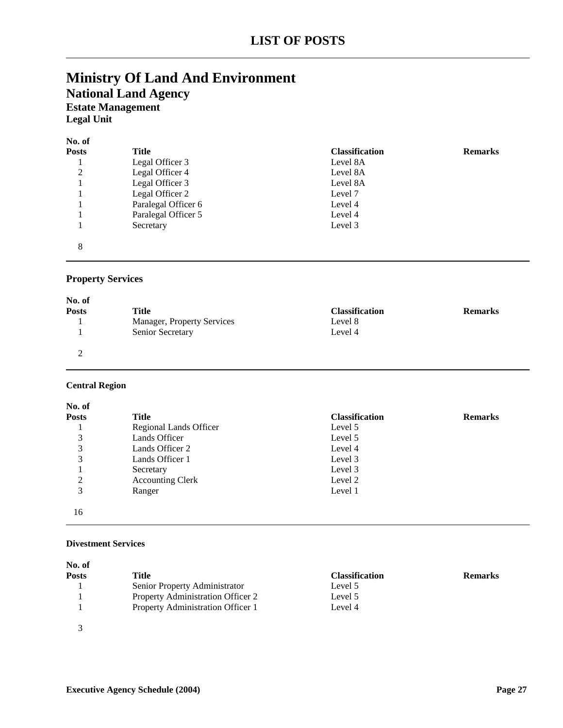# LIST OF POSTS

## Ministry Of Land And Environment

### National Land Agency

#### Estate Management

**Legal Unit**

| No. of Posts | Title | Classification | Remarks |
|---|---|---|---|
| 1 | Legal Officer 3 | Level 8A | |
| 2 | Legal Officer 4 | Level 8A | |
| 1 | Legal Officer 3 | Level 8A | |
| 1 | Legal Officer 2 | Level 7 | |
| 1 | Paralegal Officer 6 | Level 4 | |
| 1 | Paralegal Officer 5 | Level 4 | |
| 1 | Secretary | Level 3 | |
| 8 | | | |

#### Property Services

| No. of Posts | Title | Classification | Remarks |
|---|---|---|---|
| 1 | Manager, Property Services | Level 8 | |
| 1 | Senior Secretary | Level 4 | |
| 2 | | | |

**Central Region**

| No. of Posts | Title | Classification | Remarks |
|---|---|---|---|
| 1 | Regional Lands Officer | Level 5 | |
| 3 | Lands Officer | Level 5 | |
| 3 | Lands Officer 2 | Level 4 | |
| 3 | Lands Officer 1 | Level 3 | |
| 1 | Secretary | Level 3 | |
| 2 | Accounting Clerk | Level 2 | |
| 3 | Ranger | Level 1 | |
| 16 | | | |

**Divestment Services**

| No. of Posts | Title | Classification | Remarks |
|---|---|---|---|
| 1 | Senior Property Administrator | Level 5 | |
| 1 | Property Administration Officer 2 | Level 5 | |
| 1 | Property Administration Officer 1 | Level 4 | |
| 3 | | | |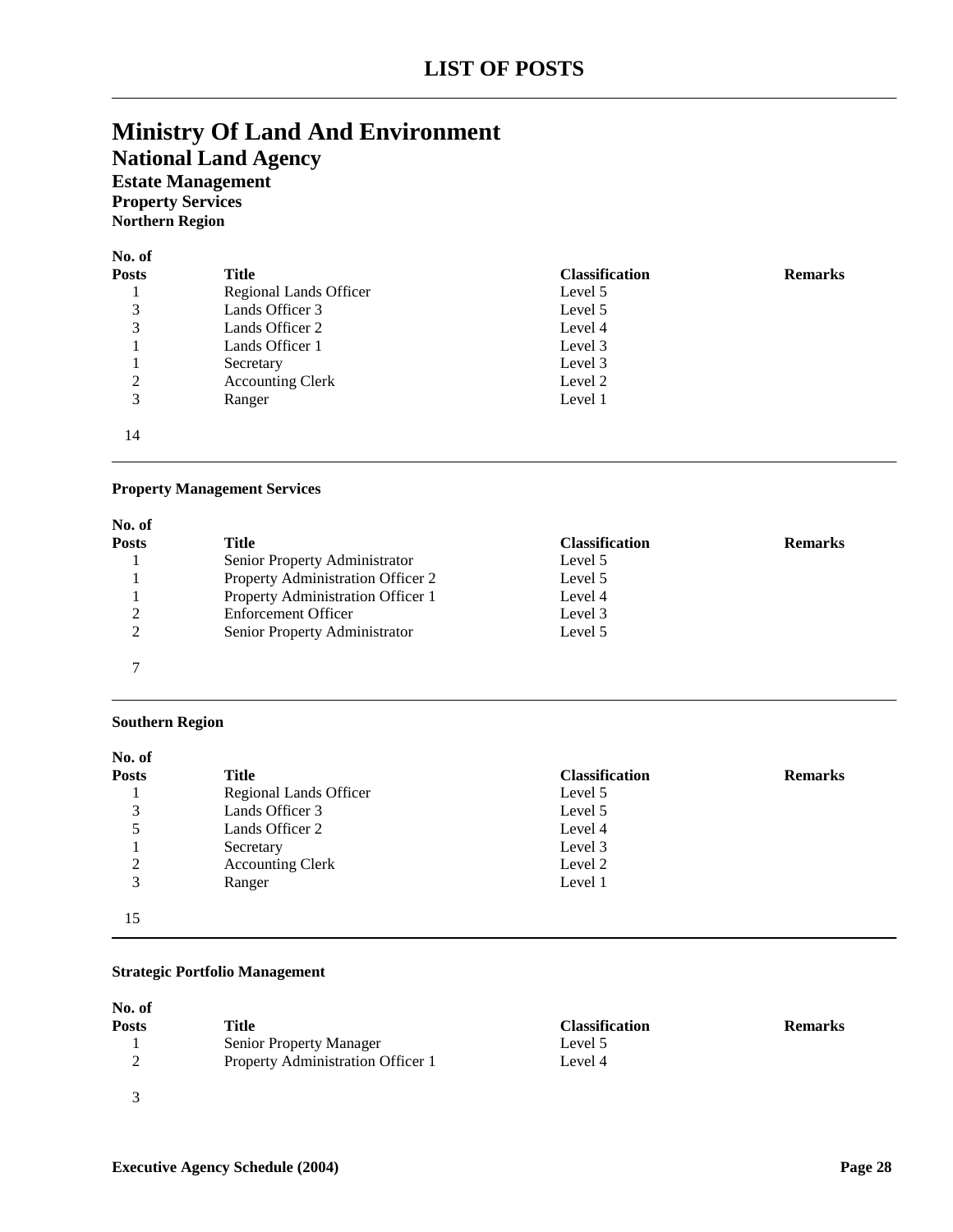# LIST OF POSTS

## Ministry Of Land And Environment

### National Land Agency

#### Estate Management

**Property Services**

**Northern Region**

| No. of Posts | Title | Classification | Remarks |
|---|---|---|---|
| 1 | Regional Lands Officer | Level 5 | |
| 3 | Lands Officer 3 | Level 5 | |
| 3 | Lands Officer 2 | Level 4 | |
| 1 | Lands Officer 1 | Level 3 | |
| 1 | Secretary | Level 3 | |
| 2 | Accounting Clerk | Level 2 | |
| 3 | Ranger | Level 1 | |
| 14 | | | |

**Property Management Services**

| No. of Posts | Title | Classification | Remarks |
|---|---|---|---|
| 1 | Senior Property Administrator | Level 5 | |
| 1 | Property Administration Officer 2 | Level 5 | |
| 1 | Property Administration Officer 1 | Level 4 | |
| 2 | Enforcement Officer | Level 3 | |
| 2 | Senior Property Administrator | Level 5 | |
| 7 | | | |

**Southern Region**

| No. of Posts | Title | Classification | Remarks |
|---|---|---|---|
| 1 | Regional Lands Officer | Level 5 | |
| 3 | Lands Officer 3 | Level 5 | |
| 5 | Lands Officer 2 | Level 4 | |
| 1 | Secretary | Level 3 | |
| 2 | Accounting Clerk | Level 2 | |
| 3 | Ranger | Level 1 | |
| 15 | | | |

**Strategic Portfolio Management**

| No. of Posts | Title | Classification | Remarks |
|---|---|---|---|
| 1 | Senior Property Manager | Level 5 | |
| 2 | Property Administration Officer 1 | Level 4 | |
| 3 | | | |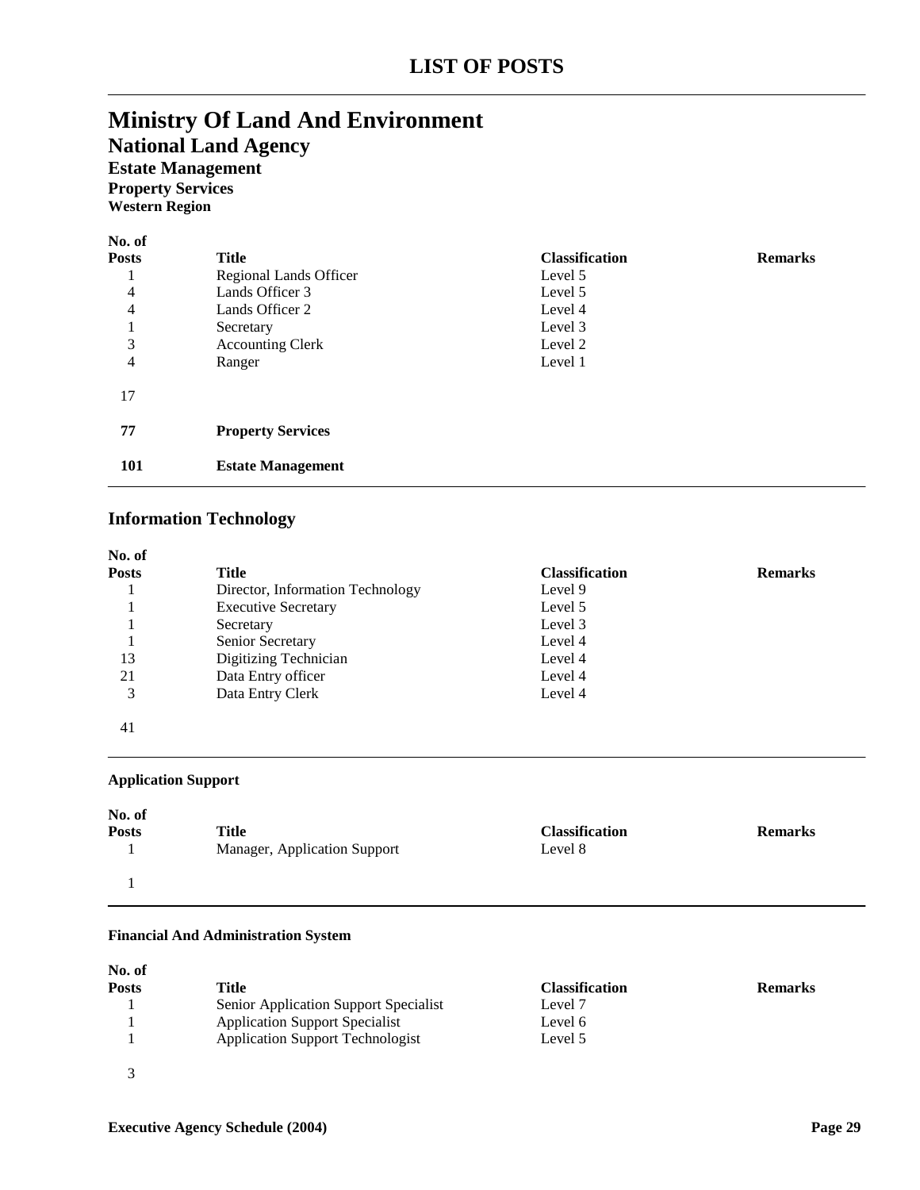# LIST OF POSTS

## Ministry Of Land And Environment

### National Land Agency

#### Estate Management

**Property Services**

**Western Region**

| No. of Posts | Title | Classification | Remarks |
|---|---|---|---|
| 1 | Regional Lands Officer | Level 5 | |
| 4 | Lands Officer 3 | Level 5 | |
| 4 | Lands Officer 2 | Level 4 | |
| 1 | Secretary | Level 3 | |
| 3 | Accounting Clerk | Level 2 | |
| 4 | Ranger | Level 1 | |
| 17 | | | |
| **77** | **Property Services** | | |
| **101** | **Estate Management** | | |

### Information Technology

| No. of Posts | Title | Classification | Remarks |
|---|---|---|---|
| 1 | Director, Information Technology | Level 9 | |
| 1 | Executive Secretary | Level 5 | |
| 1 | Secretary | Level 3 | |
| 1 | Senior Secretary | Level 4 | |
| 13 | Digitizing Technician | Level 4 | |
| 21 | Data Entry officer | Level 4 | |
| 3 | Data Entry Clerk | Level 4 | |
| 41 | | | |

**Application Support**

| No. of Posts | Title | Classification | Remarks |
|---|---|---|---|
| 1 | Manager, Application Support | Level 8 | |
| 1 | | | |

**Financial And Administration System**

| No. of Posts | Title | Classification | Remarks |
|---|---|---|---|
| 1 | Senior Application Support Specialist | Level 7 | |
| 1 | Application Support Specialist | Level 6 | |
| 1 | Application Support Technologist | Level 5 | |
| 3 | | | |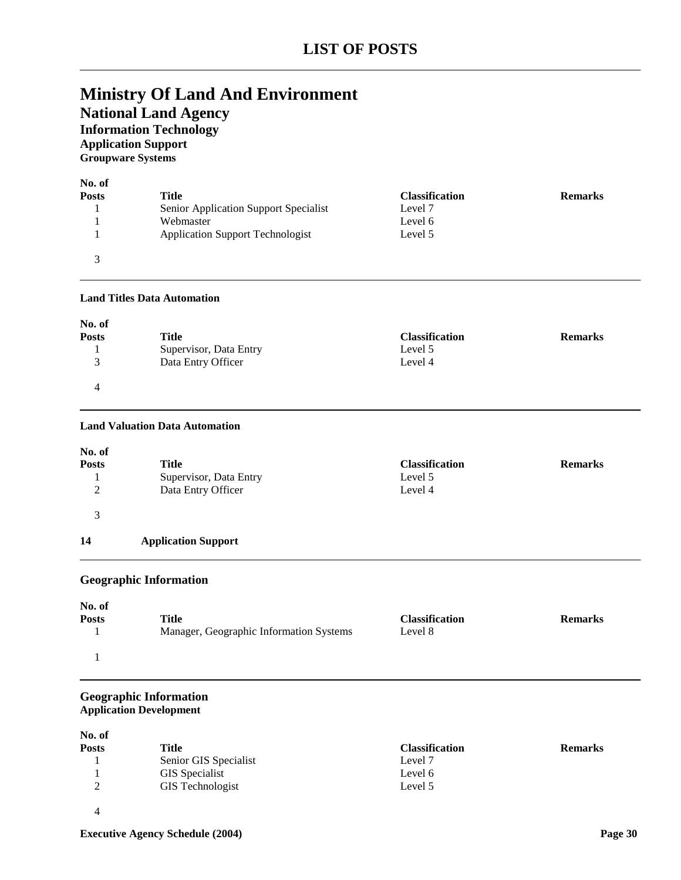# LIST OF POSTS

## Ministry Of Land And Environment

### National Land Agency

#### Information Technology

##### Application Support

**Groupware Systems**

| No. of Posts | Title | Classification | Remarks |
|---|---|---|---|
| 1 | Senior Application Support Specialist | Level 7 | |
| 1 | Webmaster | Level 6 | |
| 1 | Application Support Technologist | Level 5 | |
| 3 | | | |

**Land Titles Data Automation**

| No. of Posts | Title | Classification | Remarks |
|---|---|---|---|
| 1 | Supervisor, Data Entry | Level 5 | |
| 3 | Data Entry Officer | Level 4 | |
| 4 | | | |

**Land Valuation Data Automation**

| No. of Posts | Title | Classification | Remarks |
|---|---|---|---|
| 1 | Supervisor, Data Entry | Level 5 | |
| 2 | Data Entry Officer | Level 4 | |
| 3 | | | |

**14 Application Support**

#### Geographic Information

| No. of Posts | Title | Classification | Remarks |
|---|---|---|---|
| 1 | Manager, Geographic Information Systems | Level 8 | |
| 1 | | | |

#### Geographic Information

**Application Development**

| No. of Posts | Title | Classification | Remarks |
|---|---|---|---|
| 1 | Senior GIS Specialist | Level 7 | |
| 1 | GIS Specialist | Level 6 | |
| 2 | GIS Technologist | Level 5 | |
| 4 | | | |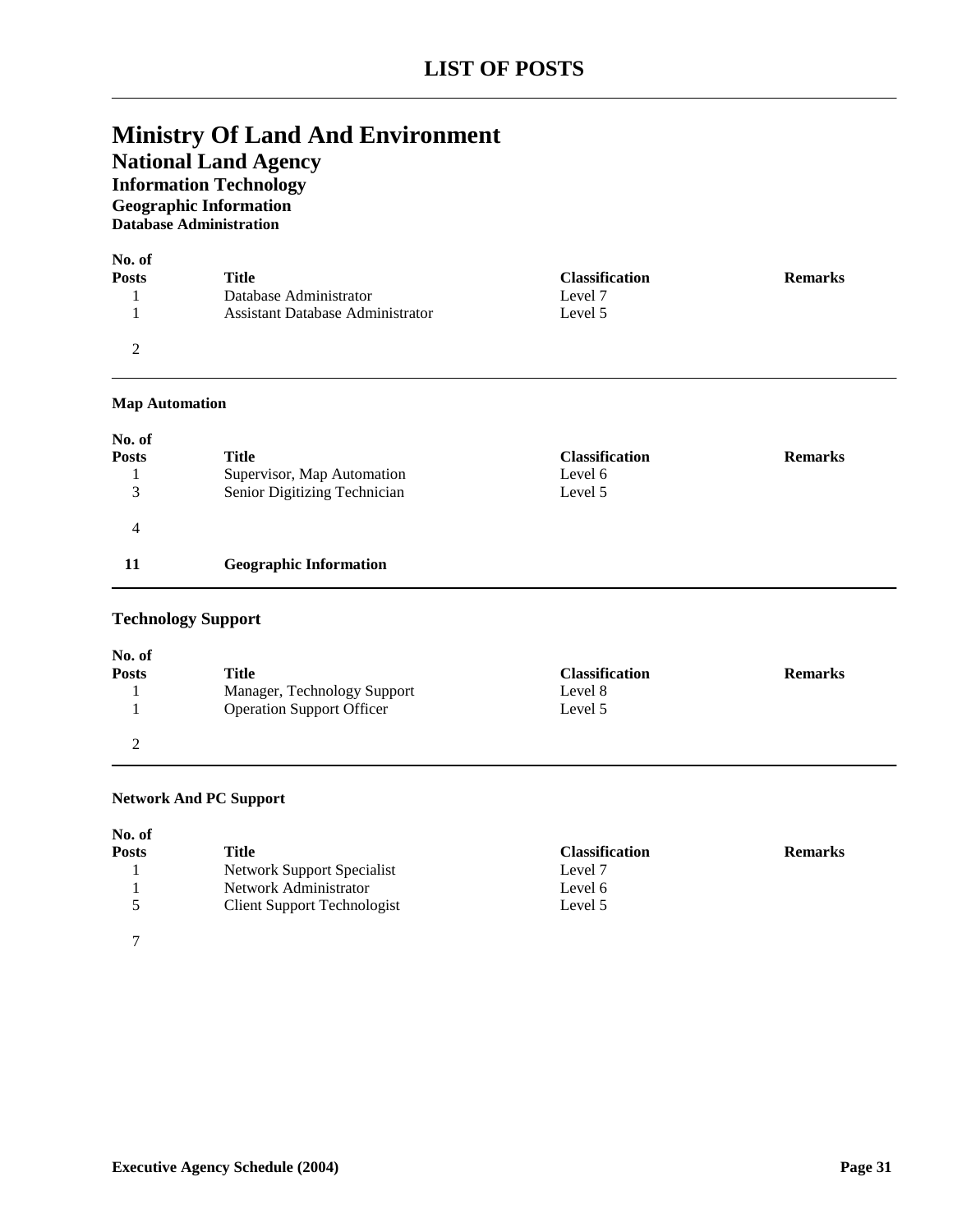# LIST OF POSTS

## Ministry Of Land And Environment

### National Land Agency

#### Information Technology

**Geographic Information**

**Database Administration**

| No. of Posts | Title | Classification | Remarks |
|---|---|---|---|
| 1 | Database Administrator | Level 7 | |
| 1 | Assistant Database Administrator | Level 5 | |
| 2 | | | |

**Map Automation**

| No. of Posts | Title | Classification | Remarks |
|---|---|---|---|
| 1 | Supervisor, Map Automation | Level 6 | |
| 3 | Senior Digitizing Technician | Level 5 | |
| 4 | | | |
| **11** | **Geographic Information** | | |

**Technology Support**

| No. of Posts | Title | Classification | Remarks |
|---|---|---|---|
| 1 | Manager, Technology Support | Level 8 | |
| 1 | Operation Support Officer | Level 5 | |
| 2 | | | |

**Network And PC Support**

| No. of Posts | Title | Classification | Remarks |
|---|---|---|---|
| 1 | Network Support Specialist | Level 7 | |
| 1 | Network Administrator | Level 6 | |
| 5 | Client Support Technologist | Level 5 | |
| 7 | | | |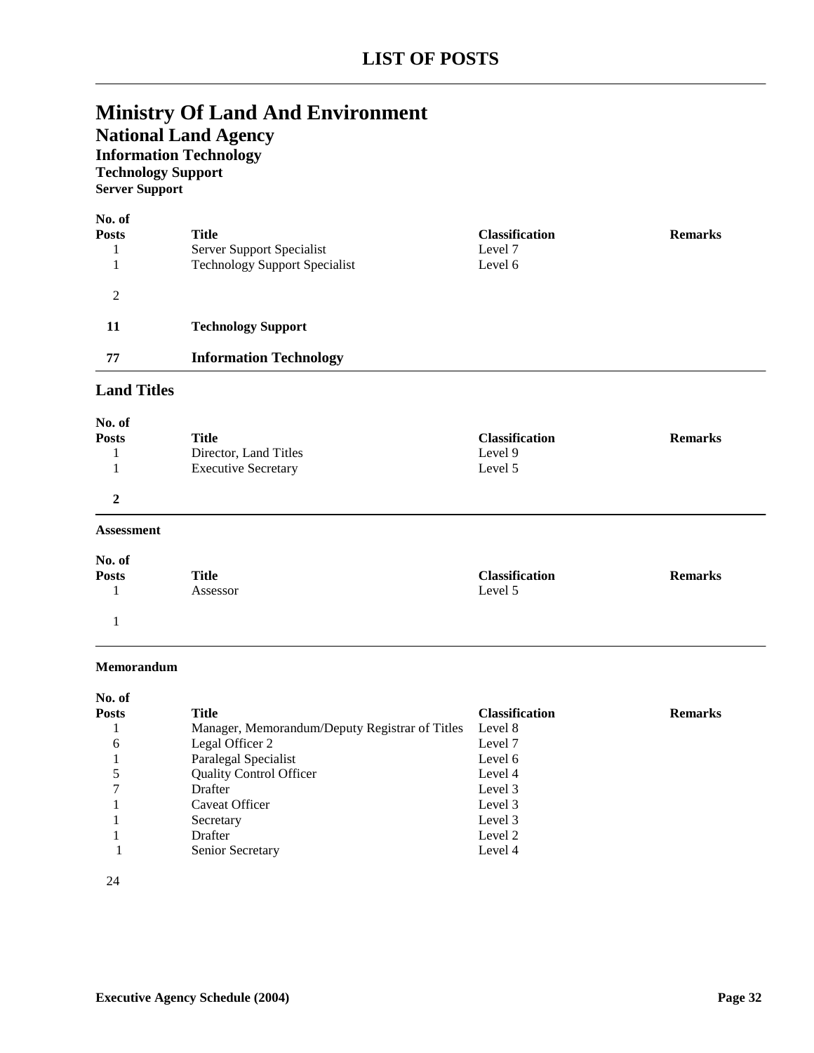# LIST OF POSTS

# Ministry Of Land And Environment

## National Land Agency

### Information Technology

#### Technology Support

##### Server Support

| No. of Posts | Title | Classification | Remarks |
|---|---|---|---|
| 1 | Server Support Specialist | Level 7 | |
| 1 | Technology Support Specialist | Level 6 | |
| 2 | | | |

**11 Technology Support**

**77 Information Technology**

### Land Titles

| No. of Posts | Title | Classification | Remarks |
|---|---|---|---|
| 1 | Director, Land Titles | Level 9 | |
| 1 | Executive Secretary | Level 5 | |
| **2** | | | |

**Assessment**

| No. of Posts | Title | Classification | Remarks |
|---|---|---|---|
| 1 | Assessor | Level 5 | |
| 1 | | | |

**Memorandum**

| No. of Posts | Title | Classification | Remarks |
|---|---|---|---|
| 1 | Manager, Memorandum/Deputy Registrar of Titles | Level 8 | |
| 6 | Legal Officer 2 | Level 7 | |
| 1 | Paralegal Specialist | Level 6 | |
| 5 | Quality Control Officer | Level 4 | |
| 7 | Drafter | Level 3 | |
| 1 | Caveat Officer | Level 3 | |
| 1 | Secretary | Level 3 | |
| 1 | Drafter | Level 2 | |
| 1 | Senior Secretary | Level 4 | |
| 24 | | | |

**Executive Agency Schedule (2004)**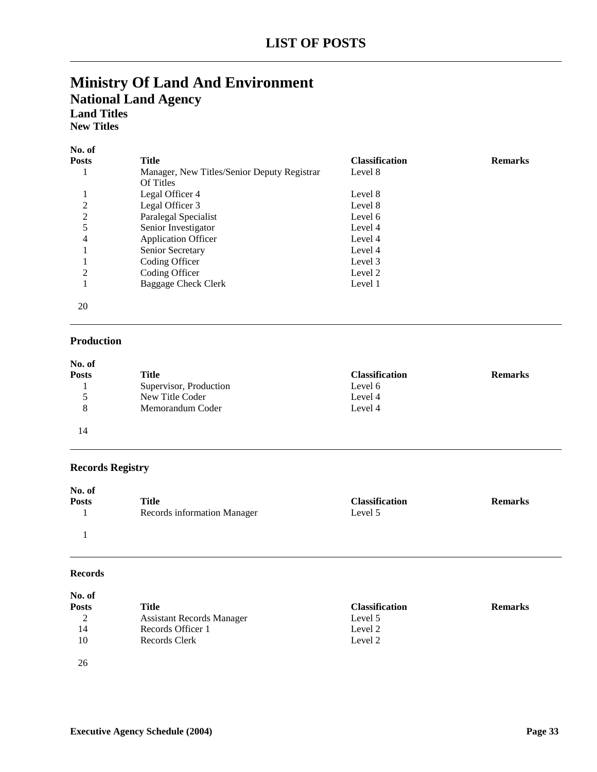# LIST OF POSTS

## Ministry Of Land And Environment

### National Land Agency

#### Land Titles

**New Titles**

| No. of Posts | Title | Classification | Remarks |
|---|---|---|---|
| 1 | Manager, New Titles/Senior Deputy Registrar Of Titles | Level 8 | |
| 1 | Legal Officer 4 | Level 8 | |
| 2 | Legal Officer 3 | Level 8 | |
| 2 | Paralegal Specialist | Level 6 | |
| 5 | Senior Investigator | Level 4 | |
| 4 | Application Officer | Level 4 | |
| 1 | Senior Secretary | Level 4 | |
| 1 | Coding Officer | Level 3 | |
| 2 | Coding Officer | Level 2 | |
| 1 | Baggage Check Clerk | Level 1 | |
| 20 | | | |

#### Production

| No. of Posts | Title | Classification | Remarks |
|---|---|---|---|
| 1 | Supervisor, Production | Level 6 | |
| 5 | New Title Coder | Level 4 | |
| 8 | Memorandum Coder | Level 4 | |
| 14 | | | |

#### Records Registry

| No. of Posts | Title | Classification | Remarks |
|---|---|---|---|
| 1 | Records information Manager | Level 5 | |
| 1 | | | |

**Records**

| No. of Posts | Title | Classification | Remarks |
|---|---|---|---|
| 2 | Assistant Records Manager | Level 5 | |
| 14 | Records Officer 1 | Level 2 | |
| 10 | Records Clerk | Level 2 | |
| 26 | | | |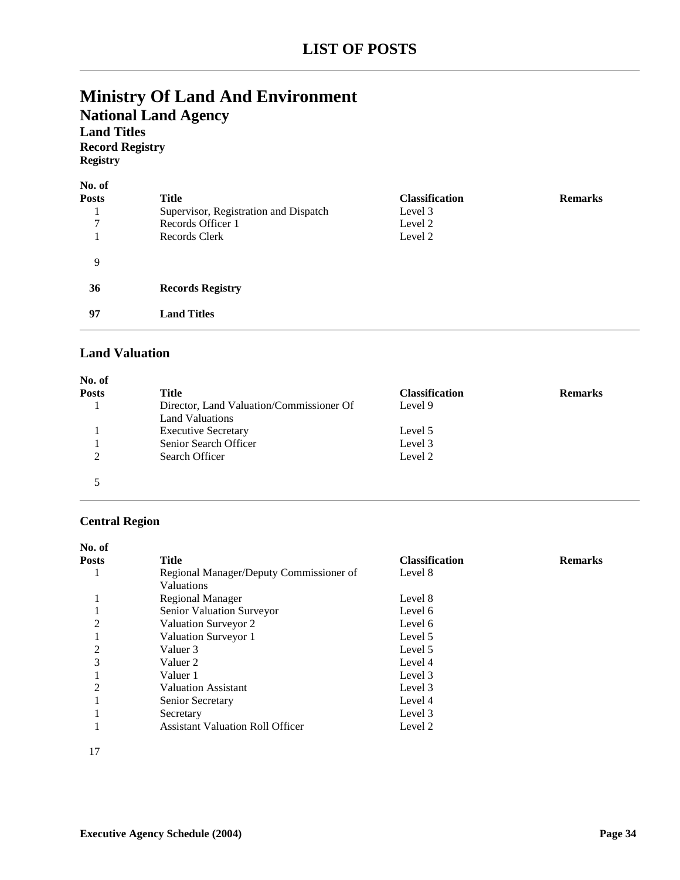# LIST OF POSTS

## Ministry Of Land And Environment

### National Land Agency

#### Land Titles

##### Record Registry

**Registry**

| No. of Posts | Title | Classification | Remarks |
|---|---|---|---|
| 1 | Supervisor, Registration and Dispatch | Level 3 | |
| 7 | Records Officer 1 | Level 2 | |
| 1 | Records Clerk | Level 2 | |
| 9 | | | |
| **36** | **Records Registry** | | |
| **97** | **Land Titles** | | |

#### Land Valuation

| No. of Posts | Title | Classification | Remarks |
|---|---|---|---|
| 1 | Director, Land Valuation/Commissioner Of Land Valuations | Level 9 | |
| 1 | Executive Secretary | Level 5 | |
| 1 | Senior Search Officer | Level 3 | |
| 2 | Search Officer | Level 2 | |
| 5 | | | |

#### Central Region

| No. of Posts | Title | Classification | Remarks |
|---|---|---|---|
| 1 | Regional Manager/Deputy Commissioner of Valuations | Level 8 | |
| 1 | Regional Manager | Level 8 | |
| 1 | Senior Valuation Surveyor | Level 6 | |
| 2 | Valuation Surveyor 2 | Level 6 | |
| 1 | Valuation Surveyor 1 | Level 5 | |
| 2 | Valuer 3 | Level 5 | |
| 3 | Valuer 2 | Level 4 | |
| 1 | Valuer 1 | Level 3 | |
| 2 | Valuation Assistant | Level 3 | |
| 1 | Senior Secretary | Level 4 | |
| 1 | Secretary | Level 3 | |
| 1 | Assistant Valuation Roll Officer | Level 2 | |
| 17 | | | |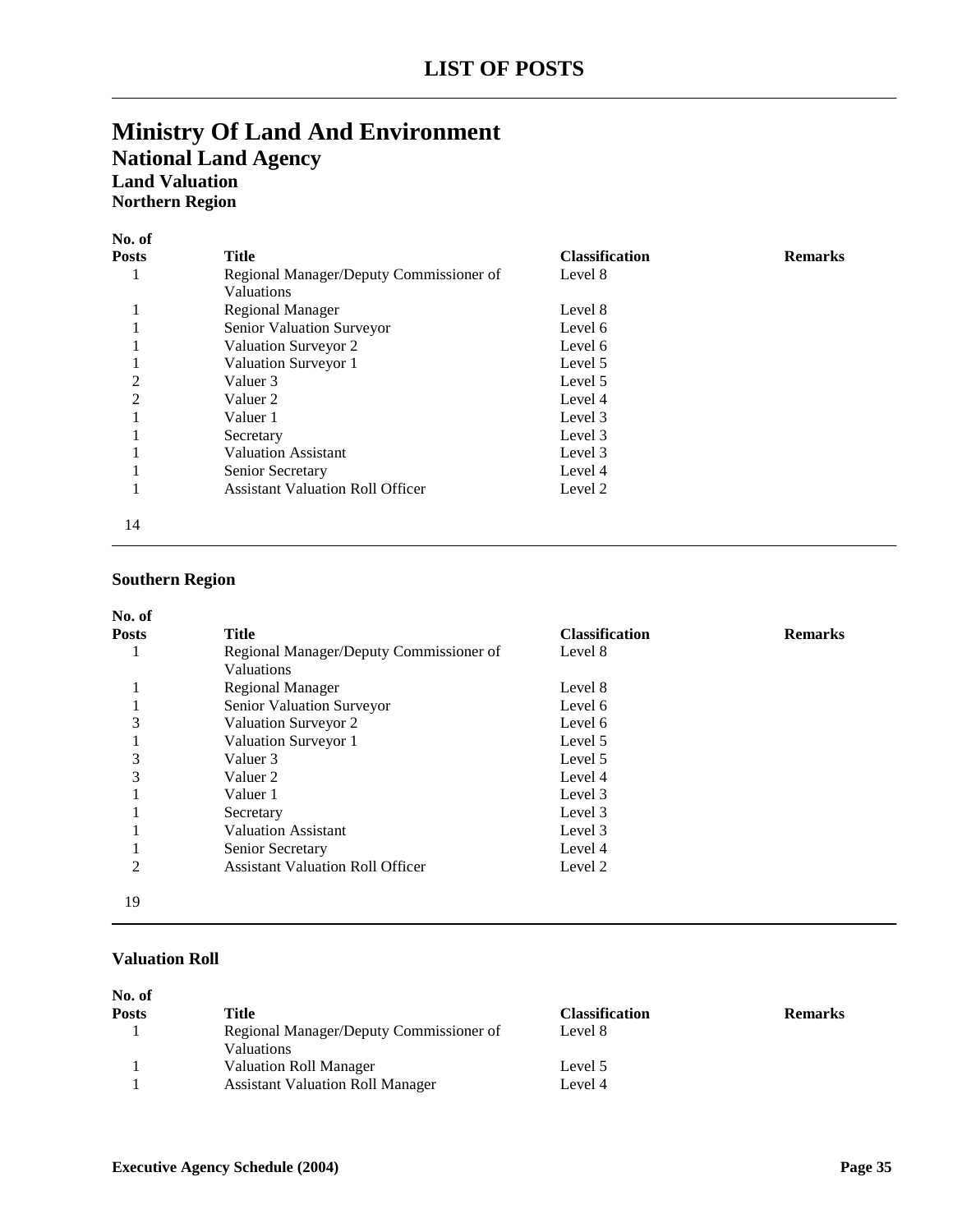# LIST OF POSTS

# Ministry Of Land And Environment

## National Land Agency

### Land Valuation

### Northern Region

| No. of Posts | Title | Classification | Remarks |
|---|---|---|---|
| 1 | Regional Manager/Deputy Commissioner of Valuations | Level 8 | |
| 1 | Regional Manager | Level 8 | |
| 1 | Senior Valuation Surveyor | Level 6 | |
| 1 | Valuation Surveyor 2 | Level 6 | |
| 1 | Valuation Surveyor 1 | Level 5 | |
| 2 | Valuer 3 | Level 5 | |
| 2 | Valuer 2 | Level 4 | |
| 1 | Valuer 1 | Level 3 | |
| 1 | Secretary | Level 3 | |
| 1 | Valuation Assistant | Level 3 | |
| 1 | Senior Secretary | Level 4 | |
| 1 | Assistant Valuation Roll Officer | Level 2 | |
| 14 | | | |

### Southern Region

| No. of Posts | Title | Classification | Remarks |
|---|---|---|---|
| 1 | Regional Manager/Deputy Commissioner of Valuations | Level 8 | |
| 1 | Regional Manager | Level 8 | |
| 1 | Senior Valuation Surveyor | Level 6 | |
| 3 | Valuation Surveyor 2 | Level 6 | |
| 1 | Valuation Surveyor 1 | Level 5 | |
| 3 | Valuer 3 | Level 5 | |
| 3 | Valuer 2 | Level 4 | |
| 1 | Valuer 1 | Level 3 | |
| 1 | Secretary | Level 3 | |
| 1 | Valuation Assistant | Level 3 | |
| 1 | Senior Secretary | Level 4 | |
| 2 | Assistant Valuation Roll Officer | Level 2 | |
| 19 | | | |

### Valuation Roll

| No. of Posts | Title | Classification | Remarks |
|---|---|---|---|
| 1 | Regional Manager/Deputy Commissioner of Valuations | Level 8 | |
| 1 | Valuation Roll Manager | Level 5 | |
| 1 | Assistant Valuation Roll Manager | Level 4 | |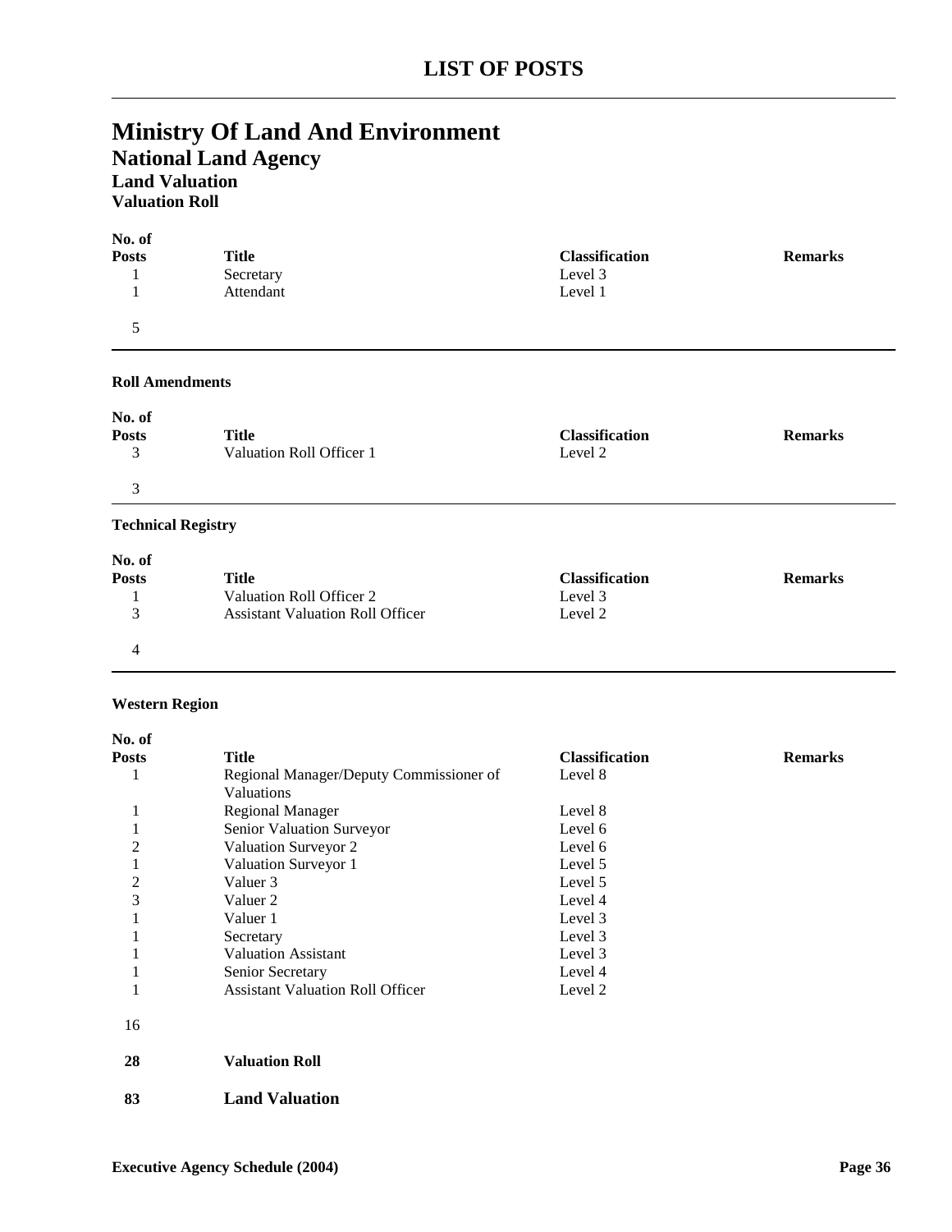## LIST OF POSTS

# Ministry Of Land And Environment

## National Land Agency

### Land Valuation

#### Valuation Roll

| No. of Posts | Title | Classification | Remarks |
|---|---|---|---|
| 1 | Secretary | Level 3 | |
| 1 | Attendant | Level 1 | |
| 5 | | | |

**Roll Amendments**

| No. of Posts | Title | Classification | Remarks |
|---|---|---|---|
| 3 | Valuation Roll Officer 1 | Level 2 | |
| 3 | | | |

**Technical Registry**

| No. of Posts | Title | Classification | Remarks |
|---|---|---|---|
| 1 | Valuation Roll Officer 2 | Level 3 | |
| 3 | Assistant Valuation Roll Officer | Level 2 | |
| 4 | | | |

**Western Region**

| No. of Posts | Title | Classification | Remarks |
|---|---|---|---|
| 1 | Regional Manager/Deputy Commissioner of Valuations | Level 8 | |
| 1 | Regional Manager | Level 8 | |
| 1 | Senior Valuation Surveyor | Level 6 | |
| 2 | Valuation Surveyor 2 | Level 6 | |
| 1 | Valuation Surveyor 1 | Level 5 | |
| 2 | Valuer 3 | Level 5 | |
| 3 | Valuer 2 | Level 4 | |
| 1 | Valuer 1 | Level 3 | |
| 1 | Secretary | Level 3 | |
| 1 | Valuation Assistant | Level 3 | |
| 1 | Senior Secretary | Level 4 | |
| 1 | Assistant Valuation Roll Officer | Level 2 | |
| 16 | | | |

| | |
|---|---|
| **28** | **Valuation Roll** |
| **83** | **Land Valuation** |

**Executive Agency Schedule (2004)**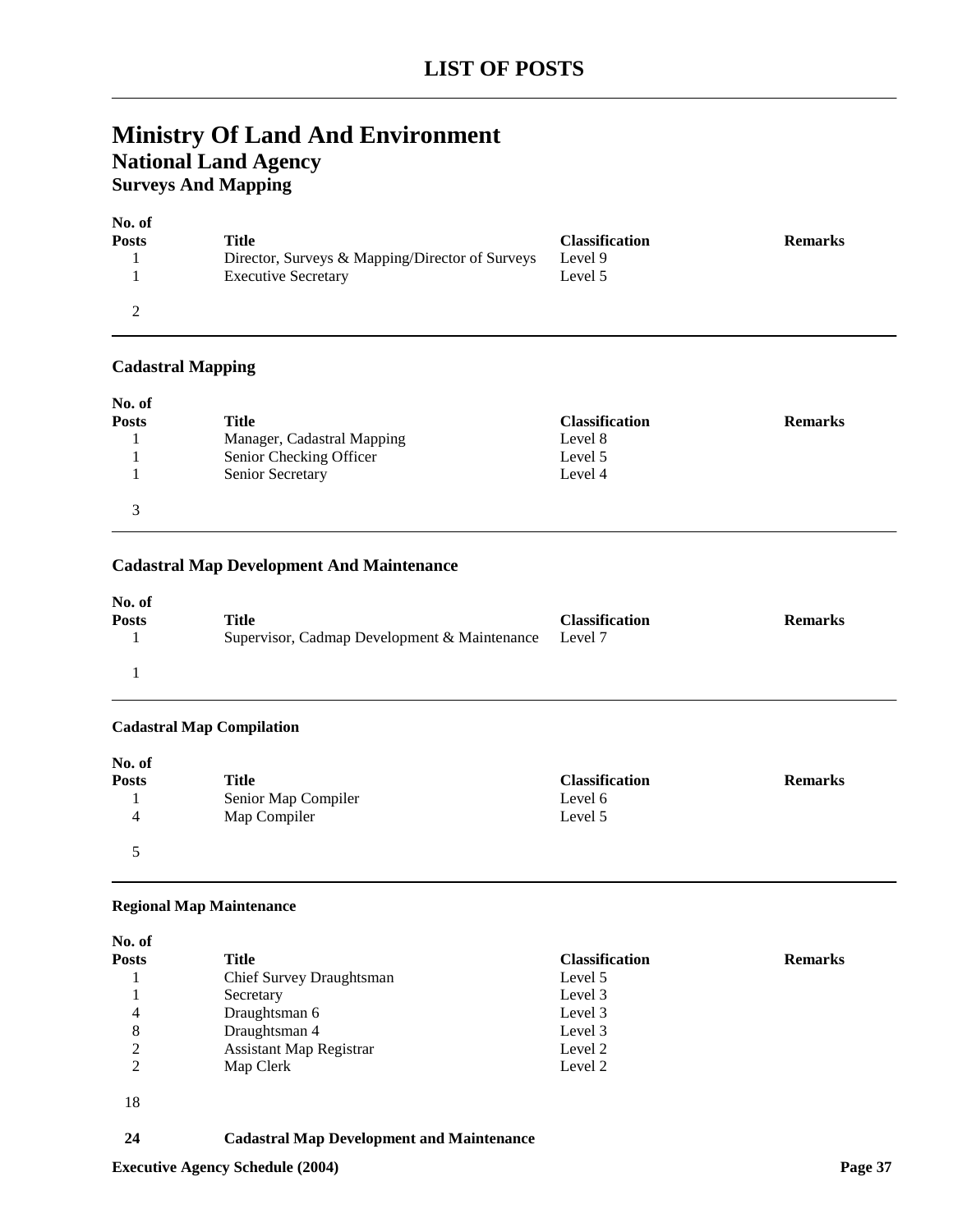# LIST OF POSTS

# Ministry Of Land And Environment

## National Land Agency

### Surveys And Mapping

| No. of Posts | Title | Classification | Remarks |
|---|---|---|---|
| 1 | Director, Surveys & Mapping/Director of Surveys | Level 9 | |
| 1 | Executive Secretary | Level 5 | |
| 2 | | | |

### Cadastral Mapping

| No. of Posts | Title | Classification | Remarks |
|---|---|---|---|
| 1 | Manager, Cadastral Mapping | Level 8 | |
| 1 | Senior Checking Officer | Level 5 | |
| 1 | Senior Secretary | Level 4 | |
| 3 | | | |

### Cadastral Map Development And Maintenance

| No. of Posts | Title | Classification | Remarks |
|---|---|---|---|
| 1 | Supervisor, Cadmap Development & Maintenance | Level 7 | |
| 1 | | | |

#### Cadastral Map Compilation

| No. of Posts | Title | Classification | Remarks |
|---|---|---|---|
| 1 | Senior Map Compiler | Level 6 | |
| 4 | Map Compiler | Level 5 | |
| 5 | | | |

#### Regional Map Maintenance

| No. of Posts | Title | Classification | Remarks |
|---|---|---|---|
| 1 | Chief Survey Draughtsman | Level 5 | |
| 1 | Secretary | Level 3 | |
| 4 | Draughtsman 6 | Level 3 | |
| 8 | Draughtsman 4 | Level 3 | |
| 2 | Assistant Map Registrar | Level 2 | |
| 2 | Map Clerk | Level 2 | |
| 18 | | | |

**24** **Cadastral Map Development and Maintenance**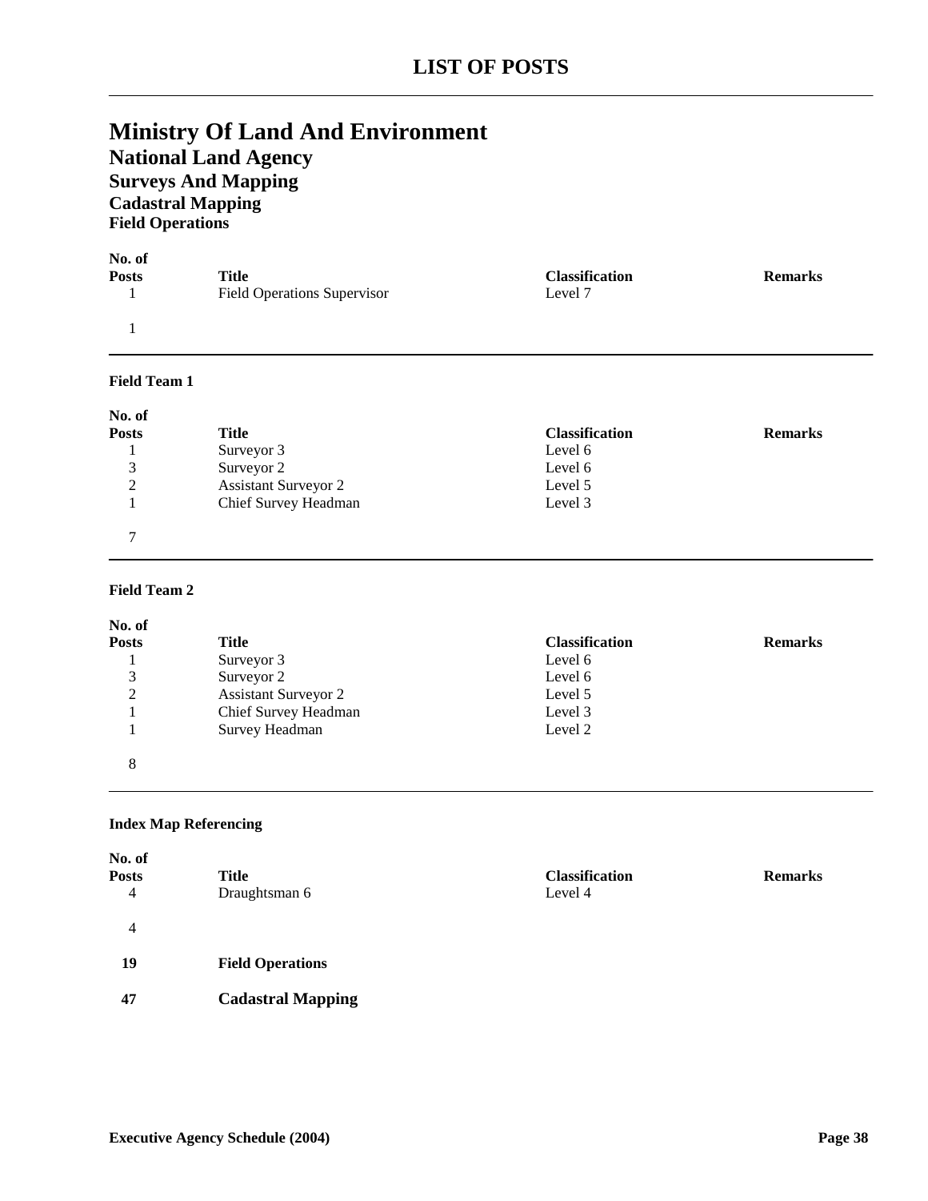# LIST OF POSTS

# Ministry Of Land And Environment

## National Land Agency

### Surveys And Mapping

#### Cadastral Mapping

##### Field Operations

| No. of Posts | Title | Classification | Remarks |
|---|---|---|---|
| 1 | Field Operations Supervisor | Level 7 | |
| 1 | | | |

**Field Team 1**

| No. of Posts | Title | Classification | Remarks |
|---|---|---|---|
| 1 | Surveyor 3 | Level 6 | |
| 3 | Surveyor 2 | Level 6 | |
| 2 | Assistant Surveyor 2 | Level 5 | |
| 1 | Chief Survey Headman | Level 3 | |
| 7 | | | |

**Field Team 2**

| No. of Posts | Title | Classification | Remarks |
|---|---|---|---|
| 1 | Surveyor 3 | Level 6 | |
| 3 | Surveyor 2 | Level 6 | |
| 2 | Assistant Surveyor 2 | Level 5 | |
| 1 | Chief Survey Headman | Level 3 | |
| 1 | Survey Headman | Level 2 | |
| 8 | | | |

**Index Map Referencing**

| No. of Posts | Title | Classification | Remarks |
|---|---|---|---|
| 4 | Draughtsman 6 | Level 4 | |
| 4 | | | |

**19** **Field Operations**

**47** **Cadastral Mapping**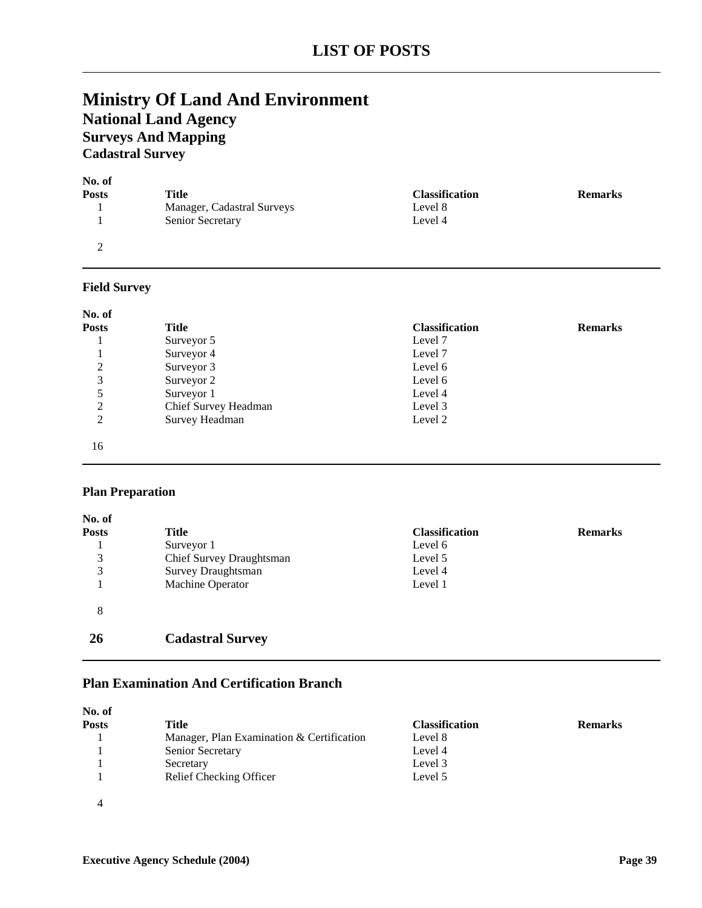# LIST OF POSTS

# Ministry Of Land And Environment

## National Land Agency

## Surveys And Mapping

### Cadastral Survey

| No. of Posts | Title | Classification | Remarks |
|---|---|---|---|
| 1 | Manager, Cadastral Surveys | Level 8 | |
| 1 | Senior Secretary | Level 4 | |
| 2 | | | |

### Field Survey

| No. of Posts | Title | Classification | Remarks |
|---|---|---|---|
| 1 | Surveyor 5 | Level 7 | |
| 1 | Surveyor 4 | Level 7 | |
| 2 | Surveyor 3 | Level 6 | |
| 3 | Surveyor 2 | Level 6 | |
| 5 | Surveyor 1 | Level 4 | |
| 2 | Chief Survey Headman | Level 3 | |
| 2 | Survey Headman | Level 2 | |
| 16 | | | |

### Plan Preparation

| No. of Posts | Title | Classification | Remarks |
|---|---|---|---|
| 1 | Surveyor 1 | Level 6 | |
| 3 | Chief Survey Draughtsman | Level 5 | |
| 3 | Survey Draughtsman | Level 4 | |
| 1 | Machine Operator | Level 1 | |
| 8 | | | |

**26 Cadastral Survey**

### Plan Examination And Certification Branch

| No. of Posts | Title | Classification | Remarks |
|---|---|---|---|
| 1 | Manager, Plan Examination & Certification | Level 8 | |
| 1 | Senior Secretary | Level 4 | |
| 1 | Secretary | Level 3 | |
| 1 | Relief Checking Officer | Level 5 | |
| 4 | | | |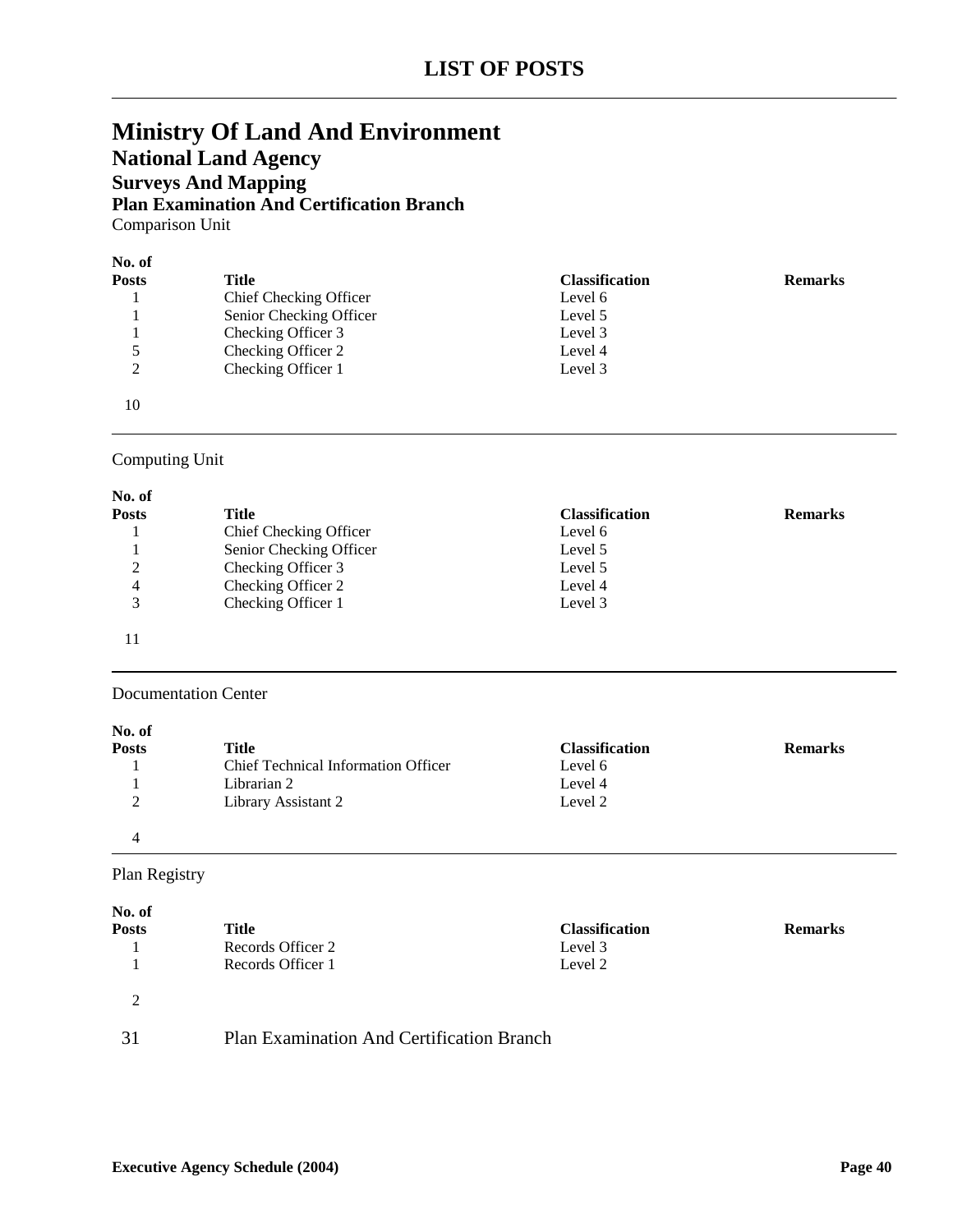# LIST OF POSTS

# Ministry Of Land And Environment

## National Land Agency

### Surveys And Mapping

#### Plan Examination And Certification Branch

Comparison Unit

| No. of Posts | Title | Classification | Remarks |
|---|---|---|---|
| 1 | Chief Checking Officer | Level 6 | |
| 1 | Senior Checking Officer | Level 5 | |
| 1 | Checking Officer 3 | Level 3 | |
| 5 | Checking Officer 2 | Level 4 | |
| 2 | Checking Officer 1 | Level 3 | |
| 10 | | | |

Computing Unit

| No. of Posts | Title | Classification | Remarks |
|---|---|---|---|
| 1 | Chief Checking Officer | Level 6 | |
| 1 | Senior Checking Officer | Level 5 | |
| 2 | Checking Officer 3 | Level 5 | |
| 4 | Checking Officer 2 | Level 4 | |
| 3 | Checking Officer 1 | Level 3 | |
| 11 | | | |

Documentation Center

| No. of Posts | Title | Classification | Remarks |
|---|---|---|---|
| 1 | Chief Technical Information Officer | Level 6 | |
| 1 | Librarian 2 | Level 4 | |
| 2 | Library Assistant 2 | Level 2 | |
| 4 | | | |

Plan Registry

| No. of Posts | Title | Classification | Remarks |
|---|---|---|---|
| 1 | Records Officer 2 | Level 3 | |
| 1 | Records Officer 1 | Level 2 | |
| 2 | | | |

31 Plan Examination And Certification Branch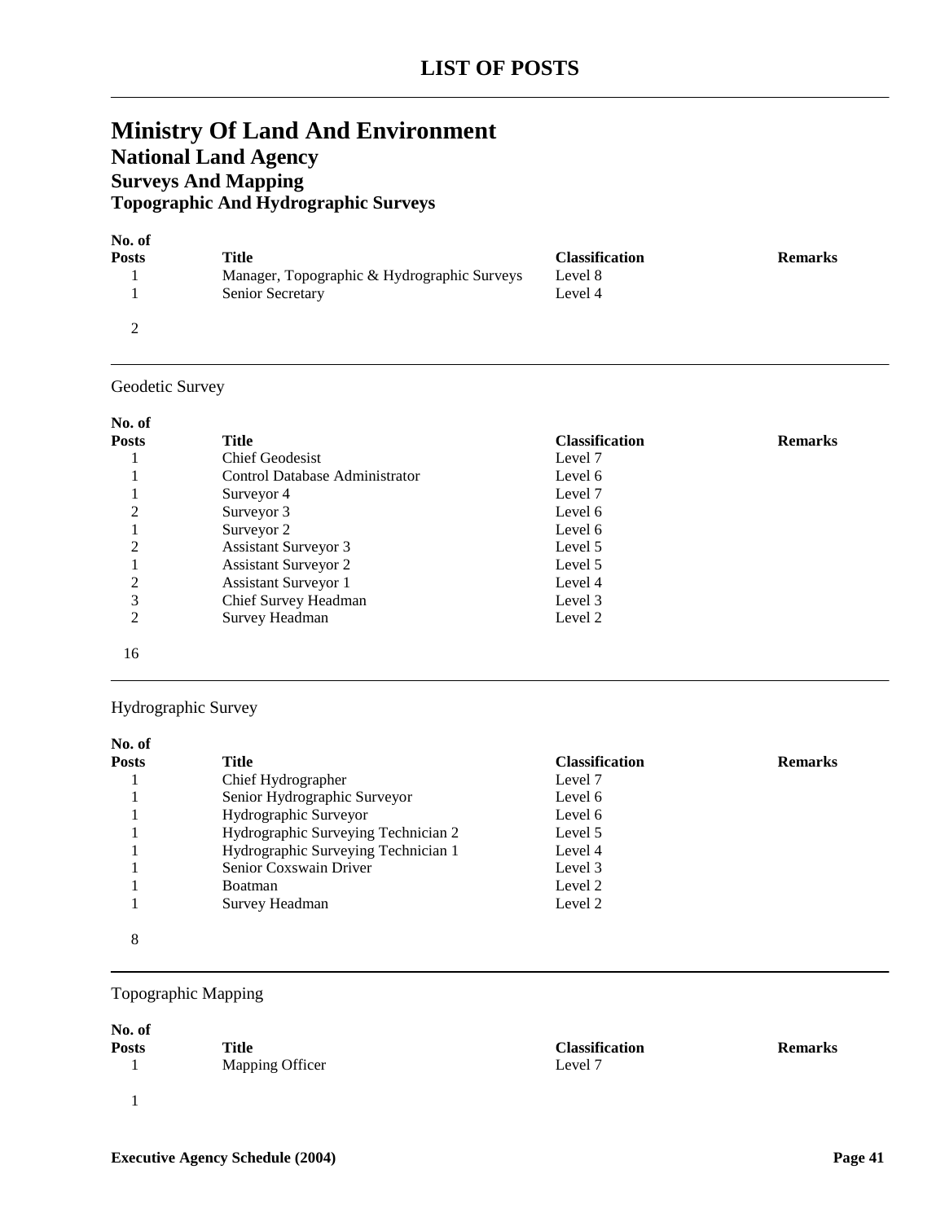# LIST OF POSTS

## Ministry Of Land And Environment

### National Land Agency

### Surveys And Mapping

### Topographic And Hydrographic Surveys

| No. of Posts | Title | Classification | Remarks |
|---|---|---|---|
| 1 | Manager, Topographic & Hydrographic Surveys | Level 8 | |
| 1 | Senior Secretary | Level 4 | |
| 2 | | | |

Geodetic Survey

| No. of Posts | Title | Classification | Remarks |
|---|---|---|---|
| 1 | Chief Geodesist | Level 7 | |
| 1 | Control Database Administrator | Level 6 | |
| 1 | Surveyor 4 | Level 7 | |
| 2 | Surveyor 3 | Level 6 | |
| 1 | Surveyor 2 | Level 6 | |
| 2 | Assistant Surveyor 3 | Level 5 | |
| 1 | Assistant Surveyor 2 | Level 5 | |
| 2 | Assistant Surveyor 1 | Level 4 | |
| 3 | Chief Survey Headman | Level 3 | |
| 2 | Survey Headman | Level 2 | |
| 16 | | | |

Hydrographic Survey

| No. of Posts | Title | Classification | Remarks |
|---|---|---|---|
| 1 | Chief Hydrographer | Level 7 | |
| 1 | Senior Hydrographic Surveyor | Level 6 | |
| 1 | Hydrographic Surveyor | Level 6 | |
| 1 | Hydrographic Surveying Technician 2 | Level 5 | |
| 1 | Hydrographic Surveying Technician 1 | Level 4 | |
| 1 | Senior Coxswain Driver | Level 3 | |
| 1 | Boatman | Level 2 | |
| 1 | Survey Headman | Level 2 | |
| 8 | | | |

Topographic Mapping

| No. of Posts | Title | Classification | Remarks |
|---|---|---|---|
| 1 | Mapping Officer | Level 7 | |
| 1 | | | |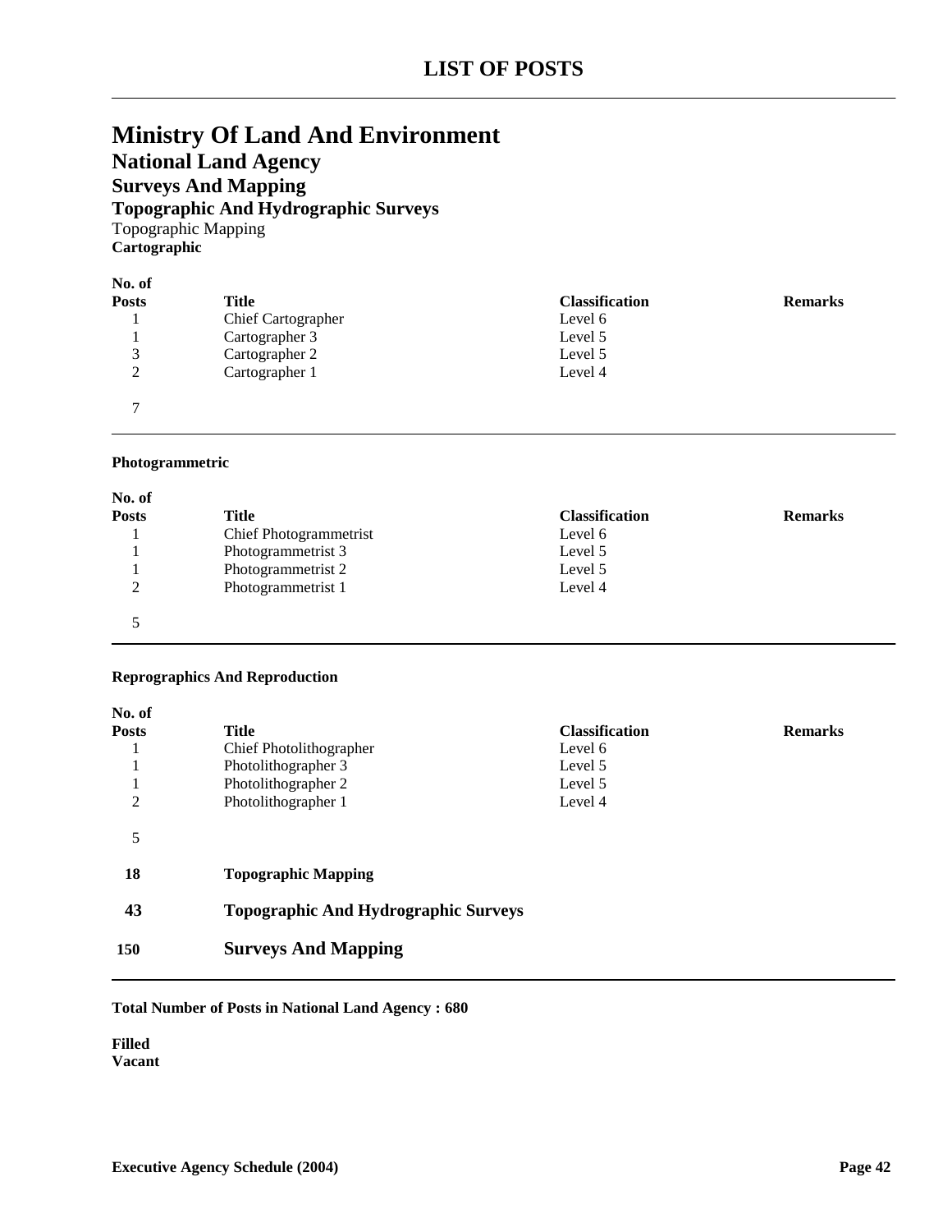# LIST OF POSTS

# Ministry Of Land And Environment

## National Land Agency

## Surveys And Mapping

### Topographic And Hydrographic Surveys

Topographic Mapping

**Cartographic**

| No. of Posts | Title | Classification | Remarks |
|---|---|---|---|
| 1 | Chief Cartographer | Level 6 | |
| 1 | Cartographer 3 | Level 5 | |
| 3 | Cartographer 2 | Level 5 | |
| 2 | Cartographer 1 | Level 4 | |
| 7 | | | |

**Photogrammetric**

| No. of Posts | Title | Classification | Remarks |
|---|---|---|---|
| 1 | Chief Photogrammetrist | Level 6 | |
| 1 | Photogrammetrist 3 | Level 5 | |
| 1 | Photogrammetrist 2 | Level 5 | |
| 2 | Photogrammetrist 1 | Level 4 | |
| 5 | | | |

**Reprographics And Reproduction**

| No. of Posts | Title | Classification | Remarks |
|---|---|---|---|
| 1 | Chief Photolithographer | Level 6 | |
| 1 | Photolithographer 3 | Level 5 | |
| 1 | Photolithographer 2 | Level 5 | |
| 2 | Photolithographer 1 | Level 4 | |
| 5 | | | |

**18** **Topographic Mapping**

**43** **Topographic And Hydrographic Surveys**

**150** **Surveys And Mapping**

**Total Number of Posts in National Land Agency : 680**

**Filled**
**Vacant**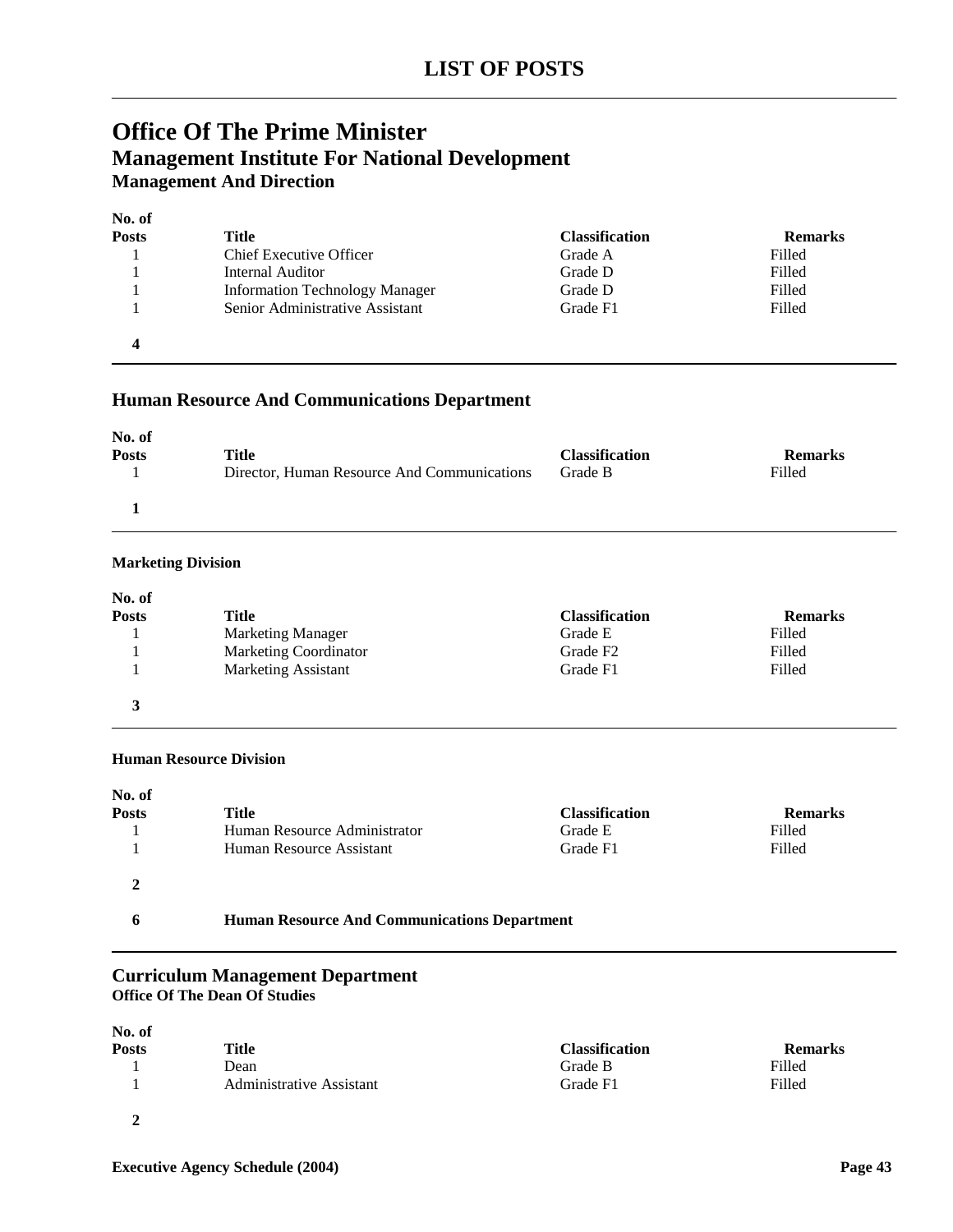# LIST OF POSTS

## Office Of The Prime Minister

## Management Institute For National Development

### Management And Direction

| No. of Posts | Title | Classification | Remarks |
|---|---|---|---|
| 1 | Chief Executive Officer | Grade A | Filled |
| 1 | Internal Auditor | Grade D | Filled |
| 1 | Information Technology Manager | Grade D | Filled |
| 1 | Senior Administrative Assistant | Grade F1 | Filled |
| **4** | | | |

## Human Resource And Communications Department

| No. of Posts | Title | Classification | Remarks |
|---|---|---|---|
| 1 | Director, Human Resource And Communications | Grade B | Filled |
| **1** | | | |

#### Marketing Division

| No. of Posts | Title | Classification | Remarks |
|---|---|---|---|
| 1 | Marketing Manager | Grade E | Filled |
| 1 | Marketing Coordinator | Grade F2 | Filled |
| 1 | Marketing Assistant | Grade F1 | Filled |
| **3** | | | |

#### Human Resource Division

| No. of Posts | Title | Classification | Remarks |
|---|---|---|---|
| 1 | Human Resource Administrator | Grade E | Filled |
| 1 | Human Resource Assistant | Grade F1 | Filled |
| **2** | | | |

**6** **Human Resource And Communications Department**

## Curriculum Management Department

#### Office Of The Dean Of Studies

| No. of Posts | Title | Classification | Remarks |
|---|---|---|---|
| 1 | Dean | Grade B | Filled |
| 1 | Administrative Assistant | Grade F1 | Filled |
| **2** | | | |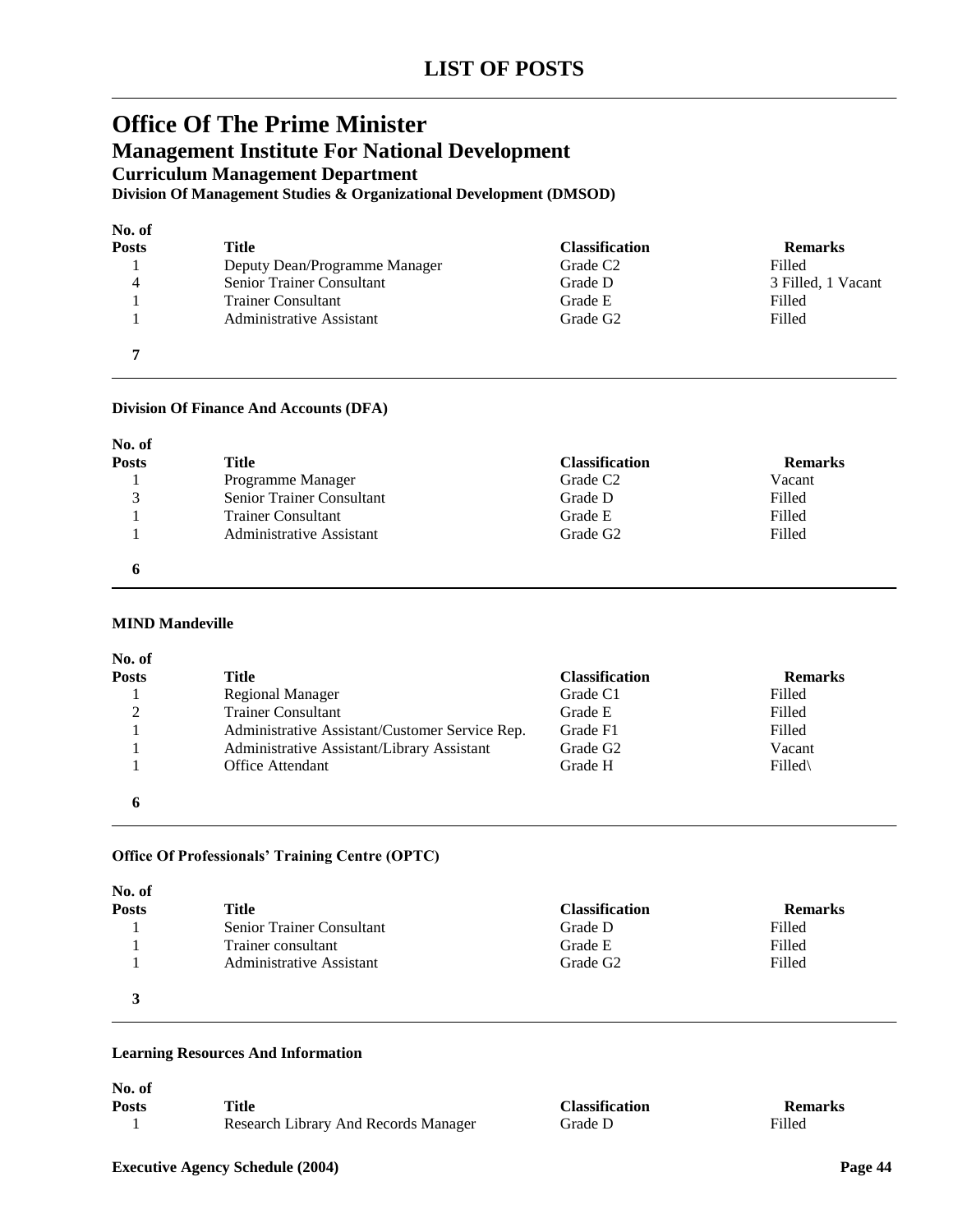# LIST OF POSTS

## Office Of The Prime Minister

### Management Institute For National Development

#### Curriculum Management Department

**Division Of Management Studies & Organizational Development (DMSOD)**

| No. of Posts | Title | Classification | Remarks |
|---|---|---|---|
| 1 | Deputy Dean/Programme Manager | Grade C2 | Filled |
| 4 | Senior Trainer Consultant | Grade D | 3 Filled, 1 Vacant |
| 1 | Trainer Consultant | Grade E | Filled |
| 1 | Administrative Assistant | Grade G2 | Filled |
| **7** | | | |

**Division Of Finance And Accounts (DFA)**

| No. of Posts | Title | Classification | Remarks |
|---|---|---|---|
| 1 | Programme Manager | Grade C2 | Vacant |
| 3 | Senior Trainer Consultant | Grade D | Filled |
| 1 | Trainer Consultant | Grade E | Filled |
| 1 | Administrative Assistant | Grade G2 | Filled |
| **6** | | | |

**MIND Mandeville**

| No. of Posts | Title | Classification | Remarks |
|---|---|---|---|
| 1 | Regional Manager | Grade C1 | Filled |
| 2 | Trainer Consultant | Grade E | Filled |
| 1 | Administrative Assistant/Customer Service Rep. | Grade F1 | Filled |
| 1 | Administrative Assistant/Library Assistant | Grade G2 | Vacant |
| 1 | Office Attendant | Grade H | Filled\ |
| **6** | | | |

**Office Of Professionals' Training Centre (OPTC)**

| No. of Posts | Title | Classification | Remarks |
|---|---|---|---|
| 1 | Senior Trainer Consultant | Grade D | Filled |
| 1 | Trainer consultant | Grade E | Filled |
| 1 | Administrative Assistant | Grade G2 | Filled |
| **3** | | | |

**Learning Resources And Information**

| No. of Posts | Title | Classification | Remarks |
|---|---|---|---|
| 1 | Research Library And Records Manager | Grade D | Filled |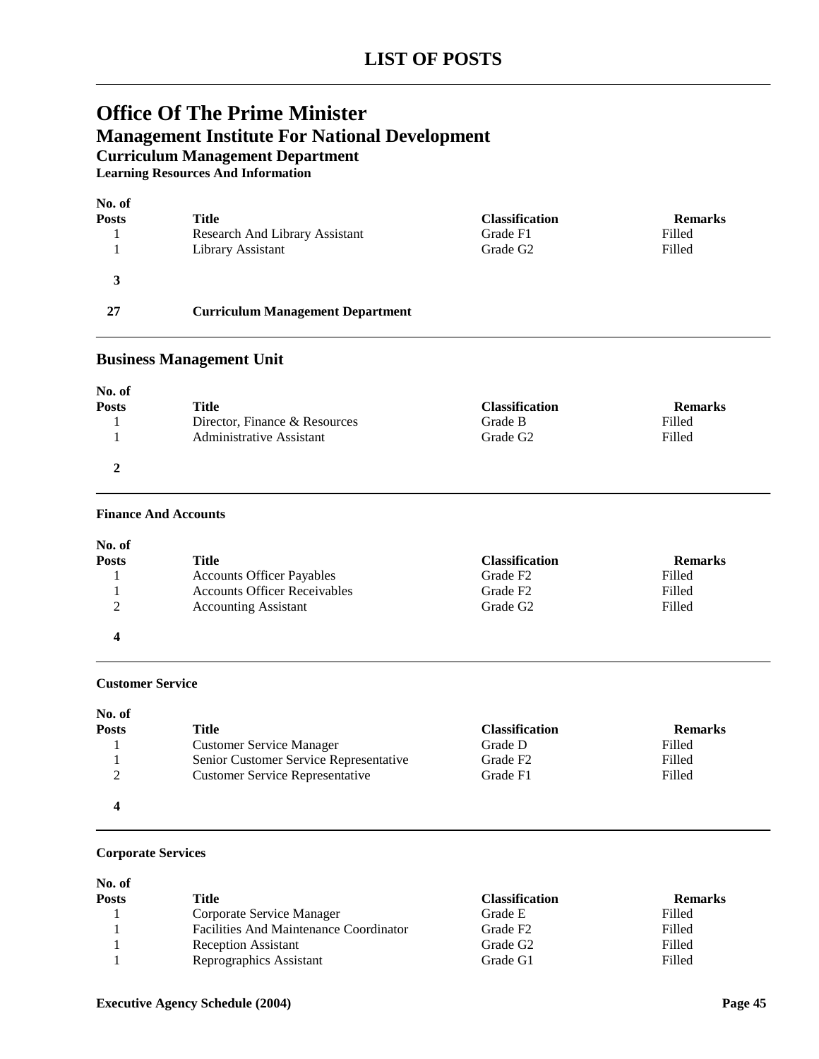# LIST OF POSTS

# Office Of The Prime Minister

## Management Institute For National Development

### Curriculum Management Department

#### Learning Resources And Information

| No. of Posts | Title | Classification | Remarks |
|---|---|---|---|
| 1 | Research And Library Assistant | Grade F1 | Filled |
| 1 | Library Assistant | Grade G2 | Filled |
| **3** | | | |
| **27** | **Curriculum Management Department** | | |

### Business Management Unit

| No. of Posts | Title | Classification | Remarks |
|---|---|---|---|
| 1 | Director, Finance & Resources | Grade B | Filled |
| 1 | Administrative Assistant | Grade G2 | Filled |
| **2** | | | |

#### Finance And Accounts

| No. of Posts | Title | Classification | Remarks |
|---|---|---|---|
| 1 | Accounts Officer Payables | Grade F2 | Filled |
| 1 | Accounts Officer Receivables | Grade F2 | Filled |
| 2 | Accounting Assistant | Grade G2 | Filled |
| **4** | | | |

#### Customer Service

| No. of Posts | Title | Classification | Remarks |
|---|---|---|---|
| 1 | Customer Service Manager | Grade D | Filled |
| 1 | Senior Customer Service Representative | Grade F2 | Filled |
| 2 | Customer Service Representative | Grade F1 | Filled |
| **4** | | | |

#### Corporate Services

| No. of Posts | Title | Classification | Remarks |
|---|---|---|---|
| 1 | Corporate Service Manager | Grade E | Filled |
| 1 | Facilities And Maintenance Coordinator | Grade F2 | Filled |
| 1 | Reception Assistant | Grade G2 | Filled |
| 1 | Reprographics Assistant | Grade G1 | Filled |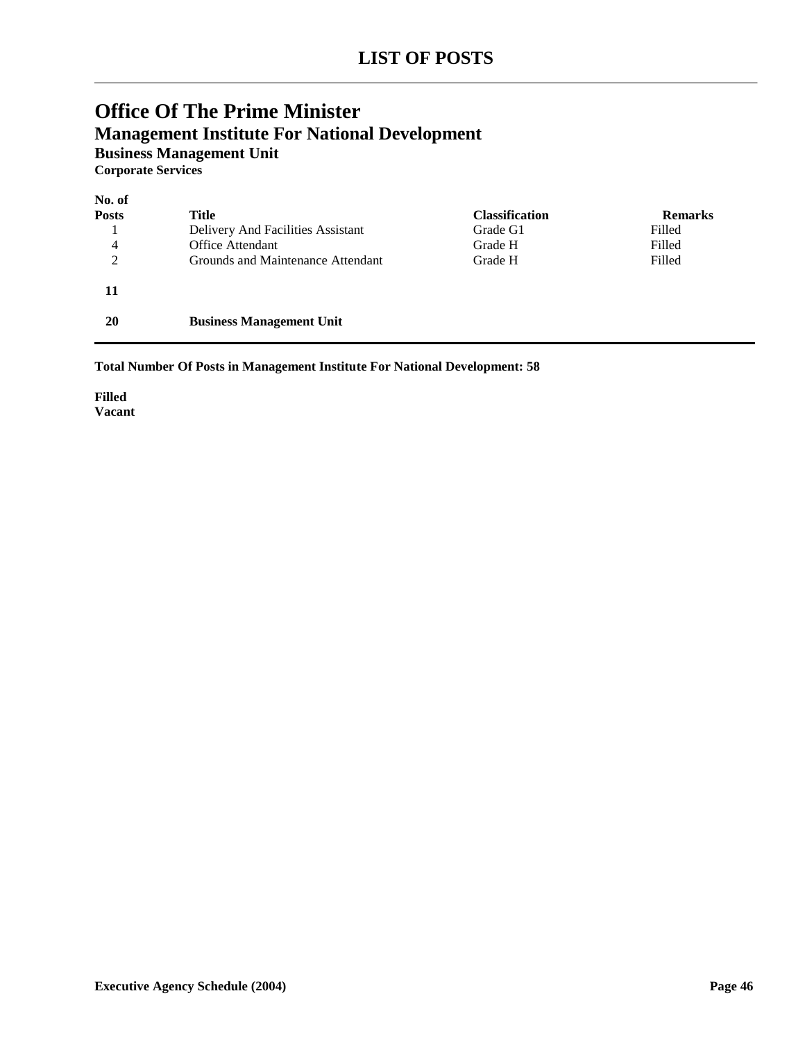# LIST OF POSTS

## Office Of The Prime Minister

### Management Institute For National Development

#### Business Management Unit

**Corporate Services**

| No. of Posts | Title | Classification | Remarks |
|---|---|---|---|
| 1 | Delivery And Facilities Assistant | Grade G1 | Filled |
| 4 | Office Attendant | Grade H | Filled |
| 2 | Grounds and Maintenance Attendant | Grade H | Filled |
| **11** | | | |
| **20** | **Business Management Unit** | | |

**Total Number Of Posts in Management Institute For National Development: 58**

**Filled**
**Vacant**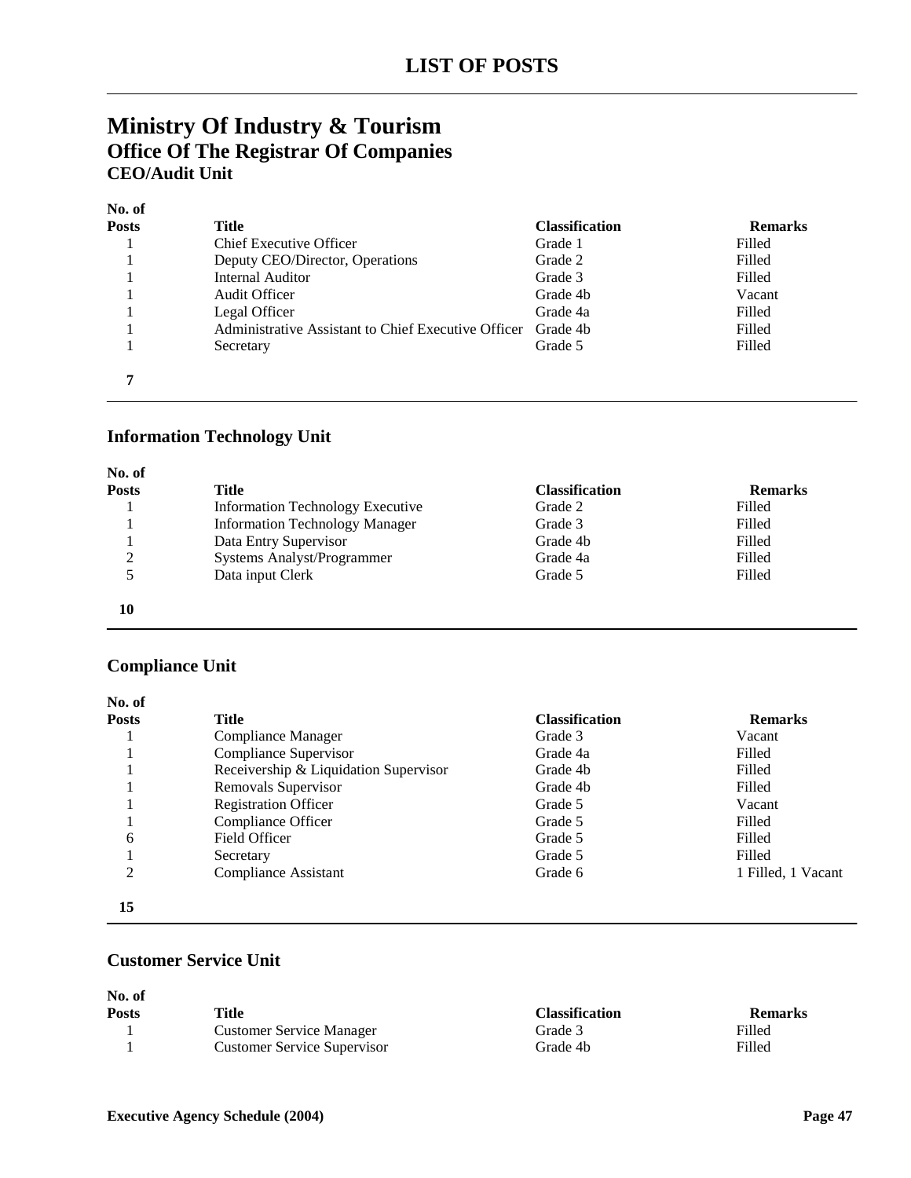# LIST OF POSTS

## Ministry Of Industry & Tourism

### Office Of The Registrar Of Companies

#### CEO/Audit Unit

| No. of Posts | Title | Classification | Remarks |
|---|---|---|---|
| 1 | Chief Executive Officer | Grade 1 | Filled |
| 1 | Deputy CEO/Director, Operations | Grade 2 | Filled |
| 1 | Internal Auditor | Grade 3 | Filled |
| 1 | Audit Officer | Grade 4b | Vacant |
| 1 | Legal Officer | Grade 4a | Filled |
| 1 | Administrative Assistant to Chief Executive Officer | Grade 4b | Filled |
| 1 | Secretary | Grade 5 | Filled |
| **7** | | | |

#### Information Technology Unit

| No. of Posts | Title | Classification | Remarks |
|---|---|---|---|
| 1 | Information Technology Executive | Grade 2 | Filled |
| 1 | Information Technology Manager | Grade 3 | Filled |
| 1 | Data Entry Supervisor | Grade 4b | Filled |
| 2 | Systems Analyst/Programmer | Grade 4a | Filled |
| 5 | Data input Clerk | Grade 5 | Filled |
| **10** | | | |

#### Compliance Unit

| No. of Posts | Title | Classification | Remarks |
|---|---|---|---|
| 1 | Compliance Manager | Grade 3 | Vacant |
| 1 | Compliance Supervisor | Grade 4a | Filled |
| 1 | Receivership & Liquidation Supervisor | Grade 4b | Filled |
| 1 | Removals Supervisor | Grade 4b | Filled |
| 1 | Registration Officer | Grade 5 | Vacant |
| 1 | Compliance Officer | Grade 5 | Filled |
| 6 | Field Officer | Grade 5 | Filled |
| 1 | Secretary | Grade 5 | Filled |
| 2 | Compliance Assistant | Grade 6 | 1 Filled, 1 Vacant |
| **15** | | | |

#### Customer Service Unit

| No. of Posts | Title | Classification | Remarks |
|---|---|---|---|
| 1 | Customer Service Manager | Grade 3 | Filled |
| 1 | Customer Service Supervisor | Grade 4b | Filled |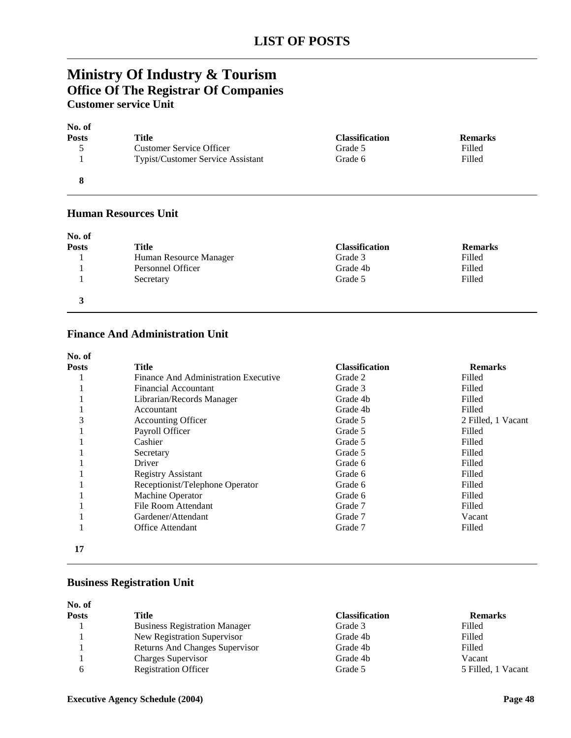# LIST OF POSTS

## Ministry Of Industry & Tourism
### Office Of The Registrar Of Companies
#### Customer service Unit

| No. of Posts | Title | Classification | Remarks |
|---|---|---|---|
| 5 | Customer Service Officer | Grade 5 | Filled |
| 1 | Typist/Customer Service Assistant | Grade 6 | Filled |
| **8** | | | |

#### Human Resources Unit

| No. of Posts | Title | Classification | Remarks |
|---|---|---|---|
| 1 | Human Resource Manager | Grade 3 | Filled |
| 1 | Personnel Officer | Grade 4b | Filled |
| 1 | Secretary | Grade 5 | Filled |
| **3** | | | |

#### Finance And Administration Unit

| No. of Posts | Title | Classification | Remarks |
|---|---|---|---|
| 1 | Finance And Administration Executive | Grade 2 | Filled |
| 1 | Financial Accountant | Grade 3 | Filled |
| 1 | Librarian/Records Manager | Grade 4b | Filled |
| 1 | Accountant | Grade 4b | Filled |
| 3 | Accounting Officer | Grade 5 | 2 Filled, 1 Vacant |
| 1 | Payroll Officer | Grade 5 | Filled |
| 1 | Cashier | Grade 5 | Filled |
| 1 | Secretary | Grade 5 | Filled |
| 1 | Driver | Grade 6 | Filled |
| 1 | Registry Assistant | Grade 6 | Filled |
| 1 | Receptionist/Telephone Operator | Grade 6 | Filled |
| 1 | Machine Operator | Grade 6 | Filled |
| 1 | File Room Attendant | Grade 7 | Filled |
| 1 | Gardener/Attendant | Grade 7 | Vacant |
| 1 | Office Attendant | Grade 7 | Filled |
| **17** | | | |

#### Business Registration Unit

| No. of Posts | Title | Classification | Remarks |
|---|---|---|---|
| 1 | Business Registration Manager | Grade 3 | Filled |
| 1 | New Registration Supervisor | Grade 4b | Filled |
| 1 | Returns And Changes Supervisor | Grade 4b | Filled |
| 1 | Charges Supervisor | Grade 4b | Vacant |
| 6 | Registration Officer | Grade 5 | 5 Filled, 1 Vacant |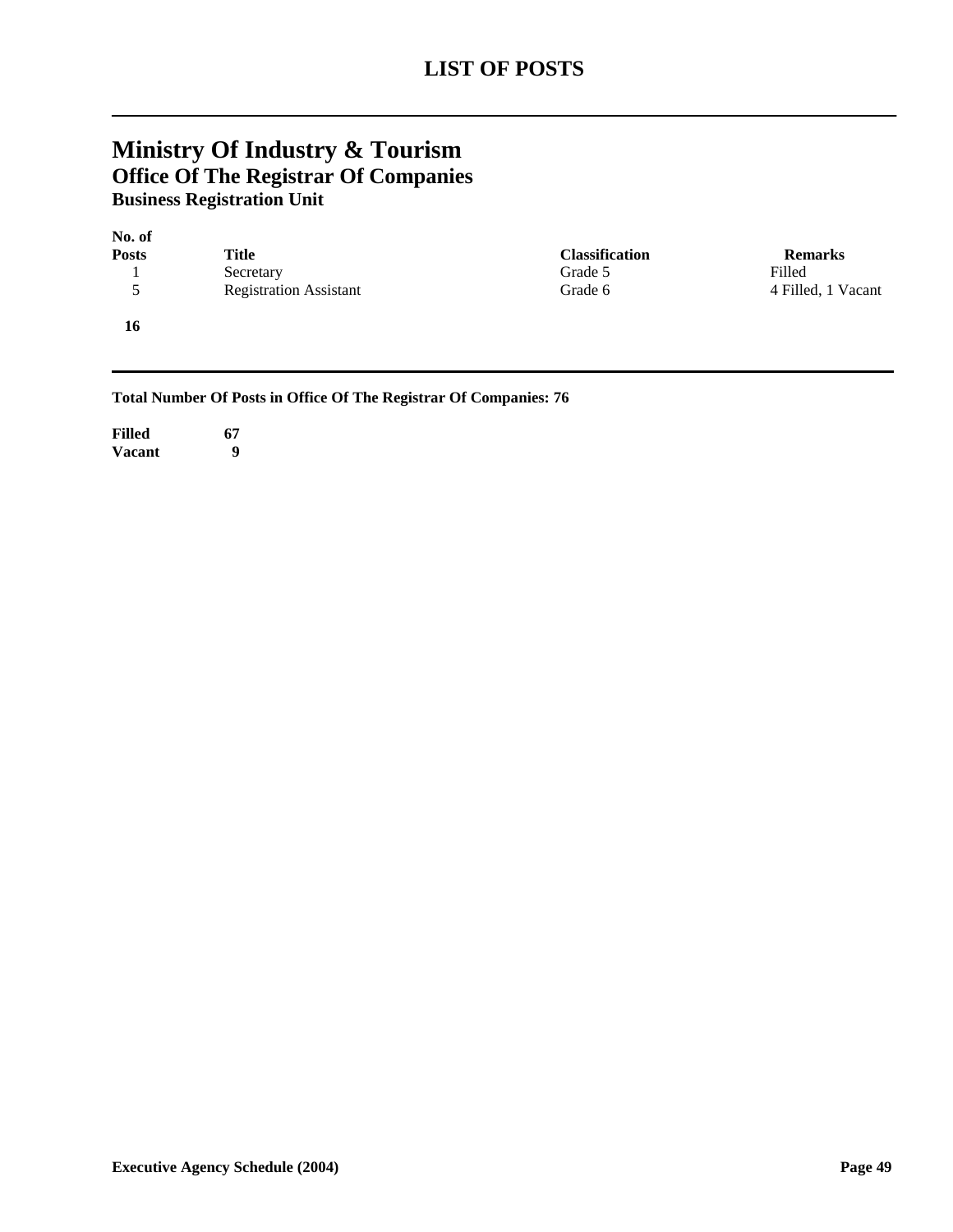# LIST OF POSTS

## Ministry Of Industry & Tourism

### Office Of The Registrar Of Companies

#### Business Registration Unit

| No. of Posts | Title | Classification | Remarks |
|---|---|---|---|
| 1 | Secretary | Grade 5 | Filled |
| 5 | Registration Assistant | Grade 6 | 4 Filled, 1 Vacant |
| **16** | | | |

**Total Number Of Posts in Office Of The Registrar Of Companies: 76**

| | |
|---|---|
| **Filled** | **67** |
| **Vacant** | **9** |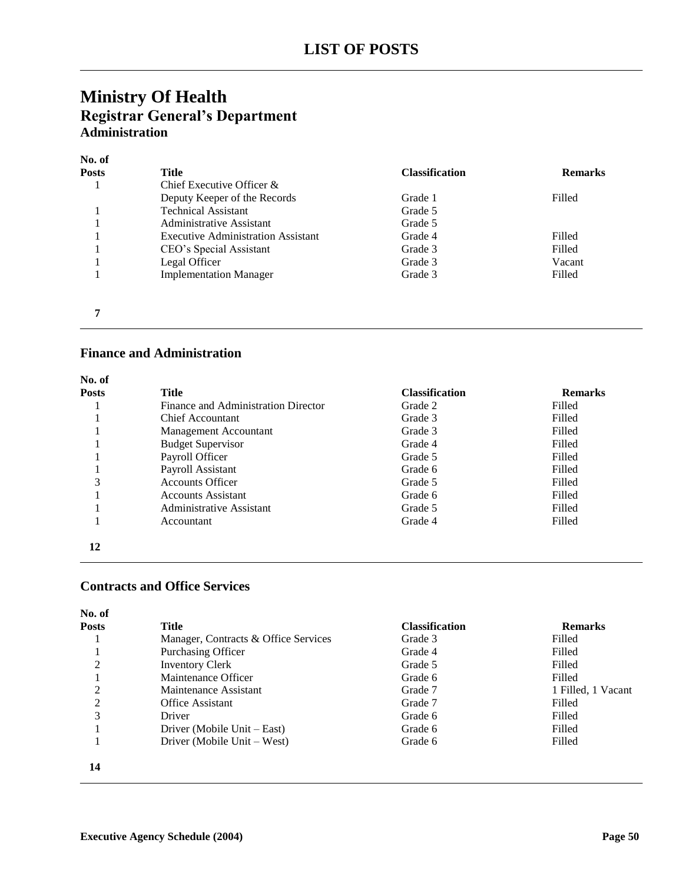# LIST OF POSTS

## Ministry Of Health

### Registrar General's Department

#### Administration

| No. of Posts | Title | Classification | Remarks |
|---|---|---|---|
| 1 | Chief Executive Officer & Deputy Keeper of the Records | Grade 1 | Filled |
| 1 | Technical Assistant | Grade 5 | |
| 1 | Administrative Assistant | Grade 5 | |
| 1 | Executive Administration Assistant | Grade 4 | Filled |
| 1 | CEO's Special Assistant | Grade 3 | Filled |
| 1 | Legal Officer | Grade 3 | Vacant |
| 1 | Implementation Manager | Grade 3 | Filled |
| **7** | | | |

#### Finance and Administration

| No. of Posts | Title | Classification | Remarks |
|---|---|---|---|
| 1 | Finance and Administration Director | Grade 2 | Filled |
| 1 | Chief Accountant | Grade 3 | Filled |
| 1 | Management Accountant | Grade 3 | Filled |
| 1 | Budget Supervisor | Grade 4 | Filled |
| 1 | Payroll Officer | Grade 5 | Filled |
| 1 | Payroll Assistant | Grade 6 | Filled |
| 3 | Accounts Officer | Grade 5 | Filled |
| 1 | Accounts Assistant | Grade 6 | Filled |
| 1 | Administrative Assistant | Grade 5 | Filled |
| 1 | Accountant | Grade 4 | Filled |
| **12** | | | |

#### Contracts and Office Services

| No. of Posts | Title | Classification | Remarks |
|---|---|---|---|
| 1 | Manager, Contracts & Office Services | Grade 3 | Filled |
| 1 | Purchasing Officer | Grade 4 | Filled |
| 2 | Inventory Clerk | Grade 5 | Filled |
| 1 | Maintenance Officer | Grade 6 | Filled |
| 2 | Maintenance Assistant | Grade 7 | 1 Filled, 1 Vacant |
| 2 | Office Assistant | Grade 7 | Filled |
| 3 | Driver | Grade 6 | Filled |
| 1 | Driver (Mobile Unit – East) | Grade 6 | Filled |
| 1 | Driver (Mobile Unit – West) | Grade 6 | Filled |
| **14** | | | |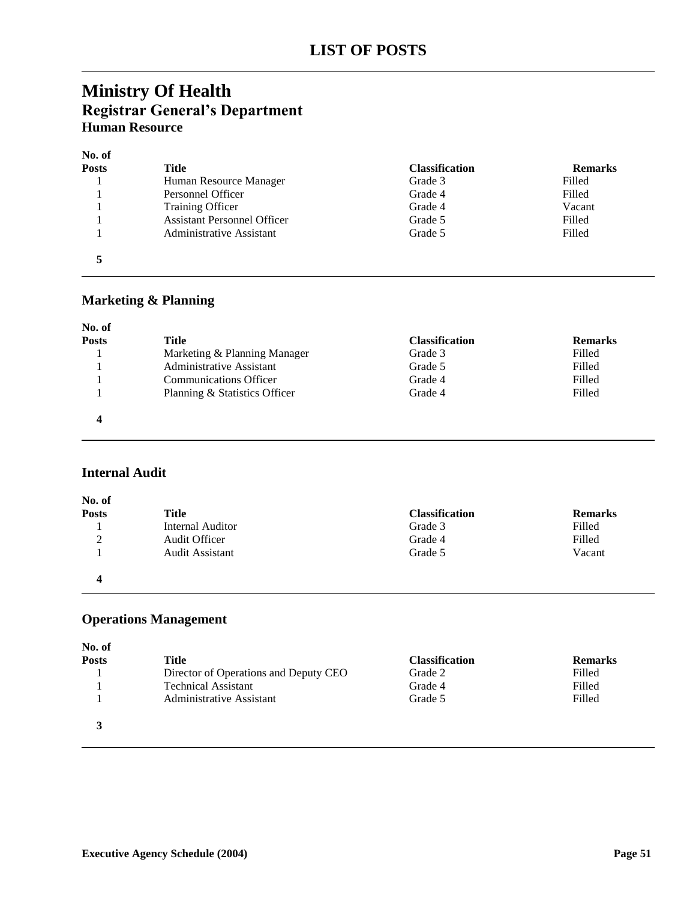# LIST OF POSTS

## Ministry Of Health

### Registrar General's Department

#### Human Resource

| No. of Posts | Title | Classification | Remarks |
|---|---|---|---|
| 1 | Human Resource Manager | Grade 3 | Filled |
| 1 | Personnel Officer | Grade 4 | Filled |
| 1 | Training Officer | Grade 4 | Vacant |
| 1 | Assistant Personnel Officer | Grade 5 | Filled |
| 1 | Administrative Assistant | Grade 5 | Filled |
| **5** | | | |

#### Marketing & Planning

| No. of Posts | Title | Classification | Remarks |
|---|---|---|---|
| 1 | Marketing & Planning Manager | Grade 3 | Filled |
| 1 | Administrative Assistant | Grade 5 | Filled |
| 1 | Communications Officer | Grade 4 | Filled |
| 1 | Planning & Statistics Officer | Grade 4 | Filled |
| **4** | | | |

#### Internal Audit

| No. of Posts | Title | Classification | Remarks |
|---|---|---|---|
| 1 | Internal Auditor | Grade 3 | Filled |
| 2 | Audit Officer | Grade 4 | Filled |
| 1 | Audit Assistant | Grade 5 | Vacant |
| **4** | | | |

#### Operations Management

| No. of Posts | Title | Classification | Remarks |
|---|---|---|---|
| 1 | Director of Operations and Deputy CEO | Grade 2 | Filled |
| 1 | Technical Assistant | Grade 4 | Filled |
| 1 | Administrative Assistant | Grade 5 | Filled |
| **3** | | | |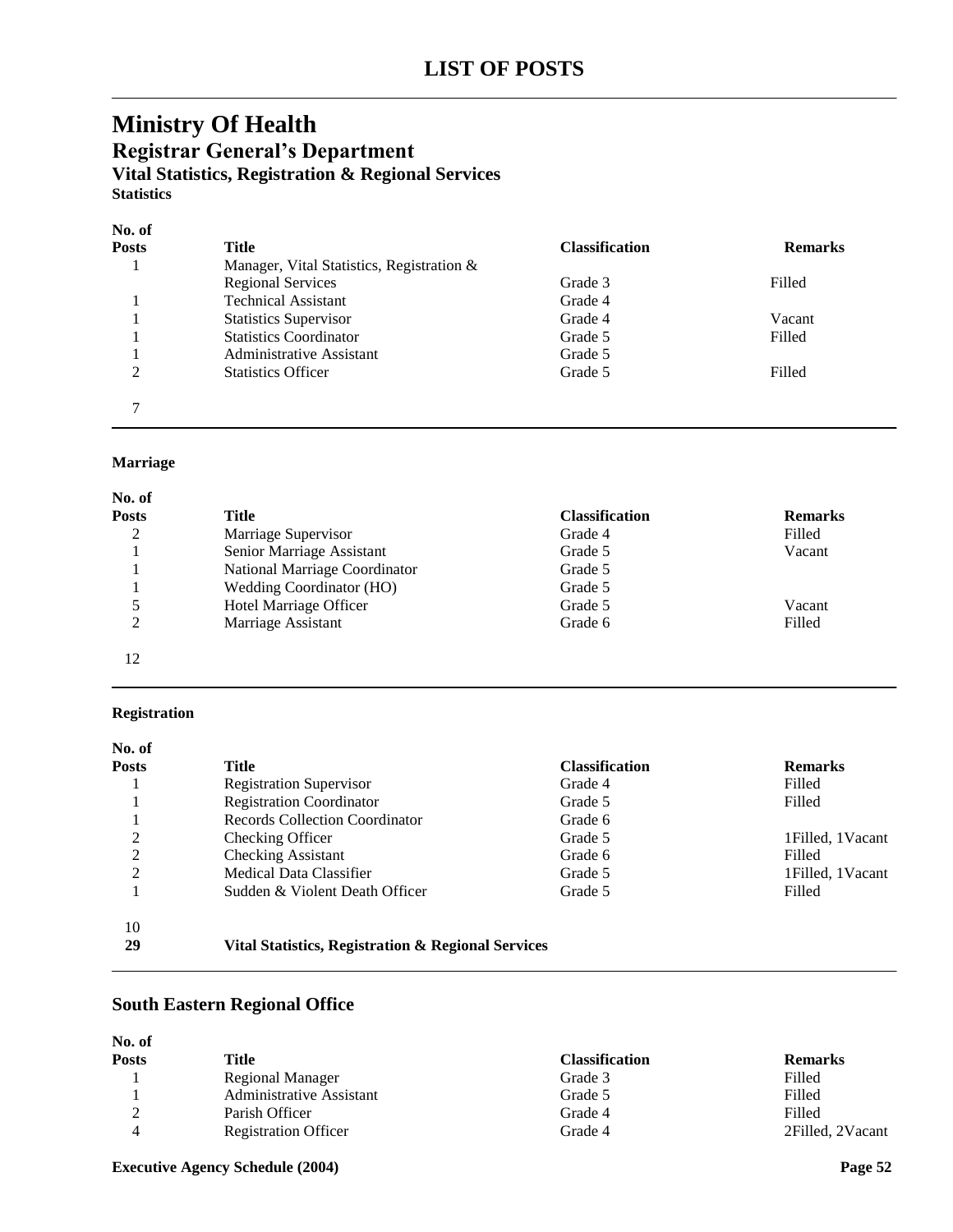# LIST OF POSTS

## Ministry Of Health

### Registrar General's Department

#### Vital Statistics, Registration & Regional Services

**Statistics**

| No. of Posts | Title | Classification | Remarks |
|---|---|---|---|
| 1 | Manager, Vital Statistics, Registration & Regional Services | Grade 3 | Filled |
| 1 | Technical Assistant | Grade 4 | |
| 1 | Statistics Supervisor | Grade 4 | Vacant |
| 1 | Statistics Coordinator | Grade 5 | Filled |
| 1 | Administrative Assistant | Grade 5 | |
| 2 | Statistics Officer | Grade 5 | Filled |
| 7 | | | |

**Marriage**

| No. of Posts | Title | Classification | Remarks |
|---|---|---|---|
| 2 | Marriage Supervisor | Grade 4 | Filled |
| 1 | Senior Marriage Assistant | Grade 5 | Vacant |
| 1 | National Marriage Coordinator | Grade 5 | |
| 1 | Wedding Coordinator (HO) | Grade 5 | |
| 5 | Hotel Marriage Officer | Grade 5 | Vacant |
| 2 | Marriage Assistant | Grade 6 | Filled |
| 12 | | | |

**Registration**

| No. of Posts | Title | Classification | Remarks |
|---|---|---|---|
| 1 | Registration Supervisor | Grade 4 | Filled |
| 1 | Registration Coordinator | Grade 5 | Filled |
| 1 | Records Collection Coordinator | Grade 6 | |
| 2 | Checking Officer | Grade 5 | 1Filled, 1Vacant |
| 2 | Checking Assistant | Grade 6 | Filled |
| 2 | Medical Data Classifier | Grade 5 | 1Filled, 1Vacant |
| 1 | Sudden & Violent Death Officer | Grade 5 | Filled |
| 10 | | | |
| **29** | **Vital Statistics, Registration & Regional Services** | | |

### South Eastern Regional Office

| No. of Posts | Title | Classification | Remarks |
|---|---|---|---|
| 1 | Regional Manager | Grade 3 | Filled |
| 1 | Administrative Assistant | Grade 5 | Filled |
| 2 | Parish Officer | Grade 4 | Filled |
| 4 | Registration Officer | Grade 4 | 2Filled, 2Vacant |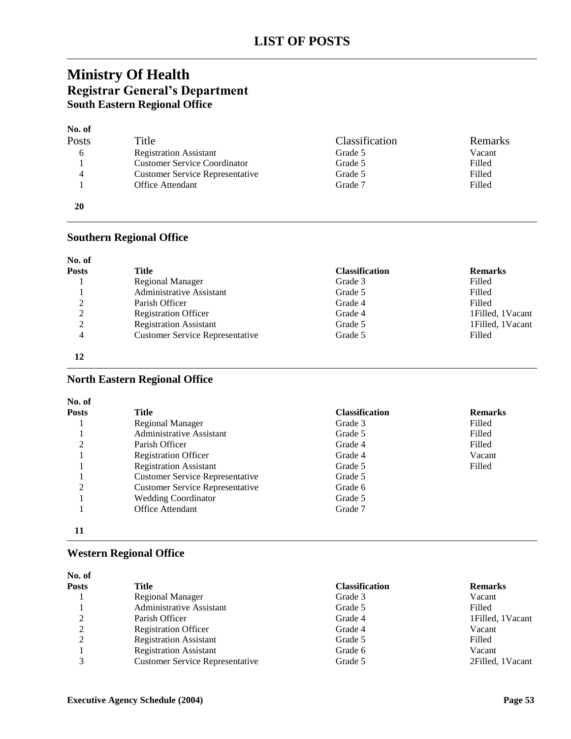# LIST OF POSTS

## Ministry Of Health

### Registrar General's Department

#### South Eastern Regional Office

| No. of Posts | Title | Classification | Remarks |
|---|---|---|---|
| 6 | Registration Assistant | Grade 5 | Vacant |
| 1 | Customer Service Coordinator | Grade 5 | Filled |
| 4 | Customer Service Representative | Grade 5 | Filled |
| 1 | Office Attendant | Grade 7 | Filled |
| **20** | | | |

#### Southern Regional Office

| No. of Posts | Title | Classification | Remarks |
|---|---|---|---|
| 1 | Regional Manager | Grade 3 | Filled |
| 1 | Administrative Assistant | Grade 5 | Filled |
| 2 | Parish Officer | Grade 4 | Filled |
| 2 | Registration Officer | Grade 4 | 1Filled, 1Vacant |
| 2 | Registration Assistant | Grade 5 | 1Filled, 1Vacant |
| 4 | Customer Service Representative | Grade 5 | Filled |
| **12** | | | |

#### North Eastern Regional Office

| No. of Posts | Title | Classification | Remarks |
|---|---|---|---|
| 1 | Regional Manager | Grade 3 | Filled |
| 1 | Administrative Assistant | Grade 5 | Filled |
| 2 | Parish Officer | Grade 4 | Filled |
| 1 | Registration Officer | Grade 4 | Vacant |
| 1 | Registration Assistant | Grade 5 | Filled |
| 1 | Customer Service Representative | Grade 5 | |
| 2 | Customer Service Representative | Grade 6 | |
| 1 | Wedding Coordinator | Grade 5 | |
| 1 | Office Attendant | Grade 7 | |
| **11** | | | |

#### Western Regional Office

| No. of Posts | Title | Classification | Remarks |
|---|---|---|---|
| 1 | Regional Manager | Grade 3 | Vacant |
| 1 | Administrative Assistant | Grade 5 | Filled |
| 2 | Parish Officer | Grade 4 | 1Filled, 1Vacant |
| 2 | Registration Officer | Grade 4 | Vacant |
| 2 | Registration Assistant | Grade 5 | Filled |
| 1 | Registration Assistant | Grade 6 | Vacant |
| 3 | Customer Service Representative | Grade 5 | 2Filled, 1Vacant |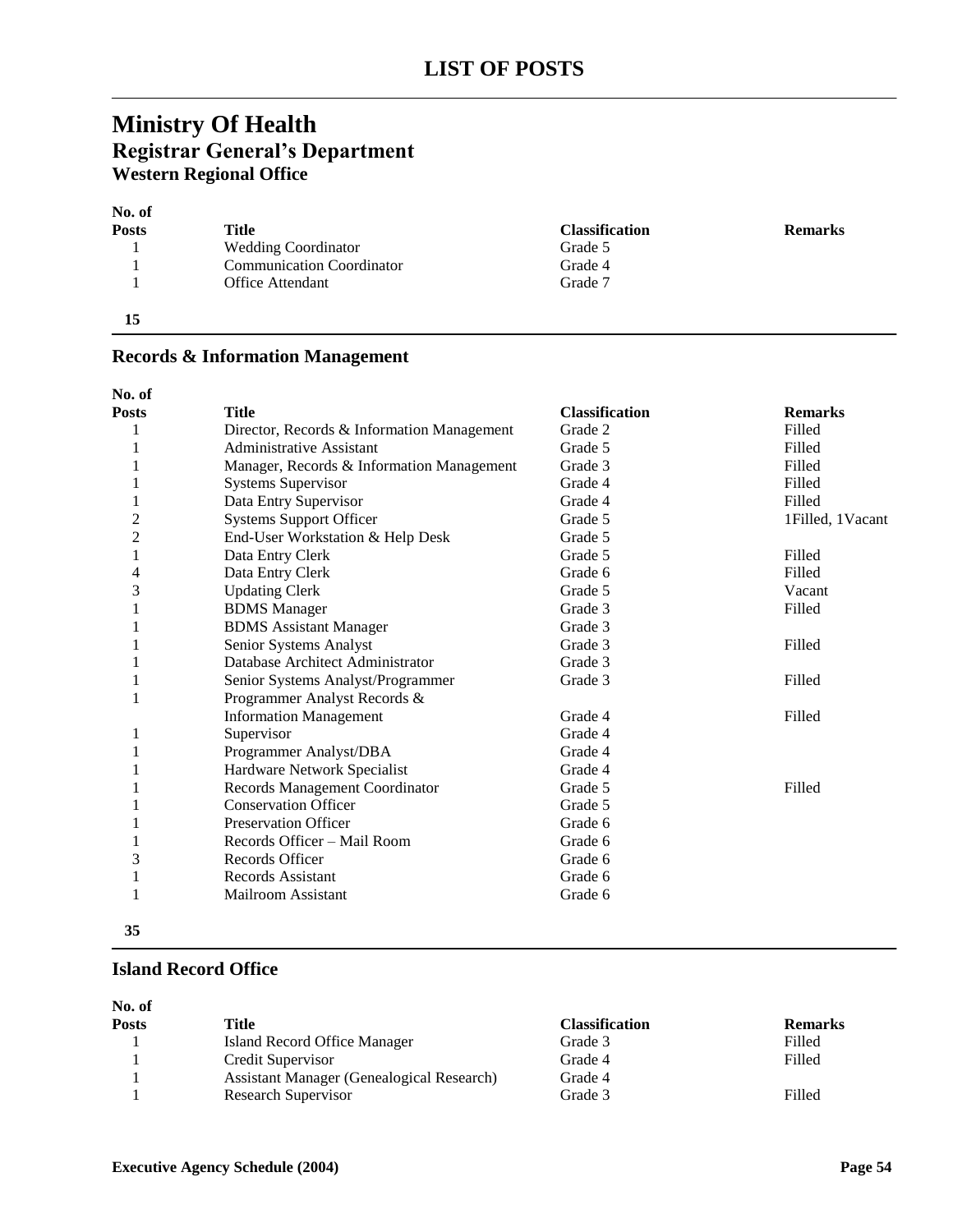# LIST OF POSTS

## Ministry Of Health
### Registrar General's Department
#### Western Regional Office

| No. of Posts | Title | Classification | Remarks |
|---|---|---|---|
| 1 | Wedding Coordinator | Grade 5 | |
| 1 | Communication Coordinator | Grade 4 | |
| 1 | Office Attendant | Grade 7 | |
| **15** | | | |

### Records & Information Management

| No. of Posts | Title | Classification | Remarks |
|---|---|---|---|
| 1 | Director, Records & Information Management | Grade 2 | Filled |
| 1 | Administrative Assistant | Grade 5 | Filled |
| 1 | Manager, Records & Information Management | Grade 3 | Filled |
| 1 | Systems Supervisor | Grade 4 | Filled |
| 1 | Data Entry Supervisor | Grade 4 | Filled |
| 2 | Systems Support Officer | Grade 5 | 1Filled, 1Vacant |
| 2 | End-User Workstation & Help Desk | Grade 5 | |
| 1 | Data Entry Clerk | Grade 5 | Filled |
| 4 | Data Entry Clerk | Grade 6 | Filled |
| 3 | Updating Clerk | Grade 5 | Vacant |
| 1 | BDMS Manager | Grade 3 | Filled |
| 1 | BDMS Assistant Manager | Grade 3 | |
| 1 | Senior Systems Analyst | Grade 3 | Filled |
| 1 | Database Architect Administrator | Grade 3 | |
| 1 | Senior Systems Analyst/Programmer | Grade 3 | Filled |
| 1 | Programmer Analyst Records & Information Management | Grade 4 | Filled |
| 1 | Supervisor | Grade 4 | |
| 1 | Programmer Analyst/DBA | Grade 4 | |
| 1 | Hardware Network Specialist | Grade 4 | |
| 1 | Records Management Coordinator | Grade 5 | Filled |
| 1 | Conservation Officer | Grade 5 | |
| 1 | Preservation Officer | Grade 6 | |
| 1 | Records Officer – Mail Room | Grade 6 | |
| 3 | Records Officer | Grade 6 | |
| 1 | Records Assistant | Grade 6 | |
| 1 | Mailroom Assistant | Grade 6 | |
| **35** | | | |

### Island Record Office

| No. of Posts | Title | Classification | Remarks |
|---|---|---|---|
| 1 | Island Record Office Manager | Grade 3 | Filled |
| 1 | Credit Supervisor | Grade 4 | Filled |
| 1 | Assistant Manager (Genealogical Research) | Grade 4 | |
| 1 | Research Supervisor | Grade 3 | Filled |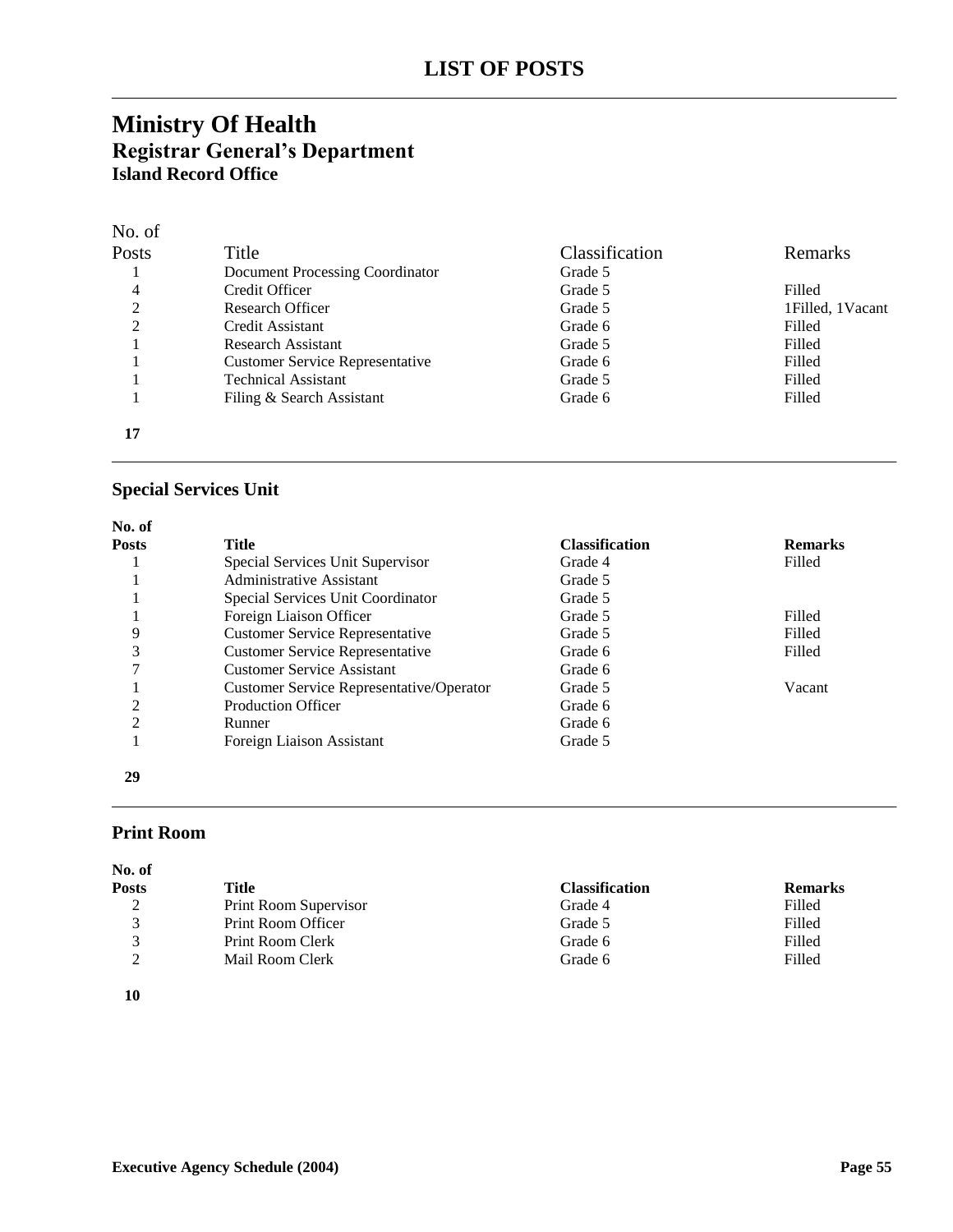# LIST OF POSTS

## Ministry Of Health
### Registrar General's Department
#### Island Record Office

| No. of Posts | Title | Classification | Remarks |
|---|---|---|---|
| 1 | Document Processing Coordinator | Grade 5 | |
| 4 | Credit Officer | Grade 5 | Filled |
| 2 | Research Officer | Grade 5 | 1Filled, 1Vacant |
| 2 | Credit Assistant | Grade 6 | Filled |
| 1 | Research Assistant | Grade 5 | Filled |
| 1 | Customer Service Representative | Grade 6 | Filled |
| 1 | Technical Assistant | Grade 5 | Filled |
| 1 | Filing & Search Assistant | Grade 6 | Filled |
| **17** | | | |

#### Special Services Unit

| No. of Posts | Title | Classification | Remarks |
|---|---|---|---|
| 1 | Special Services Unit Supervisor | Grade 4 | Filled |
| 1 | Administrative Assistant | Grade 5 | |
| 1 | Special Services Unit Coordinator | Grade 5 | |
| 1 | Foreign Liaison Officer | Grade 5 | Filled |
| 9 | Customer Service Representative | Grade 5 | Filled |
| 3 | Customer Service Representative | Grade 6 | Filled |
| 7 | Customer Service Assistant | Grade 6 | |
| 1 | Customer Service Representative/Operator | Grade 5 | Vacant |
| 2 | Production Officer | Grade 6 | |
| 2 | Runner | Grade 6 | |
| 1 | Foreign Liaison Assistant | Grade 5 | |
| **29** | | | |

#### Print Room

| No. of Posts | Title | Classification | Remarks |
|---|---|---|---|
| 2 | Print Room Supervisor | Grade 4 | Filled |
| 3 | Print Room Officer | Grade 5 | Filled |
| 3 | Print Room Clerk | Grade 6 | Filled |
| 2 | Mail Room Clerk | Grade 6 | Filled |
| **10** | | | |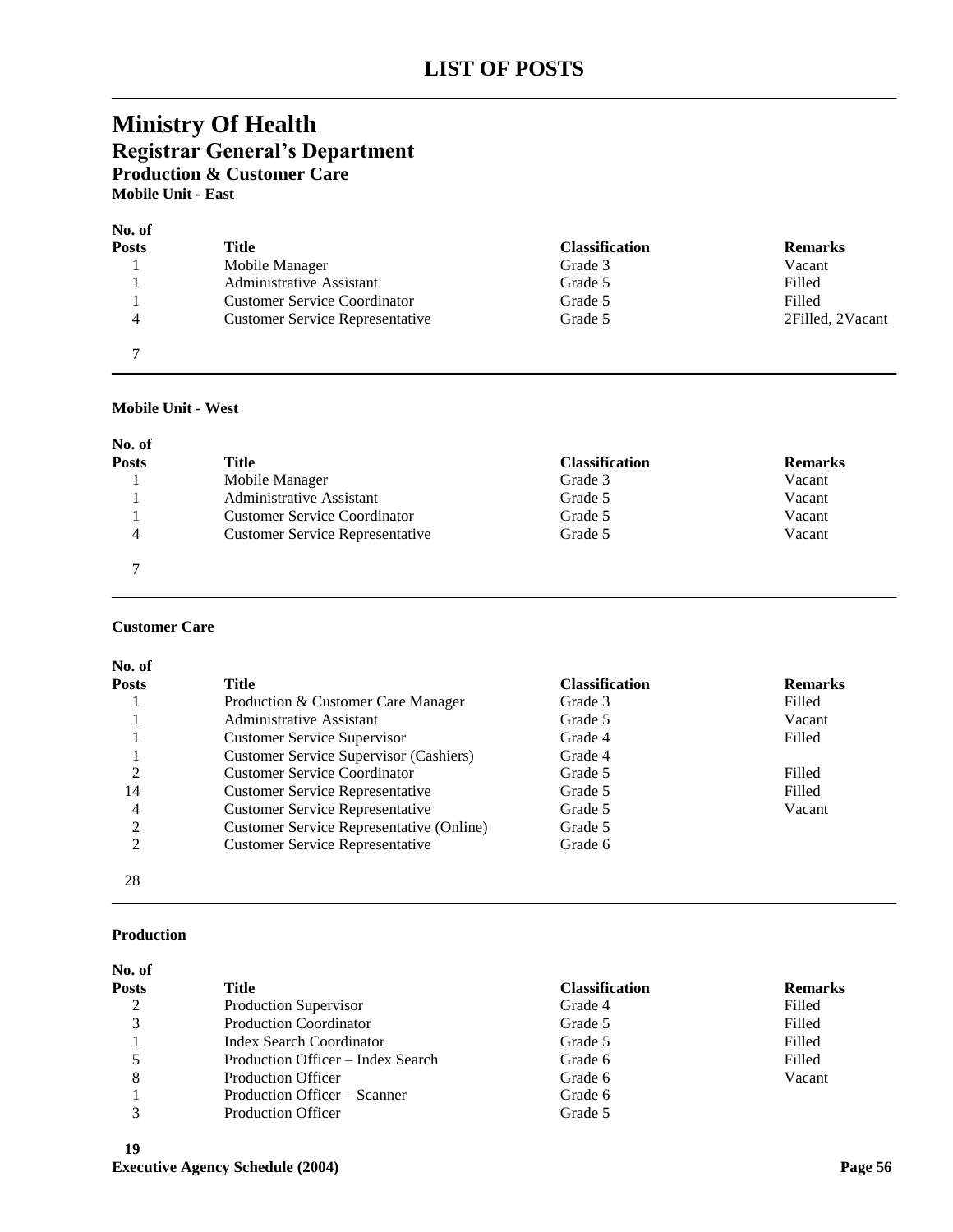# LIST OF POSTS

## Ministry Of Health

### Registrar General's Department

#### Production & Customer Care

**Mobile Unit - East**

| No. of Posts | Title | Classification | Remarks |
|---|---|---|---|
| 1 | Mobile Manager | Grade 3 | Vacant |
| 1 | Administrative Assistant | Grade 5 | Filled |
| 1 | Customer Service Coordinator | Grade 5 | Filled |
| 4 | Customer Service Representative | Grade 5 | 2Filled, 2Vacant |
| 7 | | | |

**Mobile Unit - West**

| No. of Posts | Title | Classification | Remarks |
|---|---|---|---|
| 1 | Mobile Manager | Grade 3 | Vacant |
| 1 | Administrative Assistant | Grade 5 | Vacant |
| 1 | Customer Service Coordinator | Grade 5 | Vacant |
| 4 | Customer Service Representative | Grade 5 | Vacant |
| 7 | | | |

**Customer Care**

| No. of Posts | Title | Classification | Remarks |
|---|---|---|---|
| 1 | Production & Customer Care Manager | Grade 3 | Filled |
| 1 | Administrative Assistant | Grade 5 | Vacant |
| 1 | Customer Service Supervisor | Grade 4 | Filled |
| 1 | Customer Service Supervisor (Cashiers) | Grade 4 | |
| 2 | Customer Service Coordinator | Grade 5 | Filled |
| 14 | Customer Service Representative | Grade 5 | Filled |
| 4 | Customer Service Representative | Grade 5 | Vacant |
| 2 | Customer Service Representative (Online) | Grade 5 | |
| 2 | Customer Service Representative | Grade 6 | |
| 28 | | | |

**Production**

| No. of Posts | Title | Classification | Remarks |
|---|---|---|---|
| 2 | Production Supervisor | Grade 4 | Filled |
| 3 | Production Coordinator | Grade 5 | Filled |
| 1 | Index Search Coordinator | Grade 5 | Filled |
| 5 | Production Officer – Index Search | Grade 6 | Filled |
| 8 | Production Officer | Grade 6 | Vacant |
| 1 | Production Officer – Scanner | Grade 6 | |
| 3 | Production Officer | Grade 5 | |
| **19** | | | |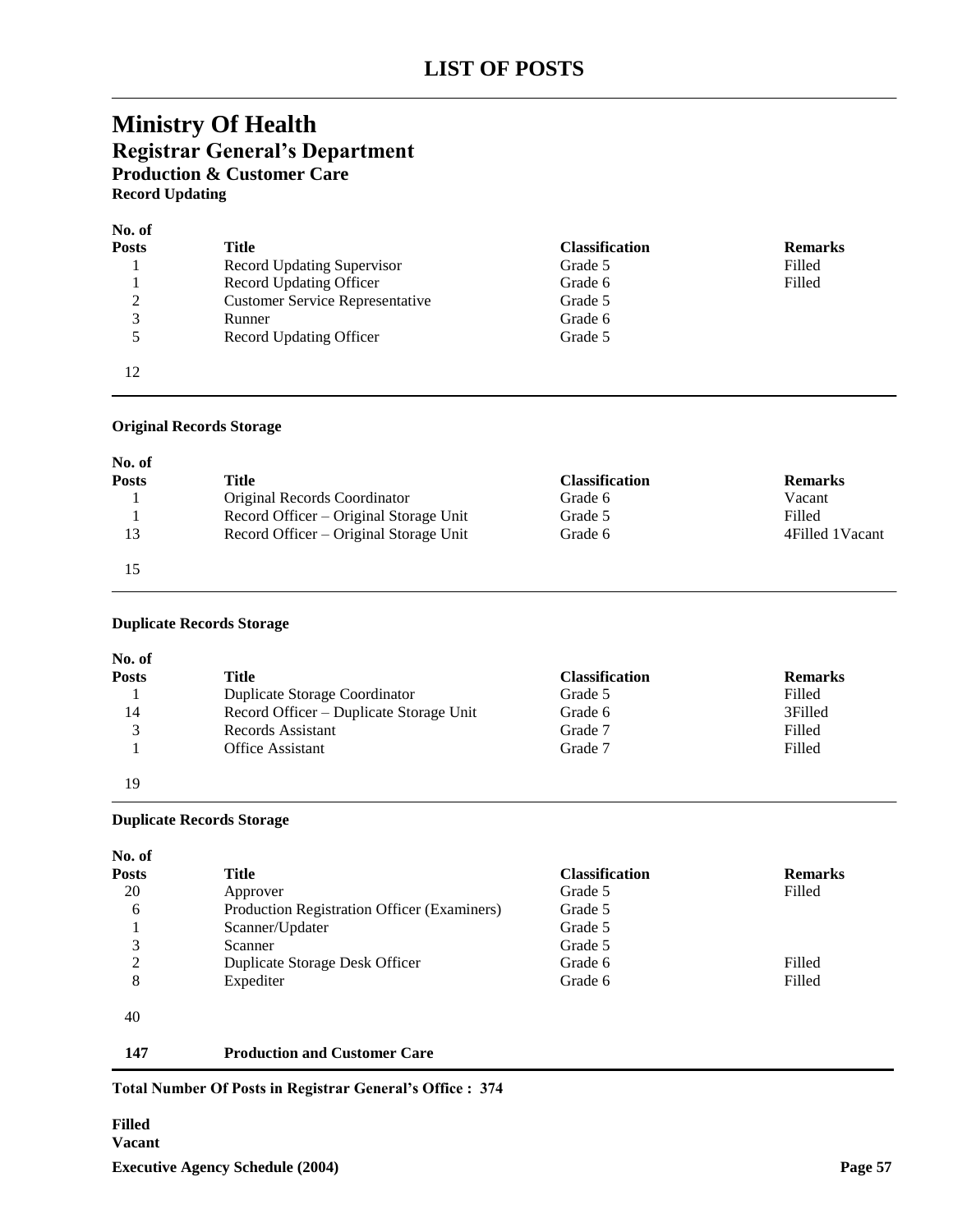# LIST OF POSTS

## Ministry Of Health

### Registrar General's Department

#### Production & Customer Care

**Record Updating**

| No. of Posts | Title | Classification | Remarks |
|---|---|---|---|
| 1 | Record Updating Supervisor | Grade 5 | Filled |
| 1 | Record Updating Officer | Grade 6 | Filled |
| 2 | Customer Service Representative | Grade 5 | |
| 3 | Runner | Grade 6 | |
| 5 | Record Updating Officer | Grade 5 | |
| 12 | | | |

**Original Records Storage**

| No. of Posts | Title | Classification | Remarks |
|---|---|---|---|
| 1 | Original Records Coordinator | Grade 6 | Vacant |
| 1 | Record Officer – Original Storage Unit | Grade 5 | Filled |
| 13 | Record Officer – Original Storage Unit | Grade 6 | 4Filled 1Vacant |
| 15 | | | |

**Duplicate Records Storage**

| No. of Posts | Title | Classification | Remarks |
|---|---|---|---|
| 1 | Duplicate Storage Coordinator | Grade 5 | Filled |
| 14 | Record Officer – Duplicate Storage Unit | Grade 6 | 3Filled |
| 3 | Records Assistant | Grade 7 | Filled |
| 1 | Office Assistant | Grade 7 | Filled |
| 19 | | | |

**Duplicate Records Storage**

| No. of Posts | Title | Classification | Remarks |
|---|---|---|---|
| 20 | Approver | Grade 5 | Filled |
| 6 | Production Registration Officer (Examiners) | Grade 5 | |
| 1 | Scanner/Updater | Grade 5 | |
| 3 | Scanner | Grade 5 | |
| 2 | Duplicate Storage Desk Officer | Grade 6 | Filled |
| 8 | Expediter | Grade 6 | Filled |
| 40 | | | |

**147 Production and Customer Care**

**Total Number Of Posts in Registrar General's Office : 374**

**Filled**

**Vacant**

**Executive Agency Schedule (2004)**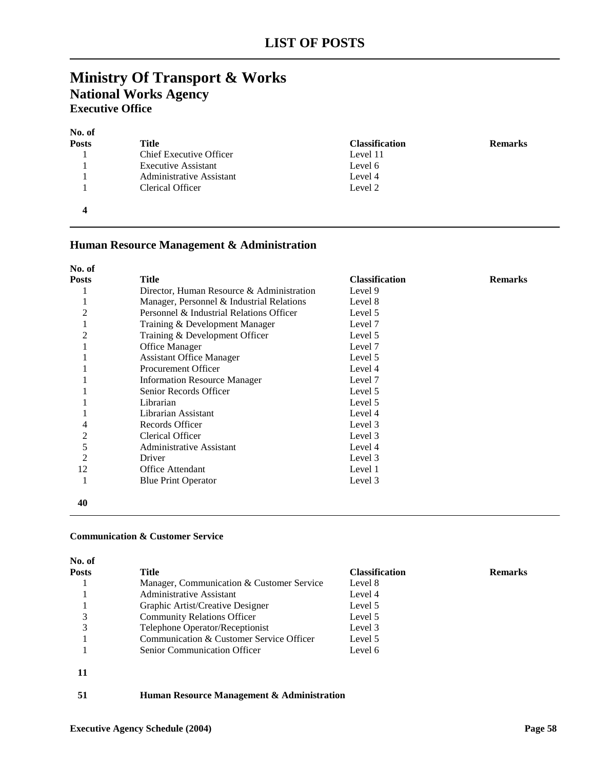# LIST OF POSTS

## Ministry Of Transport & Works

### National Works Agency

#### Executive Office

| No. of Posts | Title | Classification | Remarks |
|---|---|---|---|
| 1 | Chief Executive Officer | Level 11 | |
| 1 | Executive Assistant | Level 6 | |
| 1 | Administrative Assistant | Level 4 | |
| 1 | Clerical Officer | Level 2 | |
| **4** | | | |

### Human Resource Management & Administration

| No. of Posts | Title | Classification | Remarks |
|---|---|---|---|
| 1 | Director, Human Resource & Administration | Level 9 | |
| 1 | Manager, Personnel & Industrial Relations | Level 8 | |
| 2 | Personnel & Industrial Relations Officer | Level 5 | |
| 1 | Training & Development Manager | Level 7 | |
| 2 | Training & Development Officer | Level 5 | |
| 1 | Office Manager | Level 7 | |
| 1 | Assistant Office Manager | Level 5 | |
| 1 | Procurement Officer | Level 4 | |
| 1 | Information Resource Manager | Level 7 | |
| 1 | Senior Records Officer | Level 5 | |
| 1 | Librarian | Level 5 | |
| 1 | Librarian Assistant | Level 4 | |
| 4 | Records Officer | Level 3 | |
| 2 | Clerical Officer | Level 3 | |
| 5 | Administrative Assistant | Level 4 | |
| 2 | Driver | Level 3 | |
| 12 | Office Attendant | Level 1 | |
| 1 | Blue Print Operator | Level 3 | |
| **40** | | | |

**Communication & Customer Service**

| No. of Posts | Title | Classification | Remarks |
|---|---|---|---|
| 1 | Manager, Communication & Customer Service | Level 8 | |
| 1 | Administrative Assistant | Level 4 | |
| 1 | Graphic Artist/Creative Designer | Level 5 | |
| 3 | Community Relations Officer | Level 5 | |
| 3 | Telephone Operator/Receptionist | Level 3 | |
| 1 | Communication & Customer Service Officer | Level 5 | |
| 1 | Senior Communication Officer | Level 6 | |
| **11** | | | |

**51** **Human Resource Management & Administration**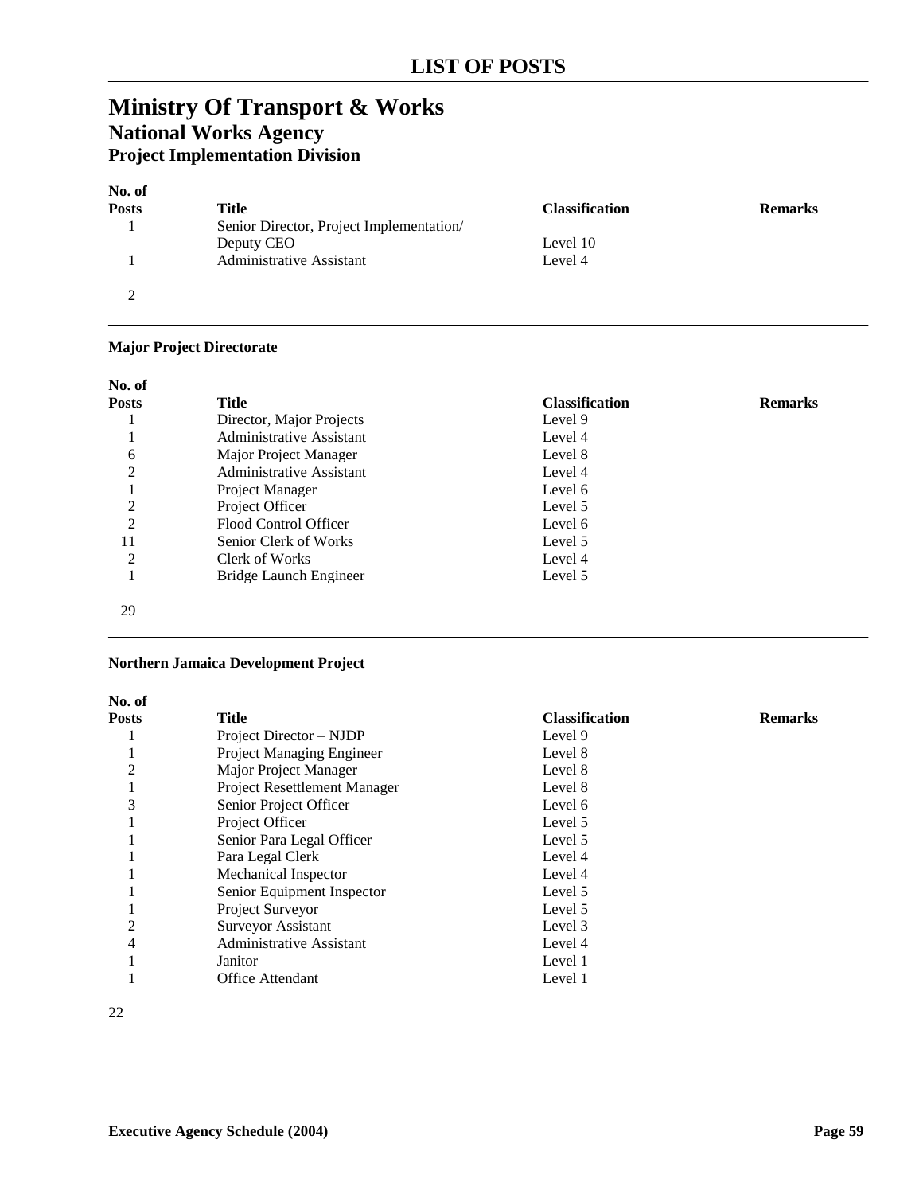# LIST OF POSTS

# Ministry Of Transport & Works

## National Works Agency

### Project Implementation Division

| No. of Posts | Title | Classification | Remarks |
|---|---|---|---|
| 1 | Senior Director, Project Implementation/ Deputy CEO | Level 10 | |
| 1 | Administrative Assistant | Level 4 | |
| 2 | | | |

**Major Project Directorate**

| No. of Posts | Title | Classification | Remarks |
|---|---|---|---|
| 1 | Director, Major Projects | Level 9 | |
| 1 | Administrative Assistant | Level 4 | |
| 6 | Major Project Manager | Level 8 | |
| 2 | Administrative Assistant | Level 4 | |
| 1 | Project Manager | Level 6 | |
| 2 | Project Officer | Level 5 | |
| 2 | Flood Control Officer | Level 6 | |
| 11 | Senior Clerk of Works | Level 5 | |
| 2 | Clerk of Works | Level 4 | |
| 1 | Bridge Launch Engineer | Level 5 | |
| 29 | | | |

**Northern Jamaica Development Project**

| No. of Posts | Title | Classification | Remarks |
|---|---|---|---|
| 1 | Project Director – NJDP | Level 9 | |
| 1 | Project Managing Engineer | Level 8 | |
| 2 | Major Project Manager | Level 8 | |
| 1 | Project Resettlement Manager | Level 8 | |
| 3 | Senior Project Officer | Level 6 | |
| 1 | Project Officer | Level 5 | |
| 1 | Senior Para Legal Officer | Level 5 | |
| 1 | Para Legal Clerk | Level 4 | |
| 1 | Mechanical Inspector | Level 4 | |
| 1 | Senior Equipment Inspector | Level 5 | |
| 1 | Project Surveyor | Level 5 | |
| 2 | Surveyor Assistant | Level 3 | |
| 4 | Administrative Assistant | Level 4 | |
| 1 | Janitor | Level 1 | |
| 1 | Office Attendant | Level 1 | |
| 22 | | | |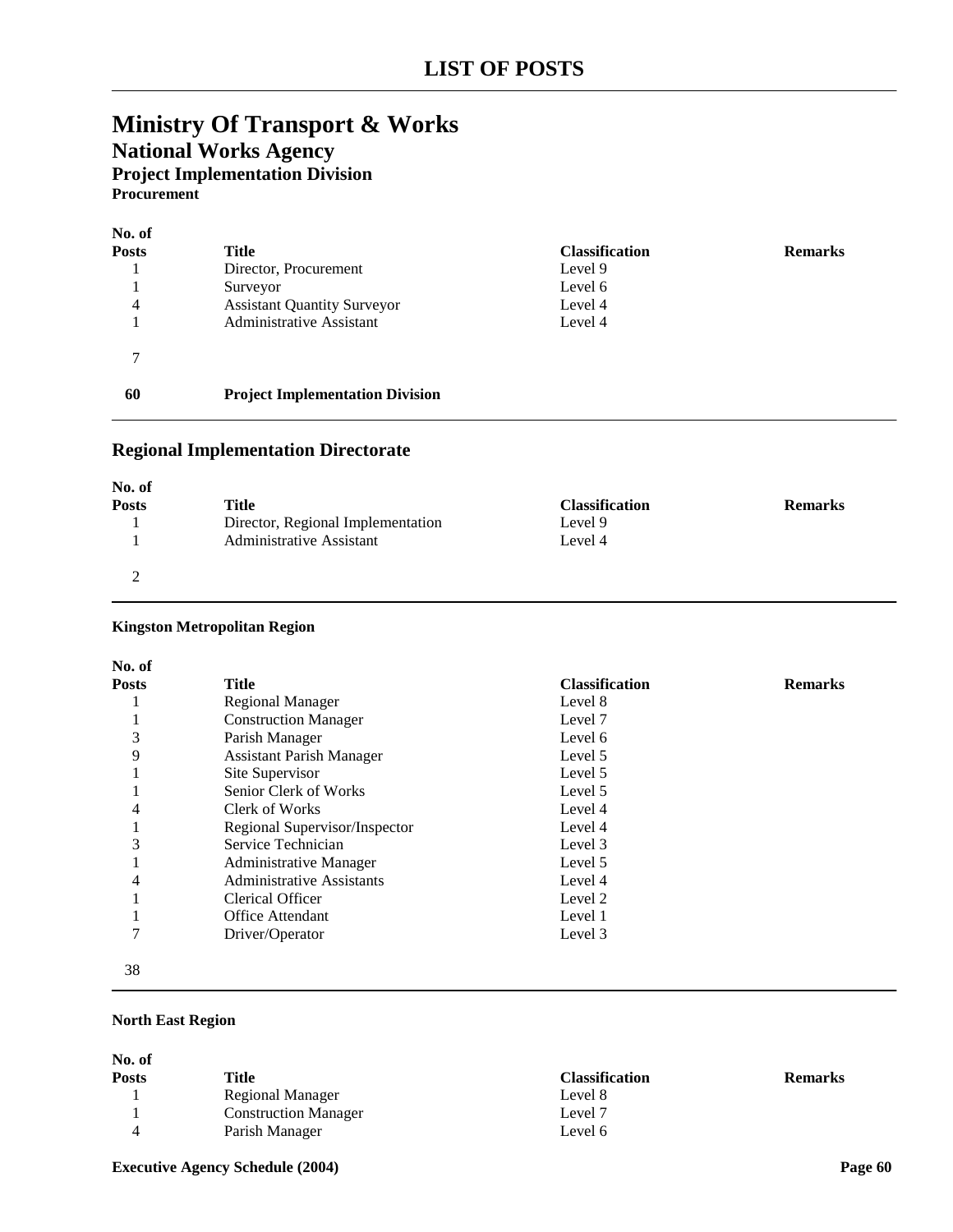# LIST OF POSTS

## Ministry Of Transport & Works

### National Works Agency

#### Project Implementation Division

**Procurement**

| No. of Posts | Title | Classification | Remarks |
|---|---|---|---|
| 1 | Director, Procurement | Level 9 | |
| 1 | Surveyor | Level 6 | |
| 4 | Assistant Quantity Surveyor | Level 4 | |
| 1 | Administrative Assistant | Level 4 | |
| 7 | | | |
| **60** | **Project Implementation Division** | | |

### Regional Implementation Directorate

| No. of Posts | Title | Classification | Remarks |
|---|---|---|---|
| 1 | Director, Regional Implementation | Level 9 | |
| 1 | Administrative Assistant | Level 4 | |
| 2 | | | |

**Kingston Metropolitan Region**

| No. of Posts | Title | Classification | Remarks |
|---|---|---|---|
| 1 | Regional Manager | Level 8 | |
| 1 | Construction Manager | Level 7 | |
| 3 | Parish Manager | Level 6 | |
| 9 | Assistant Parish Manager | Level 5 | |
| 1 | Site Supervisor | Level 5 | |
| 1 | Senior Clerk of Works | Level 5 | |
| 4 | Clerk of Works | Level 4 | |
| 1 | Regional Supervisor/Inspector | Level 4 | |
| 3 | Service Technician | Level 3 | |
| 1 | Administrative Manager | Level 5 | |
| 4 | Administrative Assistants | Level 4 | |
| 1 | Clerical Officer | Level 2 | |
| 1 | Office Attendant | Level 1 | |
| 7 | Driver/Operator | Level 3 | |
| 38 | | | |

**North East Region**

| No. of Posts | Title | Classification | Remarks |
|---|---|---|---|
| 1 | Regional Manager | Level 8 | |
| 1 | Construction Manager | Level 7 | |
| 4 | Parish Manager | Level 6 | |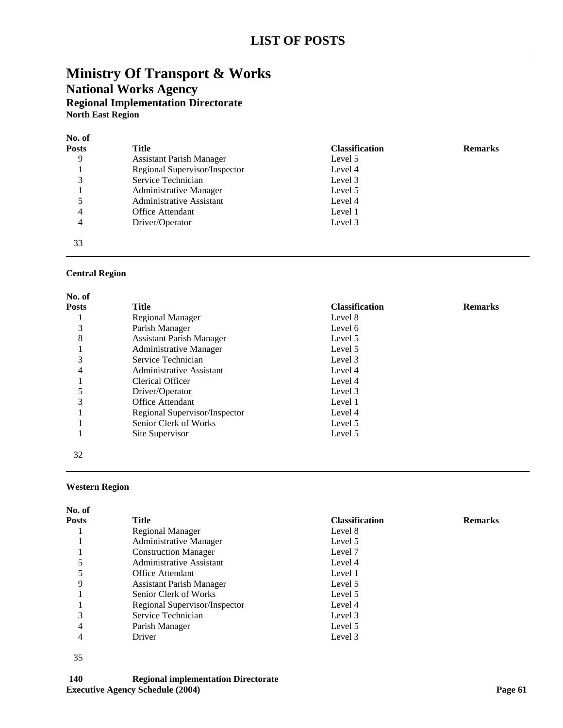# LIST OF POSTS

## Ministry Of Transport & Works

### National Works Agency

#### Regional Implementation Directorate

**North East Region**

| No. of Posts | Title | Classification | Remarks |
|---|---|---|---|
| 9 | Assistant Parish Manager | Level 5 | |
| 1 | Regional Supervisor/Inspector | Level 4 | |
| 3 | Service Technician | Level 3 | |
| 1 | Administrative Manager | Level 5 | |
| 5 | Administrative Assistant | Level 4 | |
| 4 | Office Attendant | Level 1 | |
| 4 | Driver/Operator | Level 3 | |
| 33 | | | |

**Central Region**

| No. of Posts | Title | Classification | Remarks |
|---|---|---|---|
| 1 | Regional Manager | Level 8 | |
| 3 | Parish Manager | Level 6 | |
| 8 | Assistant Parish Manager | Level 5 | |
| 1 | Administrative Manager | Level 5 | |
| 3 | Service Technician | Level 3 | |
| 4 | Administrative Assistant | Level 4 | |
| 1 | Clerical Officer | Level 4 | |
| 5 | Driver/Operator | Level 3 | |
| 3 | Office Attendant | Level 1 | |
| 1 | Regional Supervisor/Inspector | Level 4 | |
| 1 | Senior Clerk of Works | Level 5 | |
| 1 | Site Supervisor | Level 5 | |
| 32 | | | |

**Western Region**

| No. of Posts | Title | Classification | Remarks |
|---|---|---|---|
| 1 | Regional Manager | Level 8 | |
| 1 | Administrative Manager | Level 5 | |
| 1 | Construction Manager | Level 7 | |
| 5 | Administrative Assistant | Level 4 | |
| 5 | Office Attendant | Level 1 | |
| 9 | Assistant Parish Manager | Level 5 | |
| 1 | Senior Clerk of Works | Level 5 | |
| 1 | Regional Supervisor/Inspector | Level 4 | |
| 3 | Service Technician | Level 3 | |
| 4 | Parish Manager | Level 5 | |
| 4 | Driver | Level 3 | |
| 35 | | | |

**140 Regional implementation Directorate**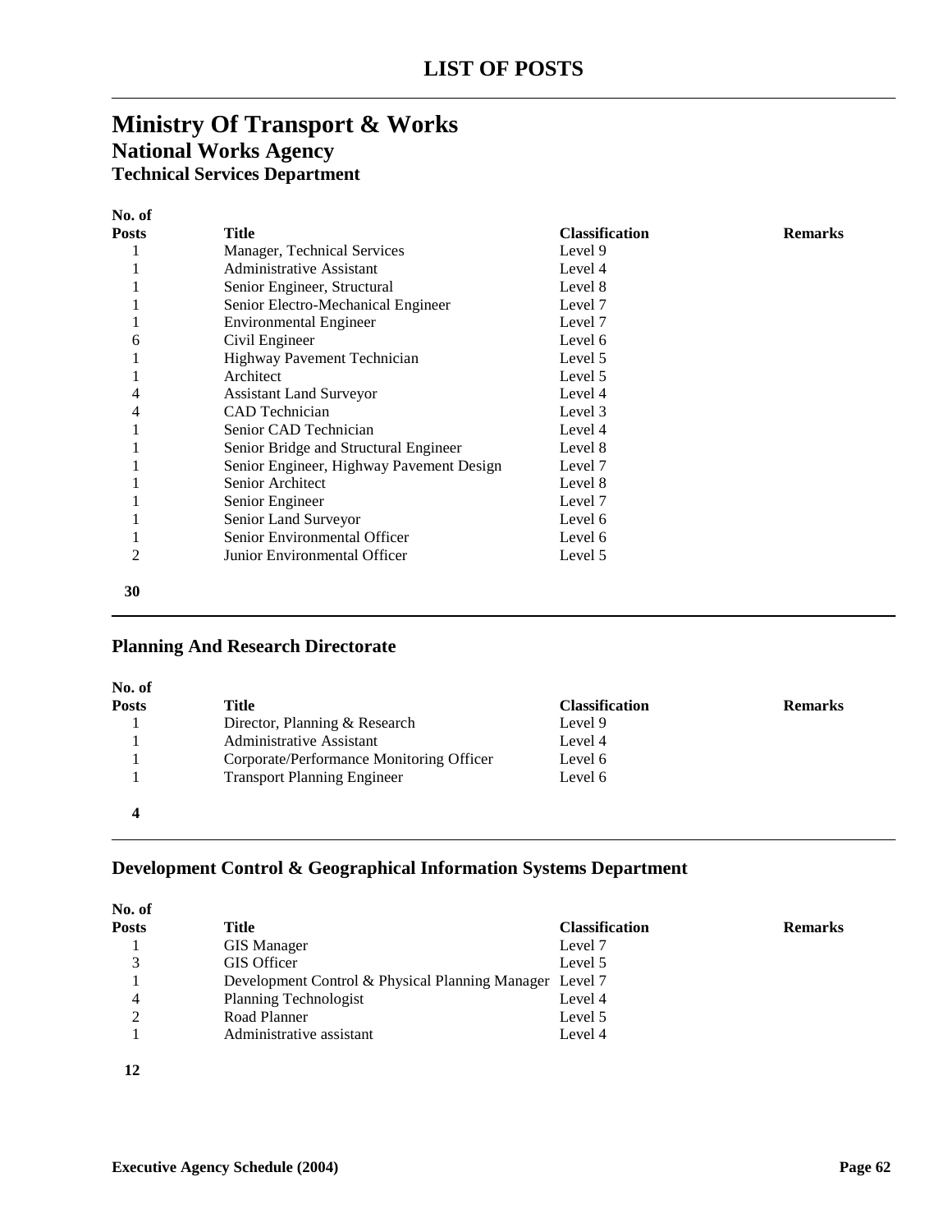# LIST OF POSTS

## Ministry Of Transport & Works

### National Works Agency

#### Technical Services Department

| No. of Posts | Title | Classification | Remarks |
|---|---|---|---|
| 1 | Manager, Technical Services | Level 9 | |
| 1 | Administrative Assistant | Level 4 | |
| 1 | Senior Engineer, Structural | Level 8 | |
| 1 | Senior Electro-Mechanical Engineer | Level 7 | |
| 1 | Environmental Engineer | Level 7 | |
| 6 | Civil Engineer | Level 6 | |
| 1 | Highway Pavement Technician | Level 5 | |
| 1 | Architect | Level 5 | |
| 4 | Assistant Land Surveyor | Level 4 | |
| 4 | CAD Technician | Level 3 | |
| 1 | Senior CAD Technician | Level 4 | |
| 1 | Senior Bridge and Structural Engineer | Level 8 | |
| 1 | Senior Engineer, Highway Pavement Design | Level 7 | |
| 1 | Senior Architect | Level 8 | |
| 1 | Senior Engineer | Level 7 | |
| 1 | Senior Land Surveyor | Level 6 | |
| 1 | Senior Environmental Officer | Level 6 | |
| 2 | Junior Environmental Officer | Level 5 | |
| **30** | | | |

#### Planning And Research Directorate

| No. of Posts | Title | Classification | Remarks |
|---|---|---|---|
| 1 | Director, Planning & Research | Level 9 | |
| 1 | Administrative Assistant | Level 4 | |
| 1 | Corporate/Performance Monitoring Officer | Level 6 | |
| 1 | Transport Planning Engineer | Level 6 | |
| **4** | | | |

#### Development Control & Geographical Information Systems Department

| No. of Posts | Title | Classification | Remarks |
|---|---|---|---|
| 1 | GIS Manager | Level 7 | |
| 3 | GIS Officer | Level 5 | |
| 1 | Development Control & Physical Planning Manager | Level 7 | |
| 4 | Planning Technologist | Level 4 | |
| 2 | Road Planner | Level 5 | |
| 1 | Administrative assistant | Level 4 | |
| **12** | | | |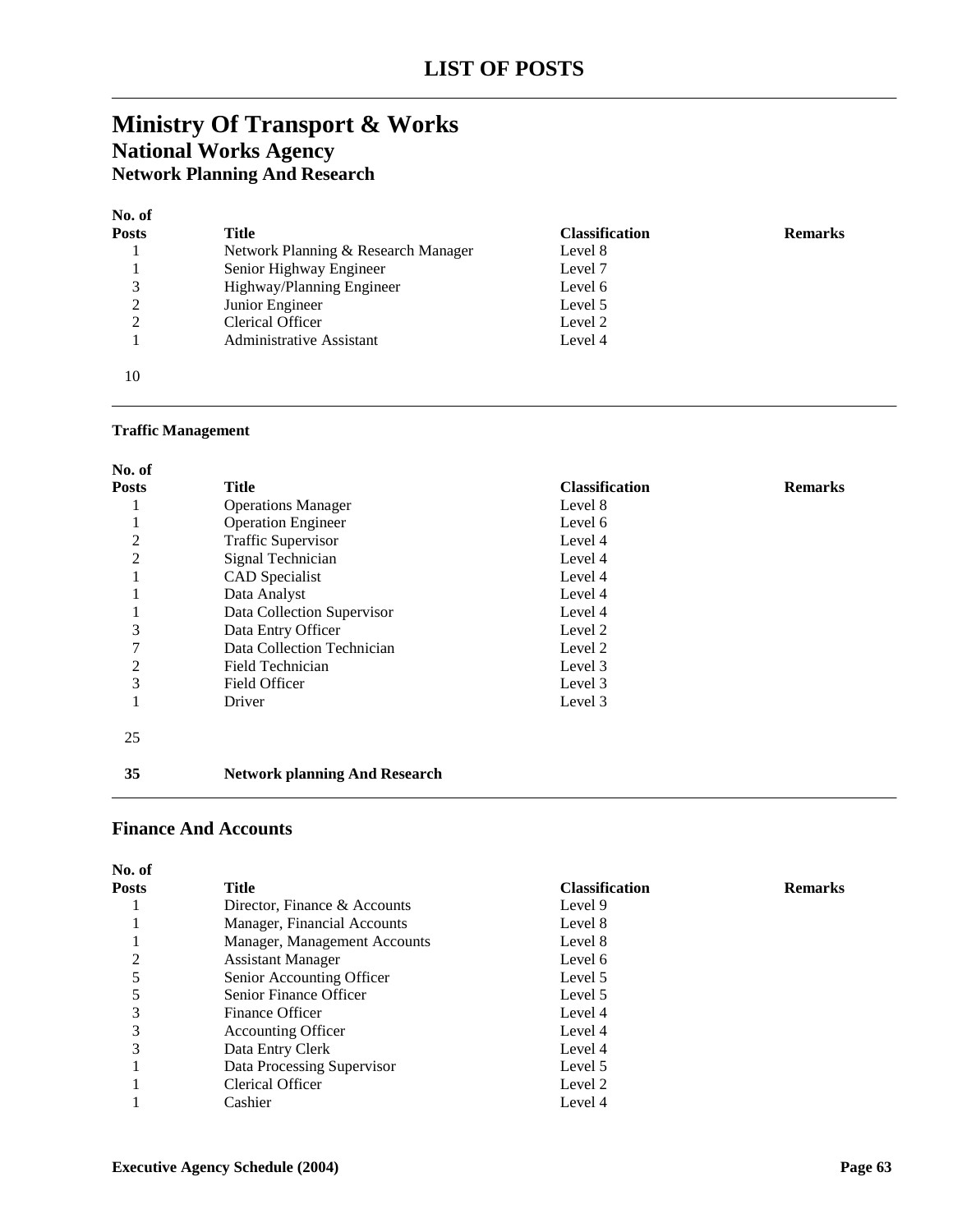# LIST OF POSTS

# Ministry Of Transport & Works

## National Works Agency

### Network Planning And Research

| No. of Posts | Title | Classification | Remarks |
|---|---|---|---|
| 1 | Network Planning & Research Manager | Level 8 | |
| 1 | Senior Highway Engineer | Level 7 | |
| 3 | Highway/Planning Engineer | Level 6 | |
| 2 | Junior Engineer | Level 5 | |
| 2 | Clerical Officer | Level 2 | |
| 1 | Administrative Assistant | Level 4 | |
| 10 | | | |

**Traffic Management**

| No. of Posts | Title | Classification | Remarks |
|---|---|---|---|
| 1 | Operations Manager | Level 8 | |
| 1 | Operation Engineer | Level 6 | |
| 2 | Traffic Supervisor | Level 4 | |
| 2 | Signal Technician | Level 4 | |
| 1 | CAD Specialist | Level 4 | |
| 1 | Data Analyst | Level 4 | |
| 1 | Data Collection Supervisor | Level 4 | |
| 3 | Data Entry Officer | Level 2 | |
| 7 | Data Collection Technician | Level 2 | |
| 2 | Field Technician | Level 3 | |
| 3 | Field Officer | Level 3 | |
| 1 | Driver | Level 3 | |
| 25 | | | |
| **35** | **Network planning And Research** | | |

## Finance And Accounts

| No. of Posts | Title | Classification | Remarks |
|---|---|---|---|
| 1 | Director, Finance & Accounts | Level 9 | |
| 1 | Manager, Financial Accounts | Level 8 | |
| 1 | Manager, Management Accounts | Level 8 | |
| 2 | Assistant Manager | Level 6 | |
| 5 | Senior Accounting Officer | Level 5 | |
| 5 | Senior Finance Officer | Level 5 | |
| 3 | Finance Officer | Level 4 | |
| 3 | Accounting Officer | Level 4 | |
| 3 | Data Entry Clerk | Level 4 | |
| 1 | Data Processing Supervisor | Level 5 | |
| 1 | Clerical Officer | Level 2 | |
| 1 | Cashier | Level 4 | |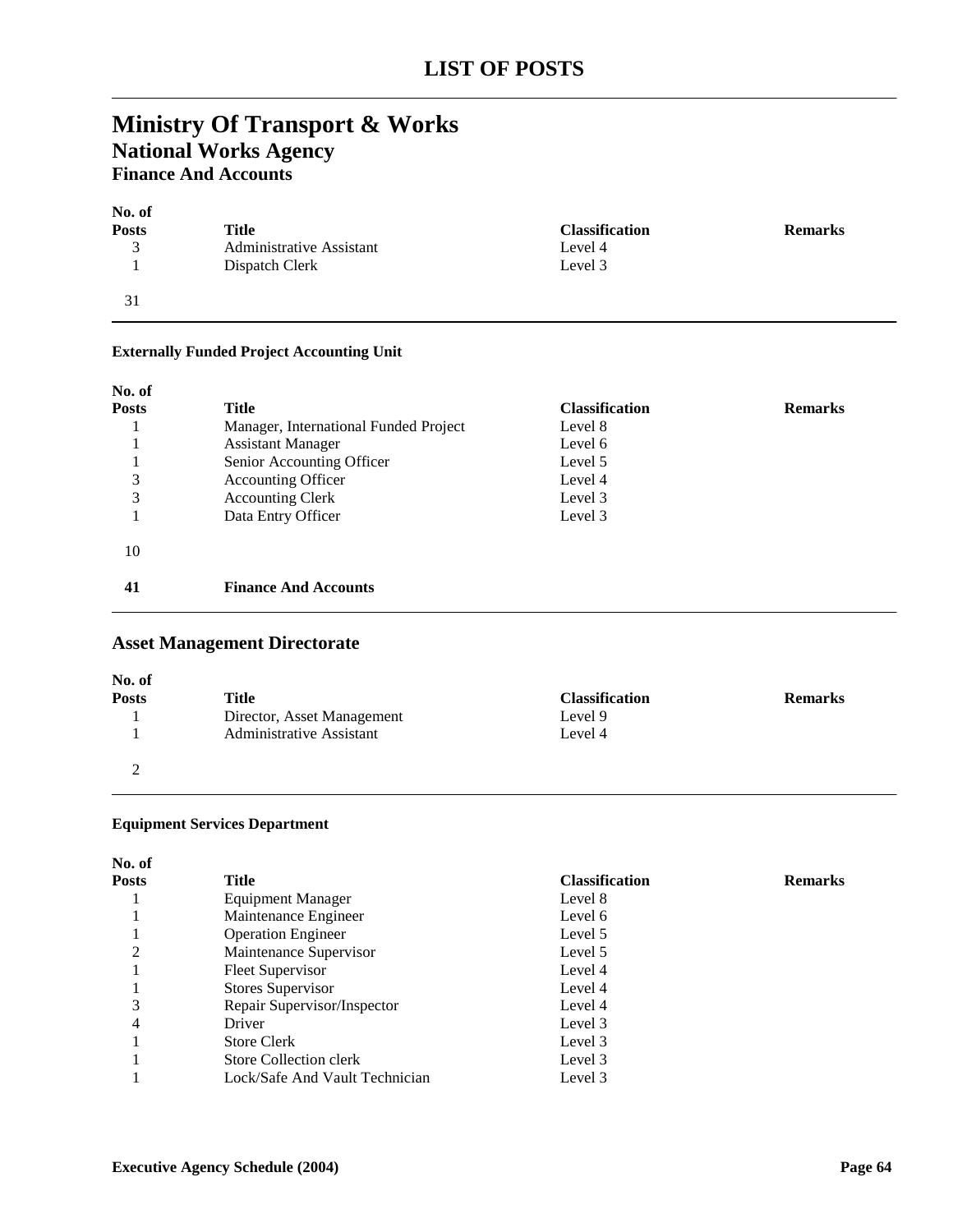# LIST OF POSTS

# Ministry Of Transport & Works

## National Works Agency

### Finance And Accounts

| No. of Posts | Title | Classification | Remarks |
|---|---|---|---|
| 3 | Administrative Assistant | Level 4 | |
| 1 | Dispatch Clerk | Level 3 | |
| 31 | | | |

#### Externally Funded Project Accounting Unit

| No. of Posts | Title | Classification | Remarks |
|---|---|---|---|
| 1 | Manager, International Funded Project | Level 8 | |
| 1 | Assistant Manager | Level 6 | |
| 1 | Senior Accounting Officer | Level 5 | |
| 3 | Accounting Officer | Level 4 | |
| 3 | Accounting Clerk | Level 3 | |
| 1 | Data Entry Officer | Level 3 | |
| 10 | | | |
| **41** | **Finance And Accounts** | | |

### Asset Management Directorate

| No. of Posts | Title | Classification | Remarks |
|---|---|---|---|
| 1 | Director, Asset Management | Level 9 | |
| 1 | Administrative Assistant | Level 4 | |
| 2 | | | |

#### Equipment Services Department

| No. of Posts | Title | Classification | Remarks |
|---|---|---|---|
| 1 | Equipment Manager | Level 8 | |
| 1 | Maintenance Engineer | Level 6 | |
| 1 | Operation Engineer | Level 5 | |
| 2 | Maintenance Supervisor | Level 5 | |
| 1 | Fleet Supervisor | Level 4 | |
| 1 | Stores Supervisor | Level 4 | |
| 3 | Repair Supervisor/Inspector | Level 4 | |
| 4 | Driver | Level 3 | |
| 1 | Store Clerk | Level 3 | |
| 1 | Store Collection clerk | Level 3 | |
| 1 | Lock/Safe And Vault Technician | Level 3 | |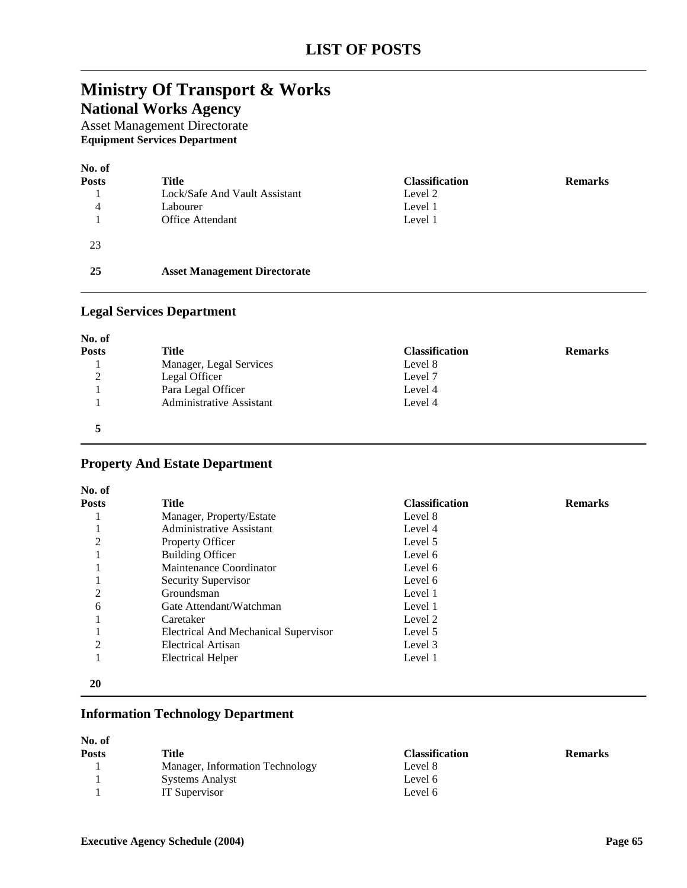# LIST OF POSTS

# Ministry Of Transport & Works

## National Works Agency

### Asset Management Directorate

**Equipment Services Department**

| No. of Posts | Title | Classification | Remarks |
|---|---|---|---|
| 1 | Lock/Safe And Vault Assistant | Level 2 | |
| 4 | Labourer | Level 1 | |
| 1 | Office Attendant | Level 1 | |
| 23 | | | |
| **25** | **Asset Management Directorate** | | |

### Legal Services Department

| No. of Posts | Title | Classification | Remarks |
|---|---|---|---|
| 1 | Manager, Legal Services | Level 8 | |
| 2 | Legal Officer | Level 7 | |
| 1 | Para Legal Officer | Level 4 | |
| 1 | Administrative Assistant | Level 4 | |
| **5** | | | |

### Property And Estate Department

| No. of Posts | Title | Classification | Remarks |
|---|---|---|---|
| 1 | Manager, Property/Estate | Level 8 | |
| 1 | Administrative Assistant | Level 4 | |
| 2 | Property Officer | Level 5 | |
| 1 | Building Officer | Level 6 | |
| 1 | Maintenance Coordinator | Level 6 | |
| 1 | Security Supervisor | Level 6 | |
| 2 | Groundsman | Level 1 | |
| 6 | Gate Attendant/Watchman | Level 1 | |
| 1 | Caretaker | Level 2 | |
| 1 | Electrical And Mechanical Supervisor | Level 5 | |
| 2 | Electrical Artisan | Level 3 | |
| 1 | Electrical Helper | Level 1 | |
| **20** | | | |

### Information Technology Department

| No. of Posts | Title | Classification | Remarks |
|---|---|---|---|
| 1 | Manager, Information Technology | Level 8 | |
| 1 | Systems Analyst | Level 6 | |
| 1 | IT Supervisor | Level 6 | |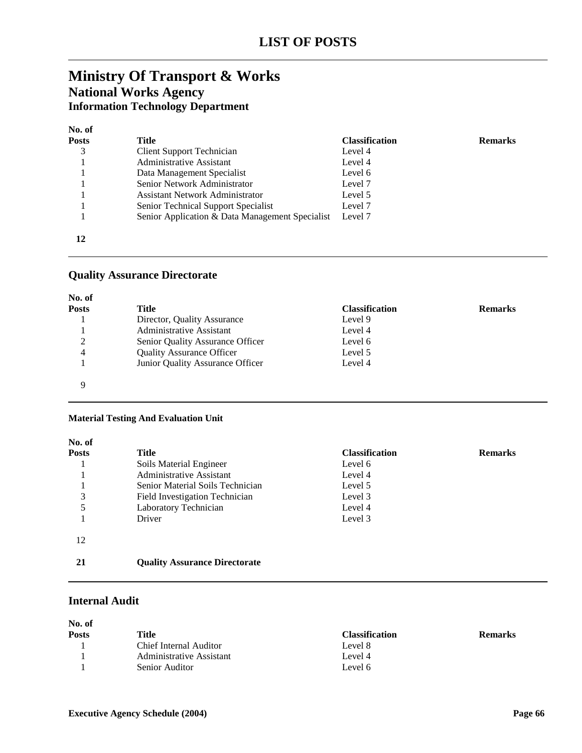# LIST OF POSTS

# Ministry Of Transport & Works

## National Works Agency

### Information Technology Department

| No. of Posts | Title | Classification | Remarks |
|---|---|---|---|
| 3 | Client Support Technician | Level 4 | |
| 1 | Administrative Assistant | Level 4 | |
| 1 | Data Management Specialist | Level 6 | |
| 1 | Senior Network Administrator | Level 7 | |
| 1 | Assistant Network Administrator | Level 5 | |
| 1 | Senior Technical Support Specialist | Level 7 | |
| 1 | Senior Application & Data Management Specialist | Level 7 | |
| **12** | | | |

## Quality Assurance Directorate

| No. of Posts | Title | Classification | Remarks |
|---|---|---|---|
| 1 | Director, Quality Assurance | Level 9 | |
| 1 | Administrative Assistant | Level 4 | |
| 2 | Senior Quality Assurance Officer | Level 6 | |
| 4 | Quality Assurance Officer | Level 5 | |
| 1 | Junior Quality Assurance Officer | Level 4 | |
| 9 | | | |

#### Material Testing And Evaluation Unit

| No. of Posts | Title | Classification | Remarks |
|---|---|---|---|
| 1 | Soils Material Engineer | Level 6 | |
| 1 | Administrative Assistant | Level 4 | |
| 1 | Senior Material Soils Technician | Level 5 | |
| 3 | Field Investigation Technician | Level 3 | |
| 5 | Laboratory Technician | Level 4 | |
| 1 | Driver | Level 3 | |
| 12 | | | |
| **21** | **Quality Assurance Directorate** | | |

## Internal Audit

| No. of Posts | Title | Classification | Remarks |
|---|---|---|---|
| 1 | Chief Internal Auditor | Level 8 | |
| 1 | Administrative Assistant | Level 4 | |
| 1 | Senior Auditor | Level 6 | |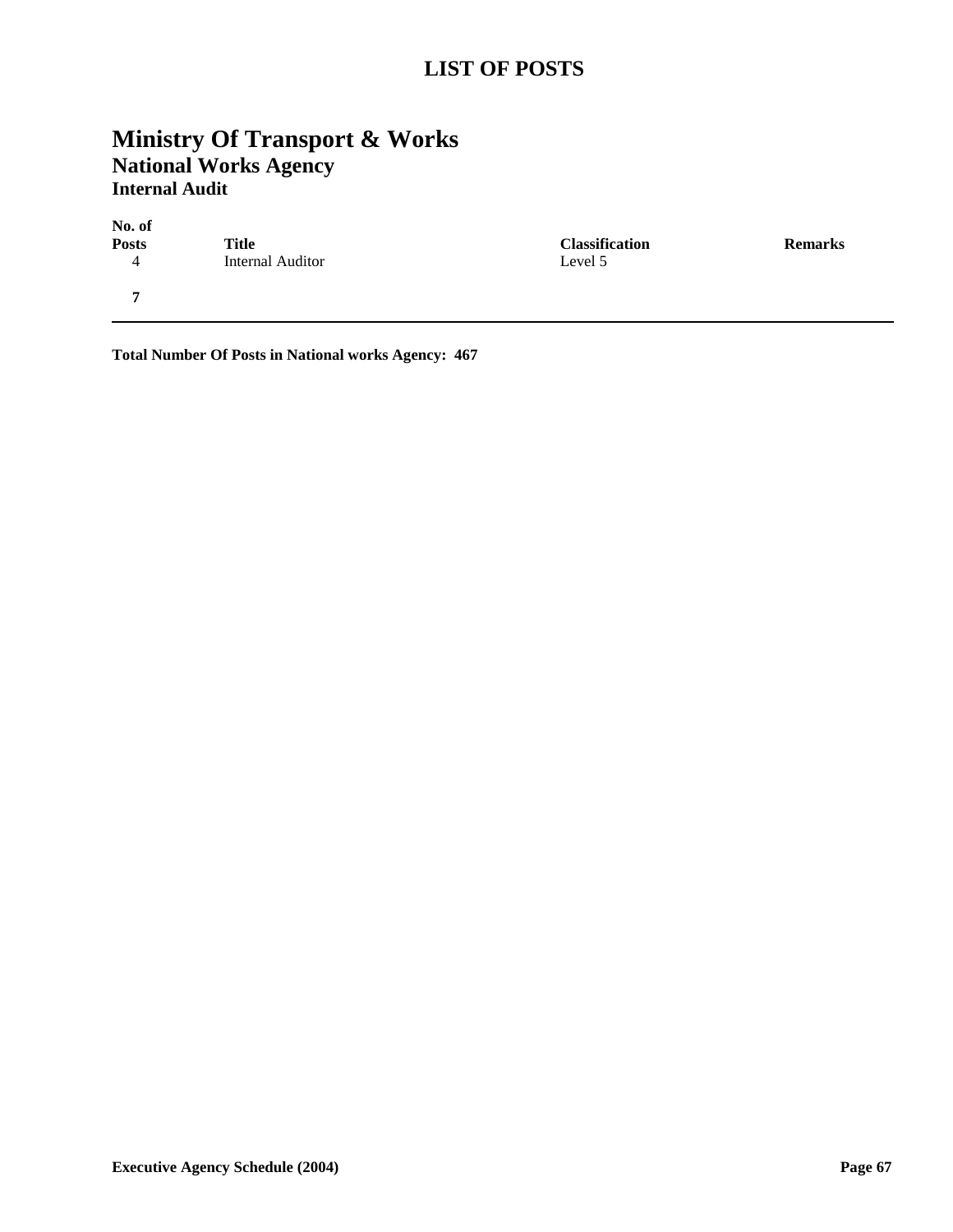# LIST OF POSTS

## Ministry Of Transport & Works

### National Works Agency

#### Internal Audit

| No. of Posts | Title | Classification | Remarks |
|---|---|---|---|
| 4 | Internal Auditor | Level 5 | |
| **7** | | | |

**Total Number Of Posts in National works Agency: 467**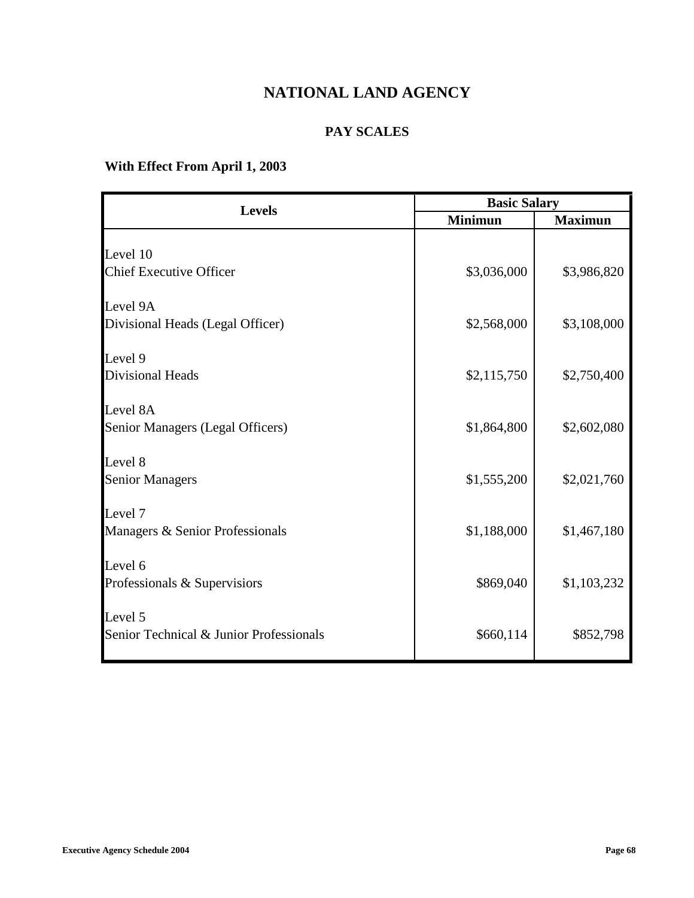# NATIONAL LAND AGENCY

## PAY SCALES

### With Effect From April 1, 2003

| Levels | Basic Salary | |
|---|---|---|
| | Minimun | Maximun |
| Level 10<br>Chief Executive Officer | $3,036,000 | $3,986,820 |
| Level 9A<br>Divisional Heads (Legal Officer) | $2,568,000 | $3,108,000 |
| Level 9<br>Divisional Heads | $2,115,750 | $2,750,400 |
| Level 8A<br>Senior Managers (Legal Officers) | $1,864,800 | $2,602,080 |
| Level 8<br>Senior Managers | $1,555,200 | $2,021,760 |
| Level 7<br>Managers & Senior Professionals | $1,188,000 | $1,467,180 |
| Level 6<br>Professionals & Supervisiors | $869,040 | $1,103,232 |
| Level 5<br>Senior Technical & Junior Professionals | $660,114 | $852,798 |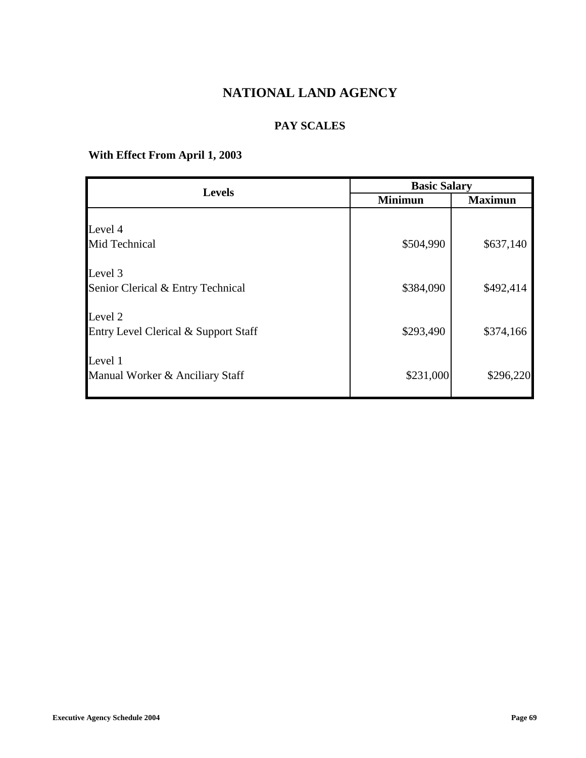# NATIONAL LAND AGENCY

## PAY SCALES

**With Effect From April 1, 2003**

| Levels | Basic Salary | |
|---|---|---|
| | **Minimun** | **Maximun** |
| Level 4<br>Mid Technical | $504,990 | $637,140 |
| Level 3<br>Senior Clerical & Entry Technical | $384,090 | $492,414 |
| Level 2<br>Entry Level Clerical & Support Staff | $293,490 | $374,166 |
| Level 1<br>Manual Worker & Anciliary Staff | $231,000 | $296,220 |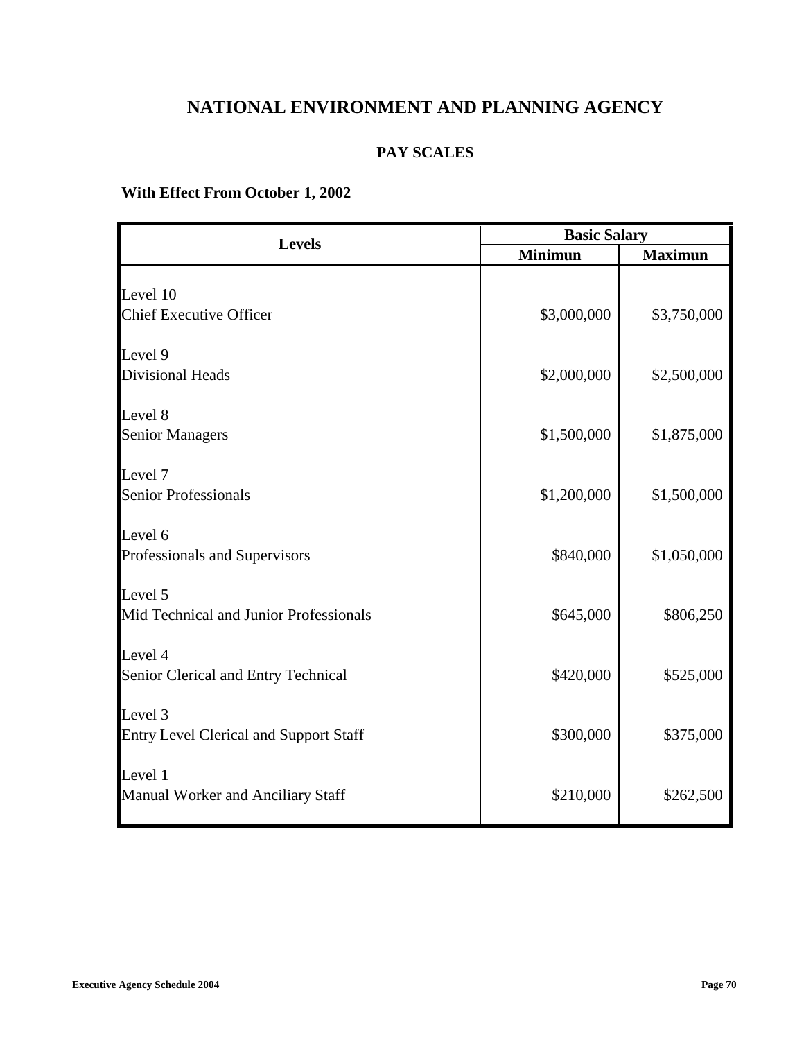# NATIONAL ENVIRONMENT AND PLANNING AGENCY

## PAY SCALES

### With Effect From October 1, 2002

| Levels | Basic Salary | |
|---|---|---|
| | Minimun | Maximun |
| Level 10<br>Chief Executive Officer | \$3,000,000 | \$3,750,000 |
| Level 9<br>Divisional Heads | \$2,000,000 | \$2,500,000 |
| Level 8<br>Senior Managers | \$1,500,000 | \$1,875,000 |
| Level 7<br>Senior Professionals | \$1,200,000 | \$1,500,000 |
| Level 6<br>Professionals and Supervisors | \$840,000 | \$1,050,000 |
| Level 5<br>Mid Technical and Junior Professionals | \$645,000 | \$806,250 |
| Level 4<br>Senior Clerical and Entry Technical | \$420,000 | \$525,000 |
| Level 3<br>Entry Level Clerical and Support Staff | \$300,000 | \$375,000 |
| Level 1<br>Manual Worker and Anciliary Staff | \$210,000 | \$262,500 |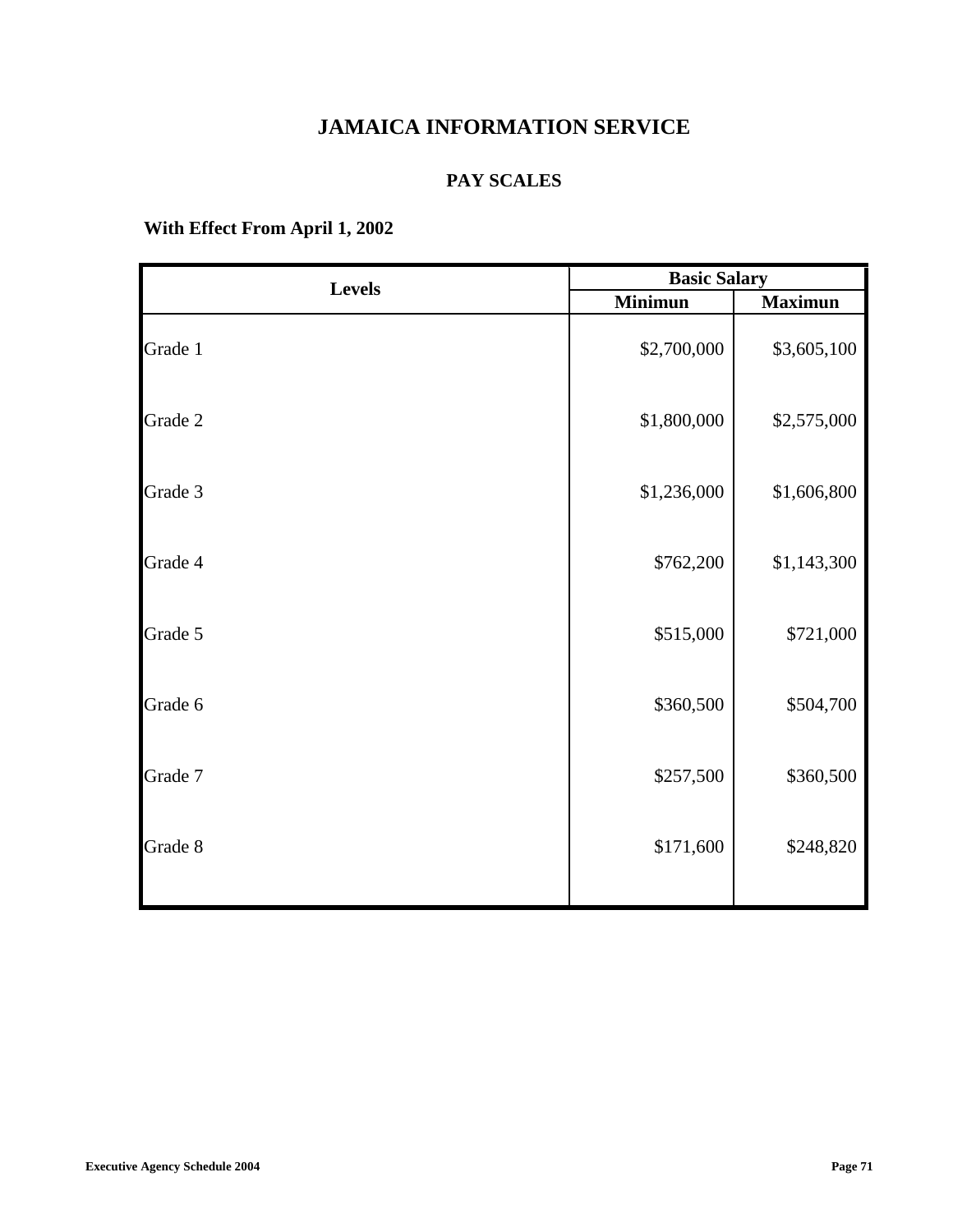# JAMAICA INFORMATION SERVICE

## PAY SCALES

**With Effect From April 1, 2002**

| Levels | Basic Salary | |
|---|---|---|
| | **Minimun** | **Maximun** |
| Grade 1 | \$2,700,000 | \$3,605,100 |
| Grade 2 | \$1,800,000 | \$2,575,000 |
| Grade 3 | \$1,236,000 | \$1,606,800 |
| Grade 4 | \$762,200 | \$1,143,300 |
| Grade 5 | \$515,000 | \$721,000 |
| Grade 6 | \$360,500 | \$504,700 |
| Grade 7 | \$257,500 | \$360,500 |
| Grade 8 | \$171,600 | \$248,820 |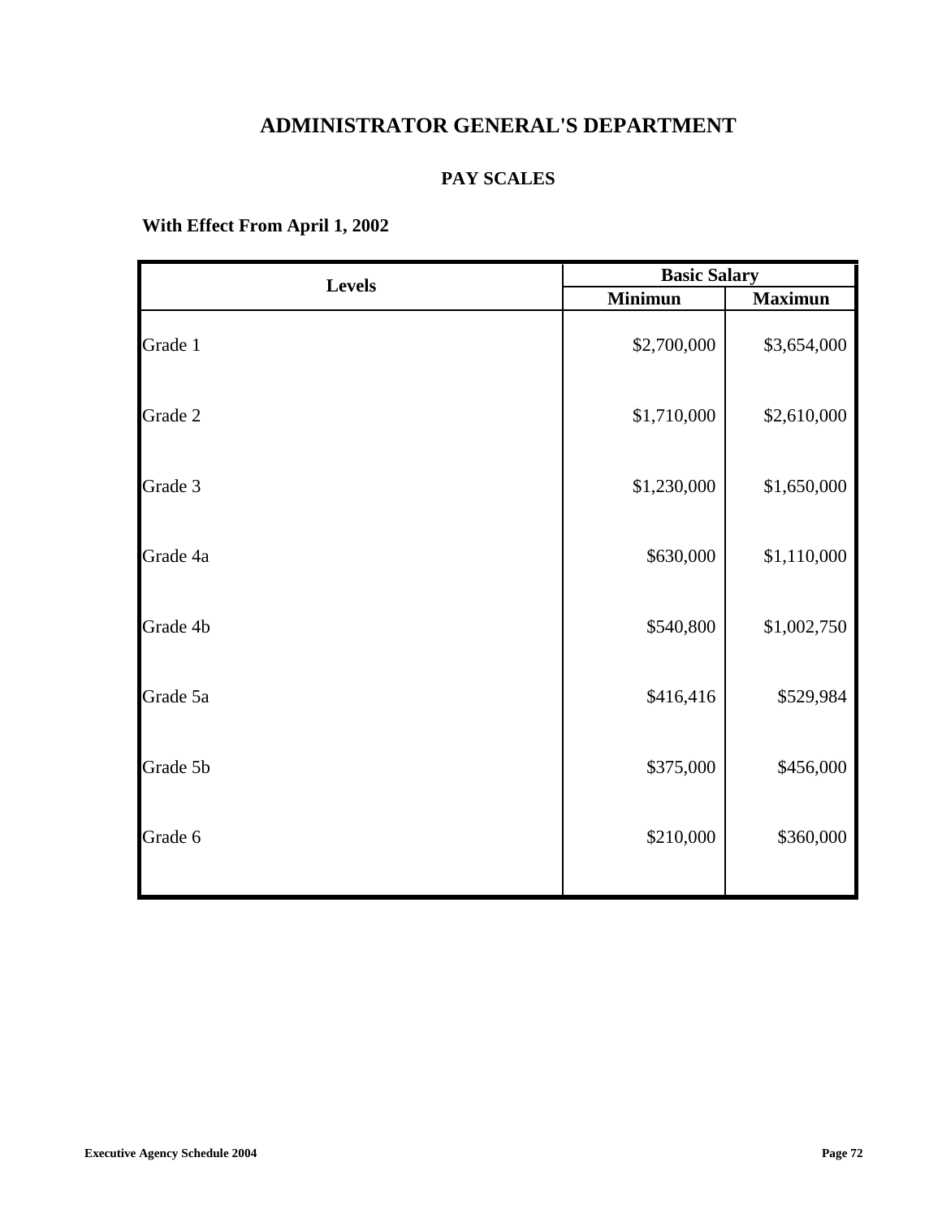# ADMINISTRATOR GENERAL'S DEPARTMENT

## PAY SCALES

**With Effect From April 1, 2002**

| Levels | Basic Salary | |
|---|---|---|
| | **Minimun** | **Maximun** |
| Grade 1 | $2,700,000 | $3,654,000 |
| Grade 2 | $1,710,000 | $2,610,000 |
| Grade 3 | $1,230,000 | $1,650,000 |
| Grade 4a | $630,000 | $1,110,000 |
| Grade 4b | $540,800 | $1,002,750 |
| Grade 5a | $416,416 | $529,984 |
| Grade 5b | $375,000 | $456,000 |
| Grade 6 | $210,000 | $360,000 |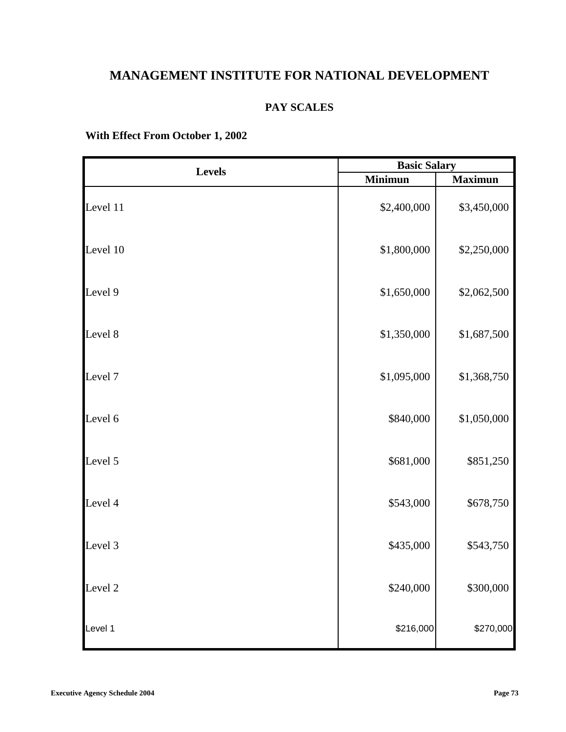# MANAGEMENT INSTITUTE FOR NATIONAL DEVELOPMENT

## PAY SCALES

**With Effect From October 1, 2002**

| Levels | Basic Salary | |
|---|---|---|
| | Minimun | Maximun |
| Level 11 | $2,400,000 | $3,450,000 |
| Level 10 | $1,800,000 | $2,250,000 |
| Level 9 | $1,650,000 | $2,062,500 |
| Level 8 | $1,350,000 | $1,687,500 |
| Level 7 | $1,095,000 | $1,368,750 |
| Level 6 | $840,000 | $1,050,000 |
| Level 5 | $681,000 | $851,250 |
| Level 4 | $543,000 | $678,750 |
| Level 3 | $435,000 | $543,750 |
| Level 2 | $240,000 | $300,000 |
| Level 1 | $216,000 | $270,000 |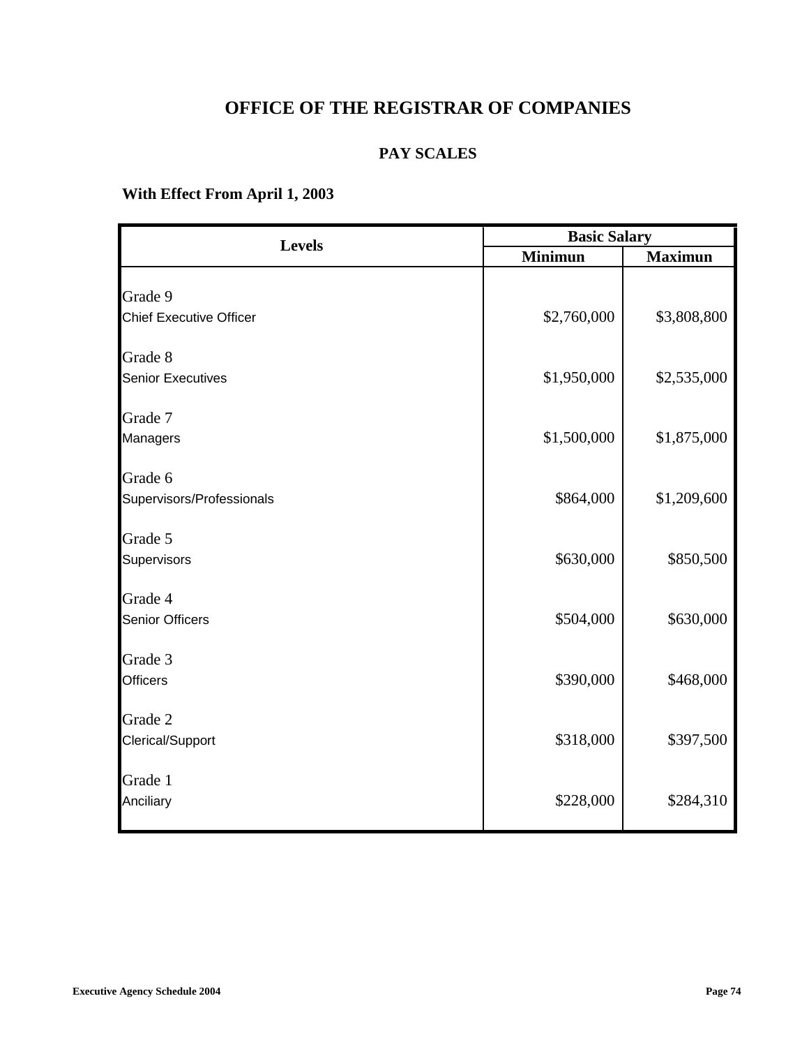# OFFICE OF THE REGISTRAR OF COMPANIES

## PAY SCALES

**With Effect From April 1, 2003**

| Levels | Basic Salary | |
|---|---|---|
| | Minimun | Maximun |
| Grade 9<br>Chief Executive Officer | $2,760,000 | $3,808,800 |
| Grade 8<br>Senior Executives | $1,950,000 | $2,535,000 |
| Grade 7<br>Managers | $1,500,000 | $1,875,000 |
| Grade 6<br>Supervisors/Professionals | $864,000 | $1,209,600 |
| Grade 5<br>Supervisors | $630,000 | $850,500 |
| Grade 4<br>Senior Officers | $504,000 | $630,000 |
| Grade 3<br>Officers | $390,000 | $468,000 |
| Grade 2<br>Clerical/Support | $318,000 | $397,500 |
| Grade 1<br>Anciliary | $228,000 | $284,310 |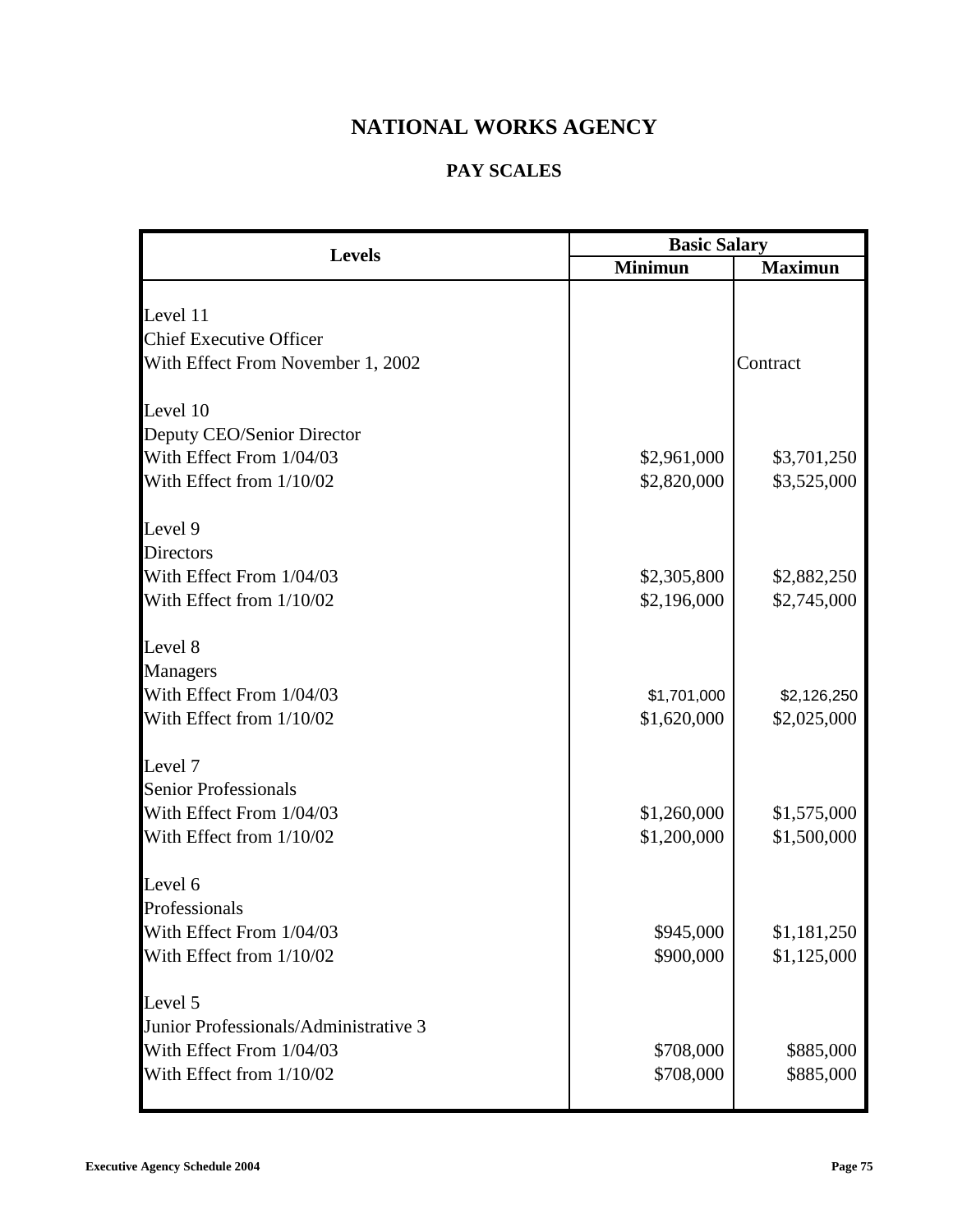# NATIONAL WORKS AGENCY

## PAY SCALES

| Levels | Basic Salary | |
|---|---|---|
| | Minimun | Maximun |
| Level 11 | | |
| Chief Executive Officer | | |
| With Effect From November 1, 2002 | | Contract |
| Level 10 | | |
| Deputy CEO/Senior Director | | |
| With Effect From 1/04/03 | $2,961,000 | $3,701,250 |
| With Effect from 1/10/02 | $2,820,000 | $3,525,000 |
| Level 9 | | |
| Directors | | |
| With Effect From 1/04/03 | $2,305,800 | $2,882,250 |
| With Effect from 1/10/02 | $2,196,000 | $2,745,000 |
| Level 8 | | |
| Managers | | |
| With Effect From 1/04/03 | $1,701,000 | $2,126,250 |
| With Effect from 1/10/02 | $1,620,000 | $2,025,000 |
| Level 7 | | |
| Senior Professionals | | |
| With Effect From 1/04/03 | $1,260,000 | $1,575,000 |
| With Effect from 1/10/02 | $1,200,000 | $1,500,000 |
| Level 6 | | |
| Professionals | | |
| With Effect From 1/04/03 | $945,000 | $1,181,250 |
| With Effect from 1/10/02 | $900,000 | $1,125,000 |
| Level 5 | | |
| Junior Professionals/Administrative 3 | | |
| With Effect From 1/04/03 | $708,000 | $885,000 |
| With Effect from 1/10/02 | $708,000 | $885,000 |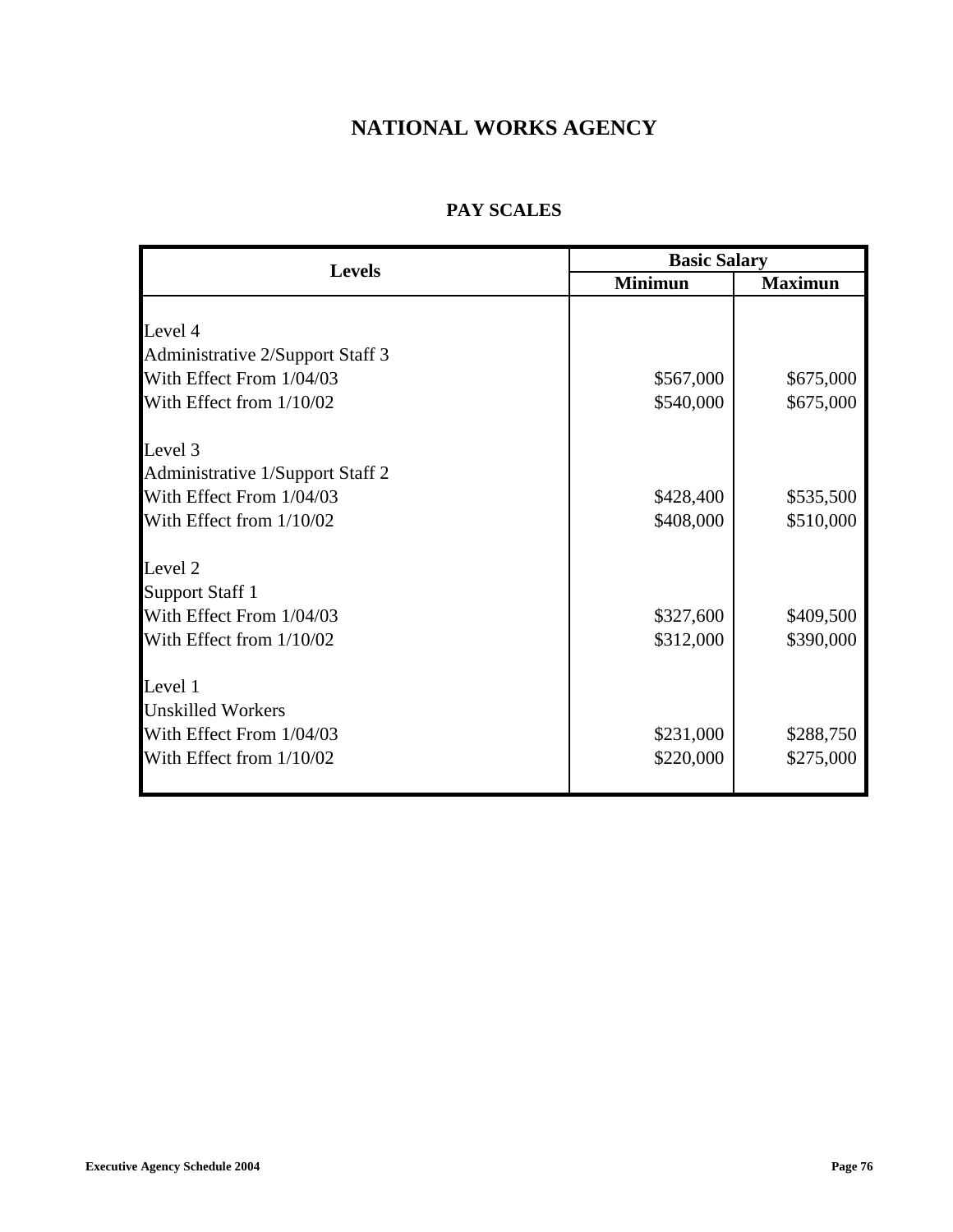# NATIONAL WORKS AGENCY

## PAY SCALES

| Levels | Basic Salary | |
|---|---|---|
| | Minimun | Maximun |
| Level 4 | | |
| Administrative 2/Support Staff 3 | | |
| With Effect From 1/04/03 | $567,000 | $675,000 |
| With Effect from 1/10/02 | $540,000 | $675,000 |
| Level 3 | | |
| Administrative 1/Support Staff 2 | | |
| With Effect From 1/04/03 | $428,400 | $535,500 |
| With Effect from 1/10/02 | $408,000 | $510,000 |
| Level 2 | | |
| Support Staff 1 | | |
| With Effect From 1/04/03 | $327,600 | $409,500 |
| With Effect from 1/10/02 | $312,000 | $390,000 |
| Level 1 | | |
| Unskilled Workers | | |
| With Effect From 1/04/03 | $231,000 | $288,750 |
| With Effect from 1/10/02 | $220,000 | $275,000 |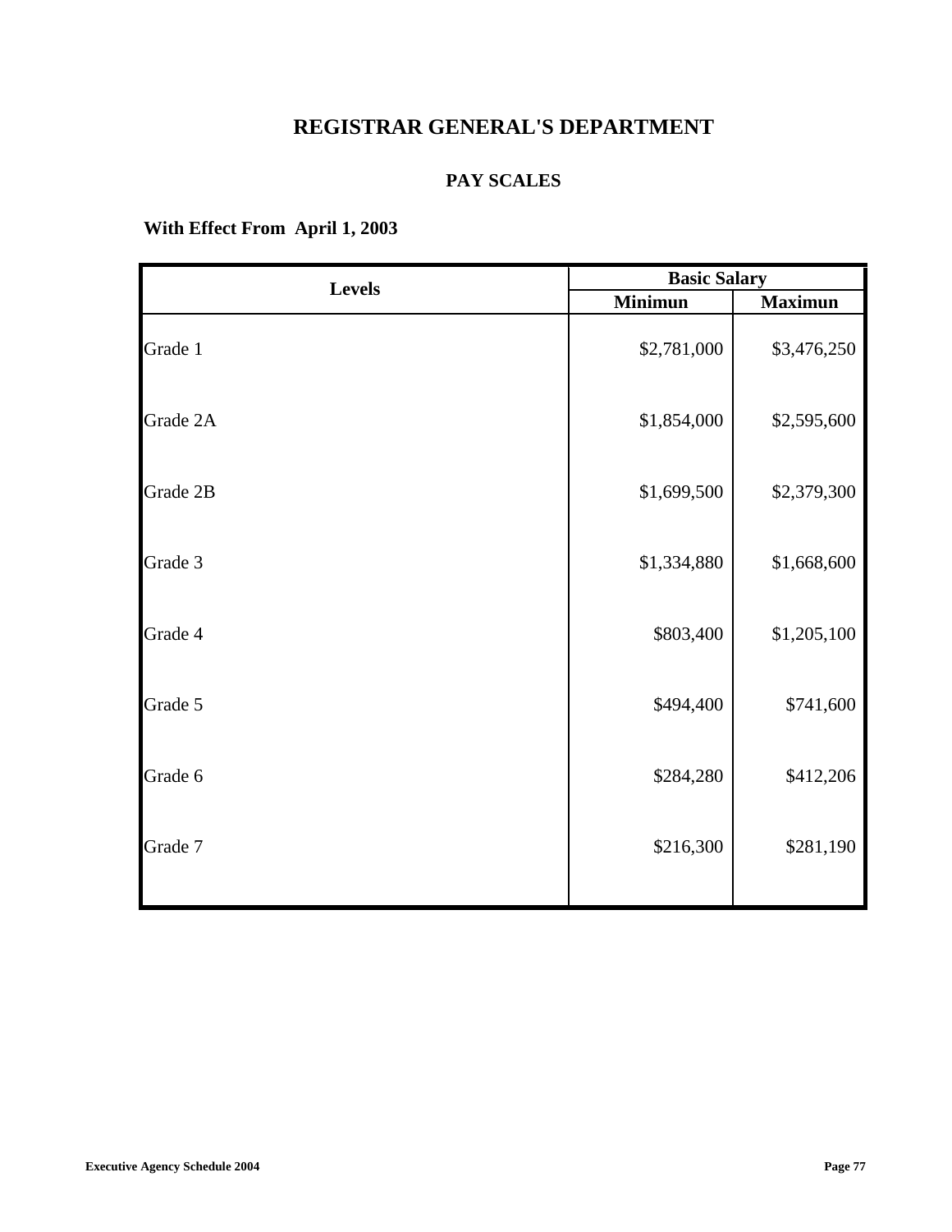# REGISTRAR GENERAL'S DEPARTMENT

## PAY SCALES

**With Effect From April 1, 2003**

| Levels | Basic Salary | |
|---|---|---|
| | Minimun | Maximun |
| Grade 1 | $2,781,000 | $3,476,250 |
| Grade 2A | $1,854,000 | $2,595,600 |
| Grade 2B | $1,699,500 | $2,379,300 |
| Grade 3 | $1,334,880 | $1,668,600 |
| Grade 4 | $803,400 | $1,205,100 |
| Grade 5 | $494,400 | $741,600 |
| Grade 6 | $284,280 | $412,206 |
| Grade 7 | $216,300 | $281,190 |